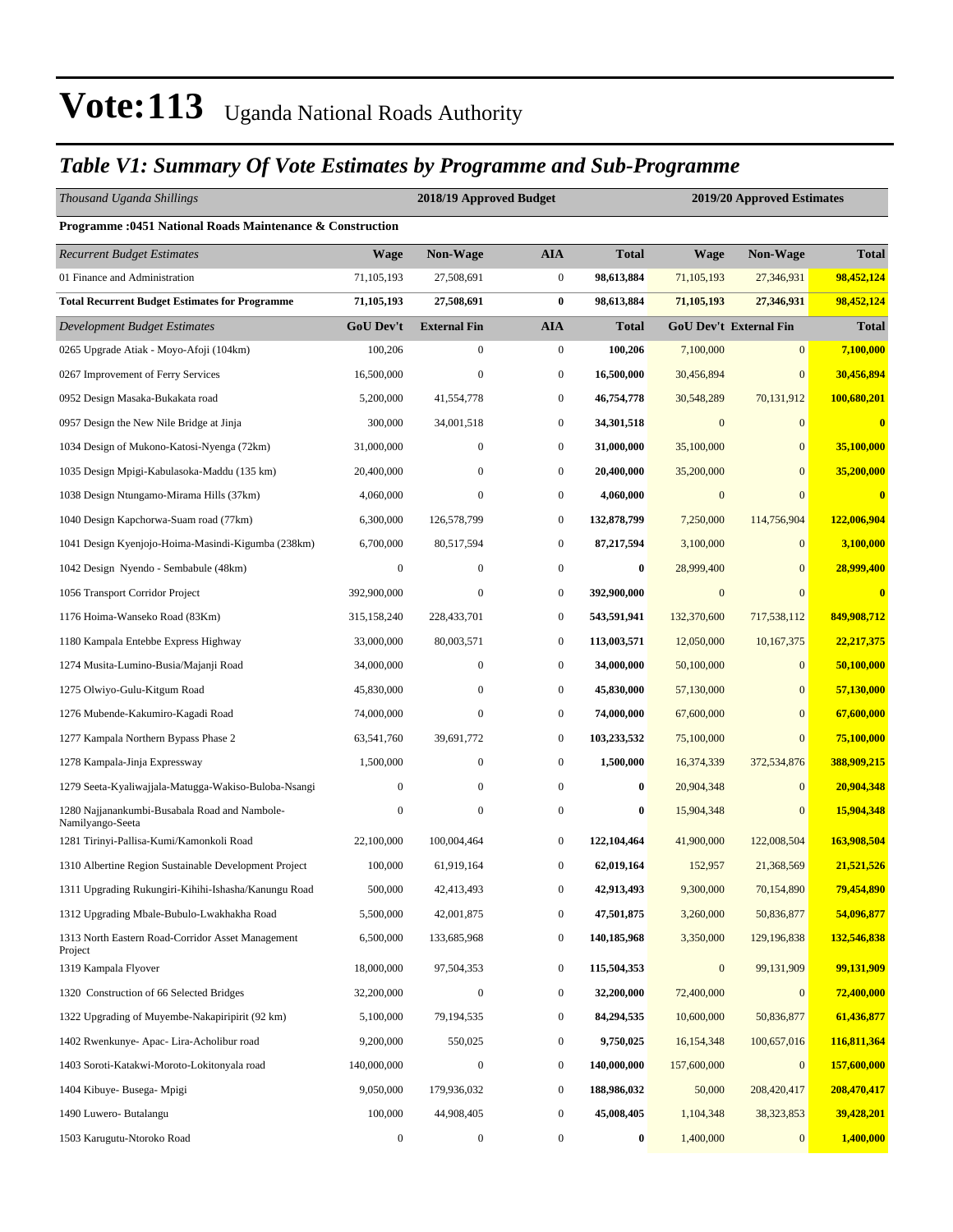# Vote:113 Uganda National Roads Authority

## *Table V1: Summary Of Vote Estimates by Programme and Sub-Programme*

| *Thousand Uganda Shillings* | 2018/19 Approved Budget | | | | 2019/20 Approved Estimates | | |
|---|---|---|---|---|---|---|---|
| **Programme :0451 National Roads Maintenance & Construction** | | | | | | | |
| *Recurrent Budget Estimates* | **Wage** | **Non-Wage** | **AIA** | **Total** | **Wage** | **Non-Wage** | **Total** |
| 01 Finance and Administration | 71,105,193 | 27,508,691 | 0 | **98,613,884** | 71,105,193 | 27,346,931 | **98,452,124** |
| **Total Recurrent Budget Estimates for Programme** | **71,105,193** | **27,508,691** | **0** | **98,613,884** | **71,105,193** | **27,346,931** | **98,452,124** |
| *Development Budget Estimates* | **GoU Dev't** | **External Fin** | **AIA** | **Total** | **GoU Dev't** | **External Fin** | **Total** |
| 0265 Upgrade Atiak - Moyo-Afoji (104km) | 100,206 | 0 | 0 | **100,206** | 7,100,000 | 0 | **7,100,000** |
| 0267 Improvement of Ferry Services | 16,500,000 | 0 | 0 | **16,500,000** | 30,456,894 | 0 | **30,456,894** |
| 0952 Design Masaka-Bukakata road | 5,200,000 | 41,554,778 | 0 | **46,754,778** | 30,548,289 | 70,131,912 | **100,680,201** |
| 0957 Design the New Nile Bridge at Jinja | 300,000 | 34,001,518 | 0 | **34,301,518** | 0 | 0 | **0** |
| 1034 Design of Mukono-Katosi-Nyenga (72km) | 31,000,000 | 0 | 0 | **31,000,000** | 35,100,000 | 0 | **35,100,000** |
| 1035 Design Mpigi-Kabulasoka-Maddu (135 km) | 20,400,000 | 0 | 0 | **20,400,000** | 35,200,000 | 0 | **35,200,000** |
| 1038 Design Ntungamo-Mirama Hills (37km) | 4,060,000 | 0 | 0 | **4,060,000** | 0 | 0 | **0** |
| 1040 Design Kapchorwa-Suam road (77km) | 6,300,000 | 126,578,799 | 0 | **132,878,799** | 7,250,000 | 114,756,904 | **122,006,904** |
| 1041 Design Kyenjojo-Hoima-Masindi-Kigumba (238km) | 6,700,000 | 80,517,594 | 0 | **87,217,594** | 3,100,000 | 0 | **3,100,000** |
| 1042 Design Nyendo - Sembabule (48km) | 0 | 0 | 0 | **0** | 28,999,400 | 0 | **28,999,400** |
| 1056 Transport Corridor Project | 392,900,000 | 0 | 0 | **392,900,000** | 0 | 0 | **0** |
| 1176 Hoima-Wanseko Road (83Km) | 315,158,240 | 228,433,701 | 0 | **543,591,941** | 132,370,600 | 717,538,112 | **849,908,712** |
| 1180 Kampala Entebbe Express Highway | 33,000,000 | 80,003,571 | 0 | **113,003,571** | 12,050,000 | 10,167,375 | **22,217,375** |
| 1274 Musita-Lumino-Busia/Majanji Road | 34,000,000 | 0 | 0 | **34,000,000** | 50,100,000 | 0 | **50,100,000** |
| 1275 Olwiyo-Gulu-Kitgum Road | 45,830,000 | 0 | 0 | **45,830,000** | 57,130,000 | 0 | **57,130,000** |
| 1276 Mubende-Kakumiro-Kagadi Road | 74,000,000 | 0 | 0 | **74,000,000** | 67,600,000 | 0 | **67,600,000** |
| 1277 Kampala Northern Bypass Phase 2 | 63,541,760 | 39,691,772 | 0 | **103,233,532** | 75,100,000 | 0 | **75,100,000** |
| 1278 Kampala-Jinja Expressway | 1,500,000 | 0 | 0 | **1,500,000** | 16,374,339 | 372,534,876 | **388,909,215** |
| 1279 Seeta-Kyaliwajjala-Matugga-Wakiso-Buloba-Nsangi | 0 | 0 | 0 | **0** | 20,904,348 | 0 | **20,904,348** |
| 1280 Najjanankumbi-Busabala Road and Nambole-Namilyango-Seeta | 0 | 0 | 0 | **0** | 15,904,348 | 0 | **15,904,348** |
| 1281 Tirinyi-Pallisa-Kumi/Kamonkoli Road | 22,100,000 | 100,004,464 | 0 | **122,104,464** | 41,900,000 | 122,008,504 | **163,908,504** |
| 1310 Albertine Region Sustainable Development Project | 100,000 | 61,919,164 | 0 | **62,019,164** | 152,957 | 21,368,569 | **21,521,526** |
| 1311 Upgrading Rukungiri-Kihihi-Ishasha/Kanungu Road | 500,000 | 42,413,493 | 0 | **42,913,493** | 9,300,000 | 70,154,890 | **79,454,890** |
| 1312 Upgrading Mbale-Bubulo-Lwakhakha Road | 5,500,000 | 42,001,875 | 0 | **47,501,875** | 3,260,000 | 50,836,877 | **54,096,877** |
| 1313 North Eastern Road-Corridor Asset Management Project | 6,500,000 | 133,685,968 | 0 | **140,185,968** | 3,350,000 | 129,196,838 | **132,546,838** |
| 1319 Kampala Flyover | 18,000,000 | 97,504,353 | 0 | **115,504,353** | 0 | 99,131,909 | **99,131,909** |
| 1320 Construction of 66 Selected Bridges | 32,200,000 | 0 | 0 | **32,200,000** | 72,400,000 | 0 | **72,400,000** |
| 1322 Upgrading of Muyembe-Nakapiripirit (92 km) | 5,100,000 | 79,194,535 | 0 | **84,294,535** | 10,600,000 | 50,836,877 | **61,436,877** |
| 1402 Rwenkunye- Apac- Lira-Acholibur road | 9,200,000 | 550,025 | 0 | **9,750,025** | 16,154,348 | 100,657,016 | **116,811,364** |
| 1403 Soroti-Katakwi-Moroto-Lokitonyala road | 140,000,000 | 0 | 0 | **140,000,000** | 157,600,000 | 0 | **157,600,000** |
| 1404 Kibuye- Busega- Mpigi | 9,050,000 | 179,936,032 | 0 | **188,986,032** | 50,000 | 208,420,417 | **208,470,417** |
| 1490 Luwero- Butalangu | 100,000 | 44,908,405 | 0 | **45,008,405** | 1,104,348 | 38,323,853 | **39,428,201** |
| 1503 Karugutu-Ntoroko Road | 0 | 0 | 0 | **0** | 1,400,000 | 0 | **1,400,000** |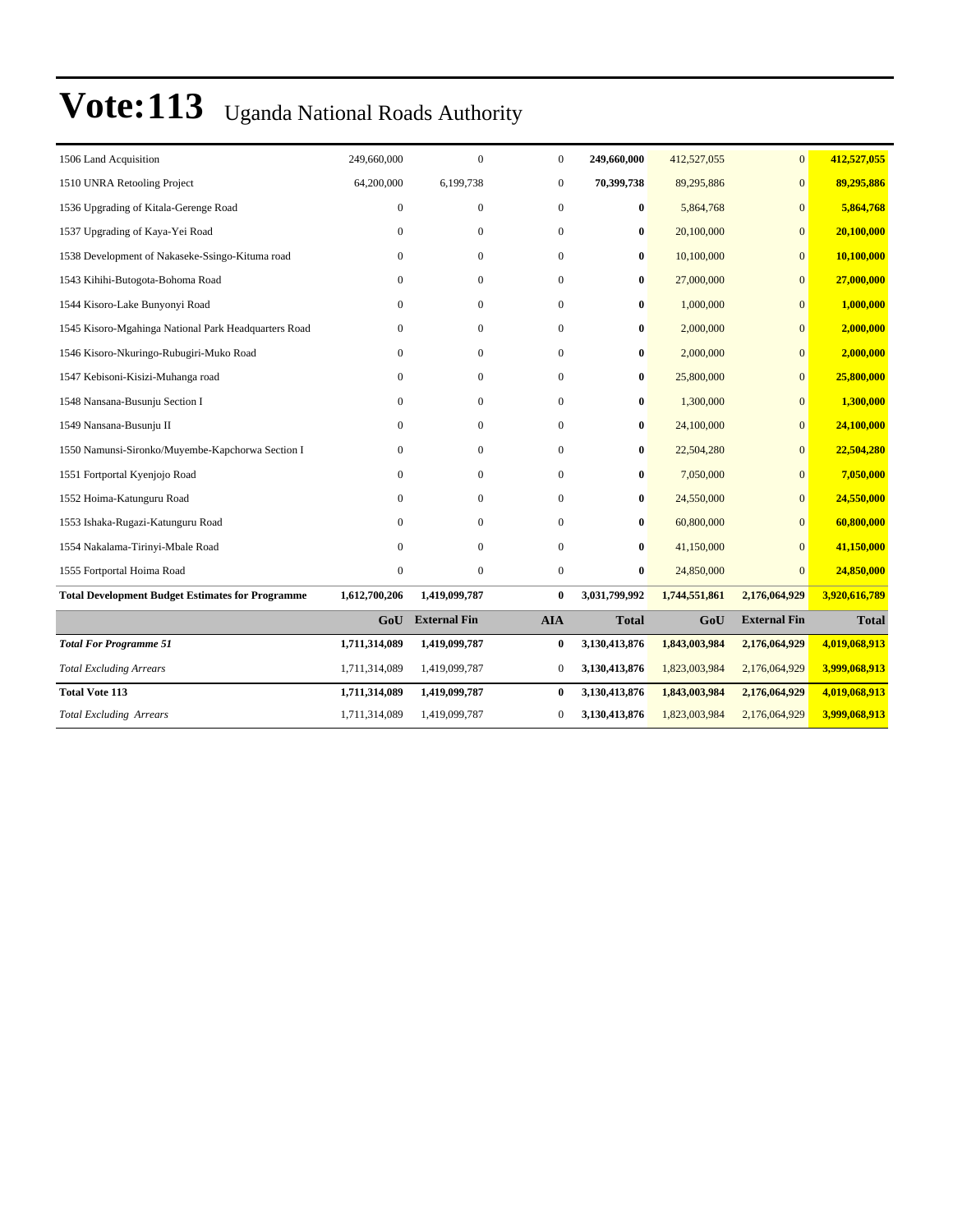# Vote:113 Uganda National Roads Authority

| | | | | | | | |
|---|---|---|---|---|---|---|---|
| 1506 Land Acquisition | 249,660,000 | 0 | 0 | **249,660,000** | 412,527,055 | 0 | **412,527,055** |
| 1510 UNRA Retooling Project | 64,200,000 | 6,199,738 | 0 | **70,399,738** | 89,295,886 | 0 | **89,295,886** |
| 1536 Upgrading of Kitala-Gerenge Road | 0 | 0 | 0 | **0** | 5,864,768 | 0 | **5,864,768** |
| 1537 Upgrading of Kaya-Yei Road | 0 | 0 | 0 | **0** | 20,100,000 | 0 | **20,100,000** |
| 1538 Development of Nakaseke-Ssingo-Kituma road | 0 | 0 | 0 | **0** | 10,100,000 | 0 | **10,100,000** |
| 1543 Kihihi-Butogota-Bohoma Road | 0 | 0 | 0 | **0** | 27,000,000 | 0 | **27,000,000** |
| 1544 Kisoro-Lake Bunyonyi Road | 0 | 0 | 0 | **0** | 1,000,000 | 0 | **1,000,000** |
| 1545 Kisoro-Mgahinga National Park Headquarters Road | 0 | 0 | 0 | **0** | 2,000,000 | 0 | **2,000,000** |
| 1546 Kisoro-Nkuringo-Rubugiri-Muko Road | 0 | 0 | 0 | **0** | 2,000,000 | 0 | **2,000,000** |
| 1547 Kebisoni-Kisizi-Muhanga road | 0 | 0 | 0 | **0** | 25,800,000 | 0 | **25,800,000** |
| 1548 Nansana-Busunju Section I | 0 | 0 | 0 | **0** | 1,300,000 | 0 | **1,300,000** |
| 1549 Nansana-Busunju II | 0 | 0 | 0 | **0** | 24,100,000 | 0 | **24,100,000** |
| 1550 Namunsi-Sironko/Muyembe-Kapchorwa Section I | 0 | 0 | 0 | **0** | 22,504,280 | 0 | **22,504,280** |
| 1551 Fortportal Kyenjojo Road | 0 | 0 | 0 | **0** | 7,050,000 | 0 | **7,050,000** |
| 1552 Hoima-Katunguru Road | 0 | 0 | 0 | **0** | 24,550,000 | 0 | **24,550,000** |
| 1553 Ishaka-Rugazi-Katunguru Road | 0 | 0 | 0 | **0** | 60,800,000 | 0 | **60,800,000** |
| 1554 Nakalama-Tirinyi-Mbale Road | 0 | 0 | 0 | **0** | 41,150,000 | 0 | **41,150,000** |
| 1555 Fortportal Hoima Road | 0 | 0 | 0 | **0** | 24,850,000 | 0 | **24,850,000** |
| **Total Development Budget Estimates for Programme** | **1,612,700,206** | **1,419,099,787** | **0** | **3,031,799,992** | **1,744,551,861** | **2,176,064,929** | **3,920,616,789** |
| | **GoU** | **External Fin** | **AIA** | **Total** | **GoU** | **External Fin** | **Total** |
| ***Total For Programme 51*** | **1,711,314,089** | **1,419,099,787** | **0** | **3,130,413,876** | **1,843,003,984** | **2,176,064,929** | **4,019,068,913** |
| *Total Excluding Arrears* | 1,711,314,089 | 1,419,099,787 | 0 | **3,130,413,876** | 1,823,003,984 | 2,176,064,929 | **3,999,068,913** |
| **Total Vote 113** | **1,711,314,089** | **1,419,099,787** | **0** | **3,130,413,876** | **1,843,003,984** | **2,176,064,929** | **4,019,068,913** |
| *Total Excluding Arrears* | 1,711,314,089 | 1,419,099,787 | 0 | **3,130,413,876** | 1,823,003,984 | 2,176,064,929 | **3,999,068,913** |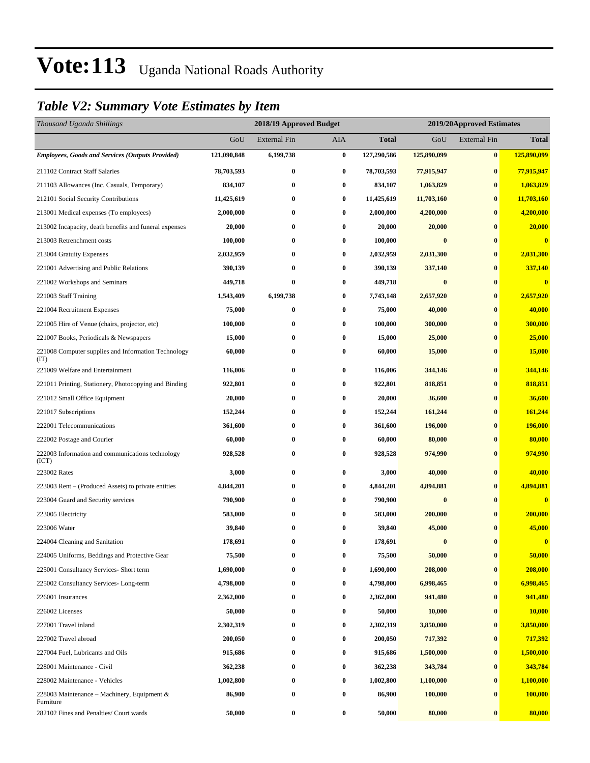# Vote:113 Uganda National Roads Authority

## *Table V2: Summary Vote Estimates by Item*

| *Thousand Uganda Shillings* | 2018/19 Approved Budget | | | | 2019/20Approved Estimates | | |
|---|---|---|---|---|---|---|---|
| | GoU | External Fin | AIA | Total | GoU | External Fin | Total |
| ***Employees, Goods and Services (Outputs Provided)*** | **121,090,848** | **6,199,738** | **0** | **127,290,586** | **125,890,099** | **0** | **125,890,099** |
| 211102 Contract Staff Salaries | **78,703,593** | **0** | **0** | **78,703,593** | **77,915,947** | **0** | **77,915,947** |
| 211103 Allowances (Inc. Casuals, Temporary) | **834,107** | **0** | **0** | **834,107** | **1,063,829** | **0** | **1,063,829** |
| 212101 Social Security Contributions | **11,425,619** | **0** | **0** | **11,425,619** | **11,703,160** | **0** | **11,703,160** |
| 213001 Medical expenses (To employees) | **2,000,000** | **0** | **0** | **2,000,000** | **4,200,000** | **0** | **4,200,000** |
| 213002 Incapacity, death benefits and funeral expenses | **20,000** | **0** | **0** | **20,000** | **20,000** | **0** | **20,000** |
| 213003 Retrenchment costs | **100,000** | **0** | **0** | **100,000** | **0** | **0** | **0** |
| 213004 Gratuity Expenses | **2,032,959** | **0** | **0** | **2,032,959** | **2,031,300** | **0** | **2,031,300** |
| 221001 Advertising and Public Relations | **390,139** | **0** | **0** | **390,139** | **337,140** | **0** | **337,140** |
| 221002 Workshops and Seminars | **449,718** | **0** | **0** | **449,718** | **0** | **0** | **0** |
| 221003 Staff Training | **1,543,409** | **6,199,738** | **0** | **7,743,148** | **2,657,920** | **0** | **2,657,920** |
| 221004 Recruitment Expenses | **75,000** | **0** | **0** | **75,000** | **40,000** | **0** | **40,000** |
| 221005 Hire of Venue (chairs, projector, etc) | **100,000** | **0** | **0** | **100,000** | **300,000** | **0** | **300,000** |
| 221007 Books, Periodicals & Newspapers | **15,000** | **0** | **0** | **15,000** | **25,000** | **0** | **25,000** |
| 221008 Computer supplies and Information Technology (IT) | **60,000** | **0** | **0** | **60,000** | **15,000** | **0** | **15,000** |
| 221009 Welfare and Entertainment | **116,006** | **0** | **0** | **116,006** | **344,146** | **0** | **344,146** |
| 221011 Printing, Stationery, Photocopying and Binding | **922,801** | **0** | **0** | **922,801** | **818,851** | **0** | **818,851** |
| 221012 Small Office Equipment | **20,000** | **0** | **0** | **20,000** | **36,600** | **0** | **36,600** |
| 221017 Subscriptions | **152,244** | **0** | **0** | **152,244** | **161,244** | **0** | **161,244** |
| 222001 Telecommunications | **361,600** | **0** | **0** | **361,600** | **196,000** | **0** | **196,000** |
| 222002 Postage and Courier | **60,000** | **0** | **0** | **60,000** | **80,000** | **0** | **80,000** |
| 222003 Information and communications technology (ICT) | **928,528** | **0** | **0** | **928,528** | **974,990** | **0** | **974,990** |
| 223002 Rates | **3,000** | **0** | **0** | **3,000** | **40,000** | **0** | **40,000** |
| 223003 Rent – (Produced Assets) to private entities | **4,844,201** | **0** | **0** | **4,844,201** | **4,894,881** | **0** | **4,894,881** |
| 223004 Guard and Security services | **790,900** | **0** | **0** | **790,900** | **0** | **0** | **0** |
| 223005 Electricity | **583,000** | **0** | **0** | **583,000** | **200,000** | **0** | **200,000** |
| 223006 Water | **39,840** | **0** | **0** | **39,840** | **45,000** | **0** | **45,000** |
| 224004 Cleaning and Sanitation | **178,691** | **0** | **0** | **178,691** | **0** | **0** | **0** |
| 224005 Uniforms, Beddings and Protective Gear | **75,500** | **0** | **0** | **75,500** | **50,000** | **0** | **50,000** |
| 225001 Consultancy Services- Short term | **1,690,000** | **0** | **0** | **1,690,000** | **208,000** | **0** | **208,000** |
| 225002 Consultancy Services- Long-term | **4,798,000** | **0** | **0** | **4,798,000** | **6,998,465** | **0** | **6,998,465** |
| 226001 Insurances | **2,362,000** | **0** | **0** | **2,362,000** | **941,480** | **0** | **941,480** |
| 226002 Licenses | **50,000** | **0** | **0** | **50,000** | **10,000** | **0** | **10,000** |
| 227001 Travel inland | **2,302,319** | **0** | **0** | **2,302,319** | **3,850,000** | **0** | **3,850,000** |
| 227002 Travel abroad | **200,050** | **0** | **0** | **200,050** | **717,392** | **0** | **717,392** |
| 227004 Fuel, Lubricants and Oils | **915,686** | **0** | **0** | **915,686** | **1,500,000** | **0** | **1,500,000** |
| 228001 Maintenance - Civil | **362,238** | **0** | **0** | **362,238** | **343,784** | **0** | **343,784** |
| 228002 Maintenance - Vehicles | **1,002,800** | **0** | **0** | **1,002,800** | **1,100,000** | **0** | **1,100,000** |
| 228003 Maintenance – Machinery, Equipment & Furniture | **86,900** | **0** | **0** | **86,900** | **100,000** | **0** | **100,000** |
| 282102 Fines and Penalties/ Court wards | **50,000** | **0** | **0** | **50,000** | **80,000** | **0** | **80,000** |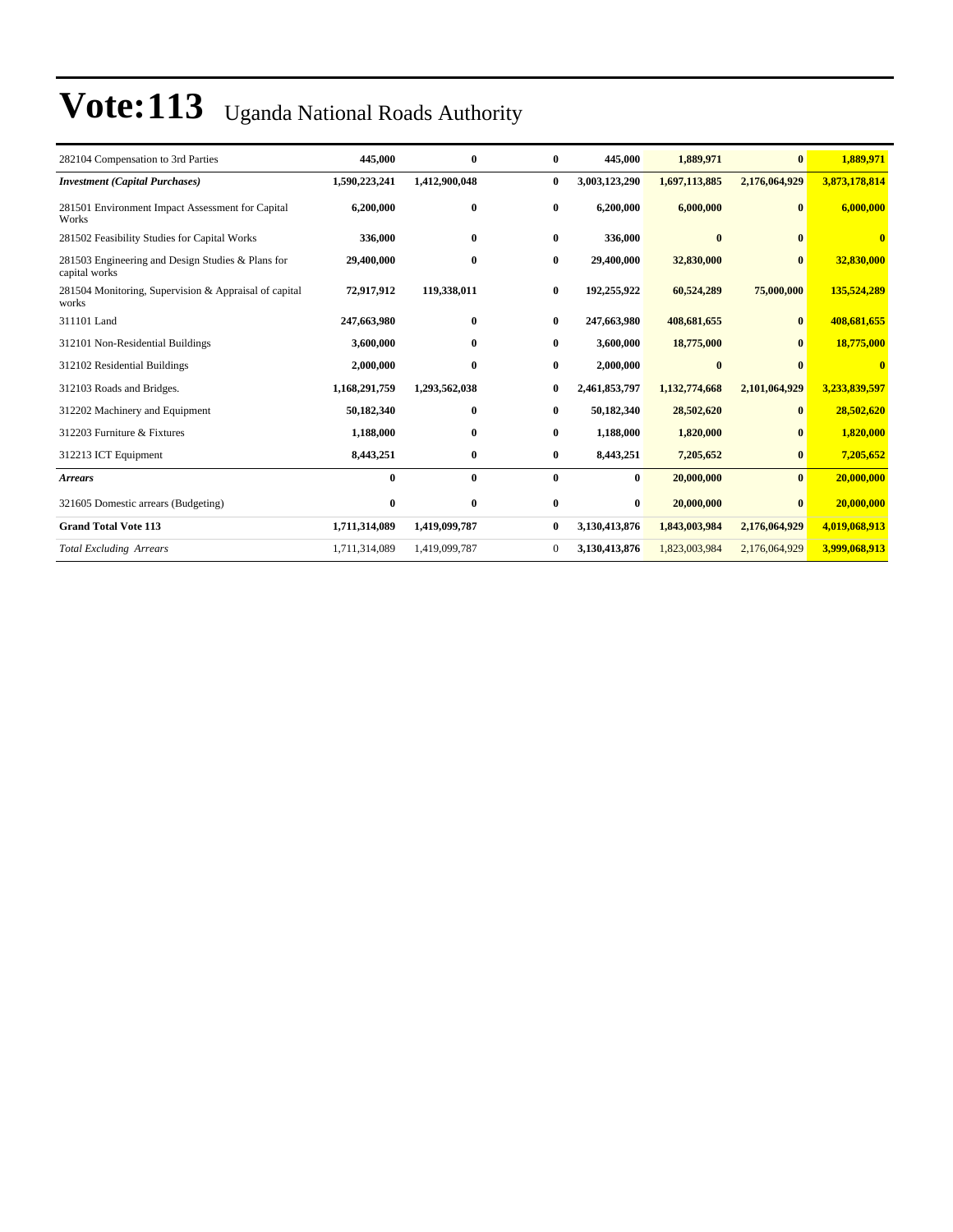# Vote:113 Uganda National Roads Authority

| | | | | | | | |
|---|---|---|---|---|---|---|---|
| 282104 Compensation to 3rd Parties | **445,000** | **0** | **0** | **445,000** | **1,889,971** | **0** | **1,889,971** |
| ***Investment (Capital Purchases)*** | **1,590,223,241** | **1,412,900,048** | **0** | **3,003,123,290** | **1,697,113,885** | **2,176,064,929** | **3,873,178,814** |
| 281501 Environment Impact Assessment for Capital Works | **6,200,000** | **0** | **0** | **6,200,000** | **6,000,000** | **0** | **6,000,000** |
| 281502 Feasibility Studies for Capital Works | **336,000** | **0** | **0** | **336,000** | **0** | **0** | **0** |
| 281503 Engineering and Design Studies & Plans for capital works | **29,400,000** | **0** | **0** | **29,400,000** | **32,830,000** | **0** | **32,830,000** |
| 281504 Monitoring, Supervision & Appraisal of capital works | **72,917,912** | **119,338,011** | **0** | **192,255,922** | **60,524,289** | **75,000,000** | **135,524,289** |
| 311101 Land | **247,663,980** | **0** | **0** | **247,663,980** | **408,681,655** | **0** | **408,681,655** |
| 312101 Non-Residential Buildings | **3,600,000** | **0** | **0** | **3,600,000** | **18,775,000** | **0** | **18,775,000** |
| 312102 Residential Buildings | **2,000,000** | **0** | **0** | **2,000,000** | **0** | **0** | **0** |
| 312103 Roads and Bridges. | **1,168,291,759** | **1,293,562,038** | **0** | **2,461,853,797** | **1,132,774,668** | **2,101,064,929** | **3,233,839,597** |
| 312202 Machinery and Equipment | **50,182,340** | **0** | **0** | **50,182,340** | **28,502,620** | **0** | **28,502,620** |
| 312203 Furniture & Fixtures | **1,188,000** | **0** | **0** | **1,188,000** | **1,820,000** | **0** | **1,820,000** |
| 312213 ICT Equipment | **8,443,251** | **0** | **0** | **8,443,251** | **7,205,652** | **0** | **7,205,652** |
| ***Arrears*** | **0** | **0** | **0** | **0** | **20,000,000** | **0** | **20,000,000** |
| 321605 Domestic arrears (Budgeting) | **0** | **0** | **0** | **0** | **20,000,000** | **0** | **20,000,000** |
| **Grand Total Vote 113** | **1,711,314,089** | **1,419,099,787** | **0** | **3,130,413,876** | **1,843,003,984** | **2,176,064,929** | **4,019,068,913** |
| *Total Excluding Arrears* | 1,711,314,089 | 1,419,099,787 | 0 | **3,130,413,876** | 1,823,003,984 | 2,176,064,929 | **3,999,068,913** |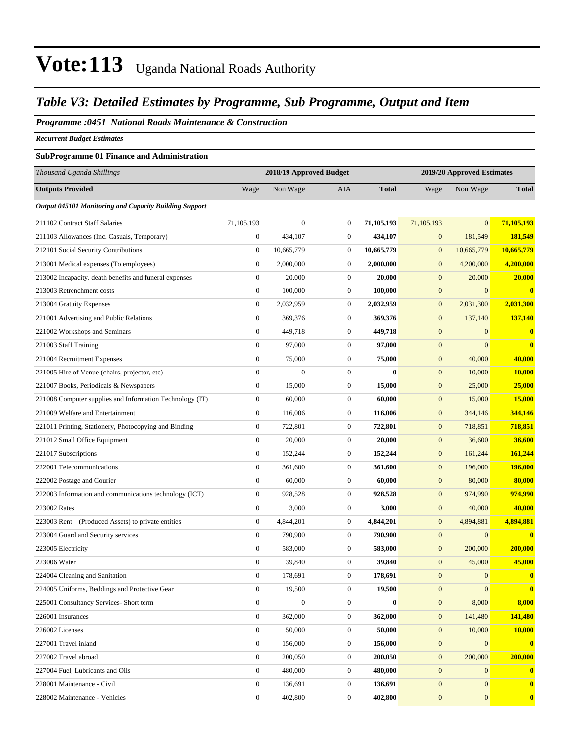# Vote:113 Uganda National Roads Authority

## *Table V3: Detailed Estimates by Programme, Sub Programme, Output and Item*

***Programme :0451 National Roads Maintenance & Construction***

***Recurrent Budget Estimates***

**SubProgramme 01 Finance and Administration**

| *Thousand Uganda Shillings* | 2018/19 Approved Budget | | | | 2019/20 Approved Estimates | | |
|---|---|---|---|---|---|---|---|
| **Outputs Provided** | Wage | Non Wage | AIA | **Total** | Wage | Non Wage | **Total** |
| ***Output 045101 Monitoring and Capacity Building Support*** | | | | | | | |
| 211102 Contract Staff Salaries | 71,105,193 | 0 | 0 | **71,105,193** | 71,105,193 | 0 | **71,105,193** |
| 211103 Allowances (Inc. Casuals, Temporary) | 0 | 434,107 | 0 | **434,107** | 0 | 181,549 | **181,549** |
| 212101 Social Security Contributions | 0 | 10,665,779 | 0 | **10,665,779** | 0 | 10,665,779 | **10,665,779** |
| 213001 Medical expenses (To employees) | 0 | 2,000,000 | 0 | **2,000,000** | 0 | 4,200,000 | **4,200,000** |
| 213002 Incapacity, death benefits and funeral expenses | 0 | 20,000 | 0 | **20,000** | 0 | 20,000 | **20,000** |
| 213003 Retrenchment costs | 0 | 100,000 | 0 | **100,000** | 0 | 0 | **0** |
| 213004 Gratuity Expenses | 0 | 2,032,959 | 0 | **2,032,959** | 0 | 2,031,300 | **2,031,300** |
| 221001 Advertising and Public Relations | 0 | 369,376 | 0 | **369,376** | 0 | 137,140 | **137,140** |
| 221002 Workshops and Seminars | 0 | 449,718 | 0 | **449,718** | 0 | 0 | **0** |
| 221003 Staff Training | 0 | 97,000 | 0 | **97,000** | 0 | 0 | **0** |
| 221004 Recruitment Expenses | 0 | 75,000 | 0 | **75,000** | 0 | 40,000 | **40,000** |
| 221005 Hire of Venue (chairs, projector, etc) | 0 | 0 | 0 | **0** | 0 | 10,000 | **10,000** |
| 221007 Books, Periodicals & Newspapers | 0 | 15,000 | 0 | **15,000** | 0 | 25,000 | **25,000** |
| 221008 Computer supplies and Information Technology (IT) | 0 | 60,000 | 0 | **60,000** | 0 | 15,000 | **15,000** |
| 221009 Welfare and Entertainment | 0 | 116,006 | 0 | **116,006** | 0 | 344,146 | **344,146** |
| 221011 Printing, Stationery, Photocopying and Binding | 0 | 722,801 | 0 | **722,801** | 0 | 718,851 | **718,851** |
| 221012 Small Office Equipment | 0 | 20,000 | 0 | **20,000** | 0 | 36,600 | **36,600** |
| 221017 Subscriptions | 0 | 152,244 | 0 | **152,244** | 0 | 161,244 | **161,244** |
| 222001 Telecommunications | 0 | 361,600 | 0 | **361,600** | 0 | 196,000 | **196,000** |
| 222002 Postage and Courier | 0 | 60,000 | 0 | **60,000** | 0 | 80,000 | **80,000** |
| 222003 Information and communications technology (ICT) | 0 | 928,528 | 0 | **928,528** | 0 | 974,990 | **974,990** |
| 223002 Rates | 0 | 3,000 | 0 | **3,000** | 0 | 40,000 | **40,000** |
| 223003 Rent – (Produced Assets) to private entities | 0 | 4,844,201 | 0 | **4,844,201** | 0 | 4,894,881 | **4,894,881** |
| 223004 Guard and Security services | 0 | 790,900 | 0 | **790,900** | 0 | 0 | **0** |
| 223005 Electricity | 0 | 583,000 | 0 | **583,000** | 0 | 200,000 | **200,000** |
| 223006 Water | 0 | 39,840 | 0 | **39,840** | 0 | 45,000 | **45,000** |
| 224004 Cleaning and Sanitation | 0 | 178,691 | 0 | **178,691** | 0 | 0 | **0** |
| 224005 Uniforms, Beddings and Protective Gear | 0 | 19,500 | 0 | **19,500** | 0 | 0 | **0** |
| 225001 Consultancy Services- Short term | 0 | 0 | 0 | **0** | 0 | 8,000 | **8,000** |
| 226001 Insurances | 0 | 362,000 | 0 | **362,000** | 0 | 141,480 | **141,480** |
| 226002 Licenses | 0 | 50,000 | 0 | **50,000** | 0 | 10,000 | **10,000** |
| 227001 Travel inland | 0 | 156,000 | 0 | **156,000** | 0 | 0 | **0** |
| 227002 Travel abroad | 0 | 200,050 | 0 | **200,050** | 0 | 200,000 | **200,000** |
| 227004 Fuel, Lubricants and Oils | 0 | 480,000 | 0 | **480,000** | 0 | 0 | **0** |
| 228001 Maintenance - Civil | 0 | 136,691 | 0 | **136,691** | 0 | 0 | **0** |
| 228002 Maintenance - Vehicles | 0 | 402,800 | 0 | **402,800** | 0 | 0 | **0** |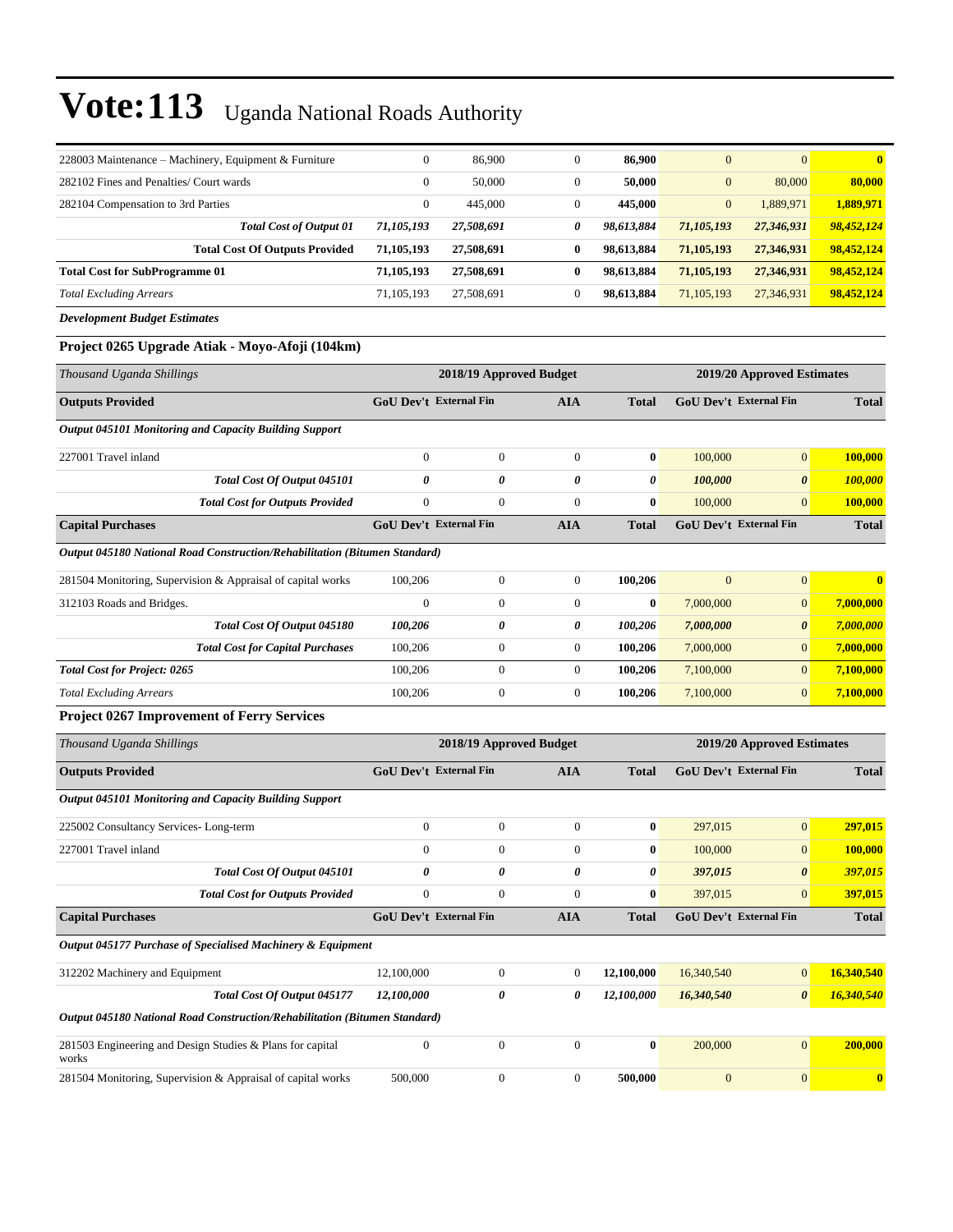# Vote:113 Uganda National Roads Authority

| | | | | | | | |
|---|---|---|---|---|---|---|---|
| 228003 Maintenance – Machinery, Equipment & Furniture | 0 | 86,900 | 0 | **86,900** | 0 | 0 | **0** |
| 282102 Fines and Penalties/ Court wards | 0 | 50,000 | 0 | **50,000** | 0 | 80,000 | **80,000** |
| 282104 Compensation to 3rd Parties | 0 | 445,000 | 0 | **445,000** | 0 | 1,889,971 | **1,889,971** |
| ***Total Cost of Output 01*** | ***71,105,193*** | ***27,508,691*** | ***0*** | ***98,613,884*** | ***71,105,193*** | ***27,346,931*** | ***98,452,124*** |
| **Total Cost Of Outputs Provided** | **71,105,193** | **27,508,691** | **0** | **98,613,884** | **71,105,193** | **27,346,931** | **98,452,124** |
| **Total Cost for SubProgramme 01** | **71,105,193** | **27,508,691** | **0** | **98,613,884** | **71,105,193** | **27,346,931** | **98,452,124** |
| *Total Excluding Arrears* | 71,105,193 | 27,508,691 | 0 | 98,613,884 | 71,105,193 | 27,346,931 | 98,452,124 |

***Development Budget Estimates***

### Project 0265 Upgrade Atiak - Moyo-Afoji (104km)

| *Thousand Uganda Shillings* | 2018/19 Approved Budget | | | | 2019/20 Approved Estimates | | |
|---|---|---|---|---|---|---|---|
| **Outputs Provided** | **GoU Dev't** | **External Fin** | **AIA** | **Total** | **GoU Dev't** | **External Fin** | **Total** |
| ***Output 045101 Monitoring and Capacity Building Support*** | | | | | | | |
| 227001 Travel inland | 0 | 0 | 0 | **0** | 100,000 | 0 | **100,000** |
| ***Total Cost Of Output 045101*** | ***0*** | ***0*** | ***0*** | ***0*** | ***100,000*** | ***0*** | ***100,000*** |
| ***Total Cost for Outputs Provided*** | 0 | 0 | 0 | **0** | 100,000 | 0 | **100,000** |
| **Capital Purchases** | **GoU Dev't** | **External Fin** | **AIA** | **Total** | **GoU Dev't** | **External Fin** | **Total** |
| ***Output 045180 National Road Construction/Rehabilitation (Bitumen Standard)*** | | | | | | | |
| 281504 Monitoring, Supervision & Appraisal of capital works | 100,206 | 0 | 0 | **100,206** | 0 | 0 | **0** |
| 312103 Roads and Bridges. | 0 | 0 | 0 | **0** | 7,000,000 | 0 | **7,000,000** |
| ***Total Cost Of Output 045180*** | ***100,206*** | ***0*** | ***0*** | ***100,206*** | ***7,000,000*** | ***0*** | ***7,000,000*** |
| ***Total Cost for Capital Purchases*** | 100,206 | 0 | 0 | **100,206** | 7,000,000 | 0 | **7,000,000** |
| ***Total Cost for Project: 0265*** | 100,206 | 0 | 0 | **100,206** | 7,100,000 | 0 | **7,100,000** |
| *Total Excluding Arrears* | 100,206 | 0 | 0 | **100,206** | 7,100,000 | 0 | **7,100,000** |

### Project 0267 Improvement of Ferry Services

| *Thousand Uganda Shillings* | 2018/19 Approved Budget | | | | 2019/20 Approved Estimates | | |
|---|---|---|---|---|---|---|---|
| **Outputs Provided** | **GoU Dev't** | **External Fin** | **AIA** | **Total** | **GoU Dev't** | **External Fin** | **Total** |
| ***Output 045101 Monitoring and Capacity Building Support*** | | | | | | | |
| 225002 Consultancy Services- Long-term | 0 | 0 | 0 | **0** | 297,015 | 0 | **297,015** |
| 227001 Travel inland | 0 | 0 | 0 | **0** | 100,000 | 0 | **100,000** |
| ***Total Cost Of Output 045101*** | ***0*** | ***0*** | ***0*** | ***0*** | ***397,015*** | ***0*** | ***397,015*** |
| ***Total Cost for Outputs Provided*** | 0 | 0 | 0 | **0** | 397,015 | 0 | **397,015** |
| **Capital Purchases** | **GoU Dev't** | **External Fin** | **AIA** | **Total** | **GoU Dev't** | **External Fin** | **Total** |
| ***Output 045177 Purchase of Specialised Machinery & Equipment*** | | | | | | | |
| 312202 Machinery and Equipment | 12,100,000 | 0 | 0 | **12,100,000** | 16,340,540 | 0 | **16,340,540** |
| ***Total Cost Of Output 045177*** | ***12,100,000*** | ***0*** | ***0*** | ***12,100,000*** | ***16,340,540*** | ***0*** | ***16,340,540*** |
| ***Output 045180 National Road Construction/Rehabilitation (Bitumen Standard)*** | | | | | | | |
| 281503 Engineering and Design Studies & Plans for capital works | 0 | 0 | 0 | **0** | 200,000 | 0 | **200,000** |
| 281504 Monitoring, Supervision & Appraisal of capital works | 500,000 | 0 | 0 | **500,000** | 0 | 0 | **0** |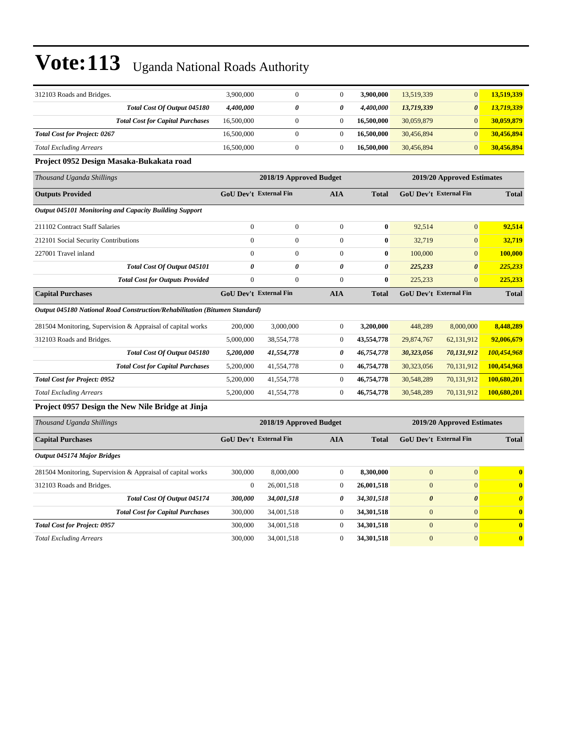# Vote:113 Uganda National Roads Authority

| | | | | | | | |
|---|---|---|---|---|---|---|---|
| 312103 Roads and Bridges. | 3,900,000 | 0 | 0 | **3,900,000** | 13,519,339 | 0 | **13,519,339** |
| ***Total Cost Of Output 045180*** | ***4,400,000*** | ***0*** | ***0*** | ***4,400,000*** | ***13,719,339*** | ***0*** | ***13,719,339*** |
| ***Total Cost for Capital Purchases*** | 16,500,000 | 0 | 0 | **16,500,000** | 30,059,879 | 0 | **30,059,879** |
| ***Total Cost for Project: 0267*** | 16,500,000 | 0 | 0 | **16,500,000** | 30,456,894 | 0 | **30,456,894** |
| *Total Excluding Arrears* | 16,500,000 | 0 | 0 | **16,500,000** | 30,456,894 | 0 | **30,456,894** |

**Project 0952 Design Masaka-Bukakata road**

| *Thousand Uganda Shillings* | 2018/19 Approved Budget | | | | 2019/20 Approved Estimates | | |
|---|---|---|---|---|---|---|---|
| **Outputs Provided** | **GoU Dev't** | **External Fin** | **AIA** | **Total** | **GoU Dev't** | **External Fin** | **Total** |
| ***Output 045101 Monitoring and Capacity Building Support*** | | | | | | | |
| 211102 Contract Staff Salaries | 0 | 0 | 0 | **0** | 92,514 | 0 | **92,514** |
| 212101 Social Security Contributions | 0 | 0 | 0 | **0** | 32,719 | 0 | **32,719** |
| 227001 Travel inland | 0 | 0 | 0 | **0** | 100,000 | 0 | **100,000** |
| ***Total Cost Of Output 045101*** | ***0*** | ***0*** | ***0*** | ***0*** | ***225,233*** | ***0*** | ***225,233*** |
| ***Total Cost for Outputs Provided*** | 0 | 0 | 0 | **0** | 225,233 | 0 | **225,233** |
| **Capital Purchases** | **GoU Dev't** | **External Fin** | **AIA** | **Total** | **GoU Dev't** | **External Fin** | **Total** |
| ***Output 045180 National Road Construction/Rehabilitation (Bitumen Standard)*** | | | | | | | |
| 281504 Monitoring, Supervision & Appraisal of capital works | 200,000 | 3,000,000 | 0 | **3,200,000** | 448,289 | 8,000,000 | **8,448,289** |
| 312103 Roads and Bridges. | 5,000,000 | 38,554,778 | 0 | **43,554,778** | 29,874,767 | 62,131,912 | **92,006,679** |
| ***Total Cost Of Output 045180*** | ***5,200,000*** | ***41,554,778*** | ***0*** | ***46,754,778*** | ***30,323,056*** | ***70,131,912*** | ***100,454,968*** |
| ***Total Cost for Capital Purchases*** | 5,200,000 | 41,554,778 | 0 | **46,754,778** | 30,323,056 | 70,131,912 | **100,454,968** |
| ***Total Cost for Project: 0952*** | 5,200,000 | 41,554,778 | 0 | **46,754,778** | 30,548,289 | 70,131,912 | **100,680,201** |
| *Total Excluding Arrears* | 5,200,000 | 41,554,778 | 0 | **46,754,778** | 30,548,289 | 70,131,912 | **100,680,201** |

**Project 0957 Design the New Nile Bridge at Jinja**

| *Thousand Uganda Shillings* | 2018/19 Approved Budget | | | | 2019/20 Approved Estimates | | |
|---|---|---|---|---|---|---|---|
| **Capital Purchases** | **GoU Dev't** | **External Fin** | **AIA** | **Total** | **GoU Dev't** | **External Fin** | **Total** |
| ***Output 045174 Major Bridges*** | | | | | | | |
| 281504 Monitoring, Supervision & Appraisal of capital works | 300,000 | 8,000,000 | 0 | **8,300,000** | 0 | 0 | **0** |
| 312103 Roads and Bridges. | 0 | 26,001,518 | 0 | **26,001,518** | 0 | 0 | **0** |
| ***Total Cost Of Output 045174*** | ***300,000*** | ***34,001,518*** | ***0*** | ***34,301,518*** | ***0*** | ***0*** | ***0*** |
| ***Total Cost for Capital Purchases*** | 300,000 | 34,001,518 | 0 | **34,301,518** | 0 | 0 | **0** |
| ***Total Cost for Project: 0957*** | 300,000 | 34,001,518 | 0 | **34,301,518** | 0 | 0 | **0** |
| *Total Excluding Arrears* | 300,000 | 34,001,518 | 0 | **34,301,518** | 0 | 0 | **0** |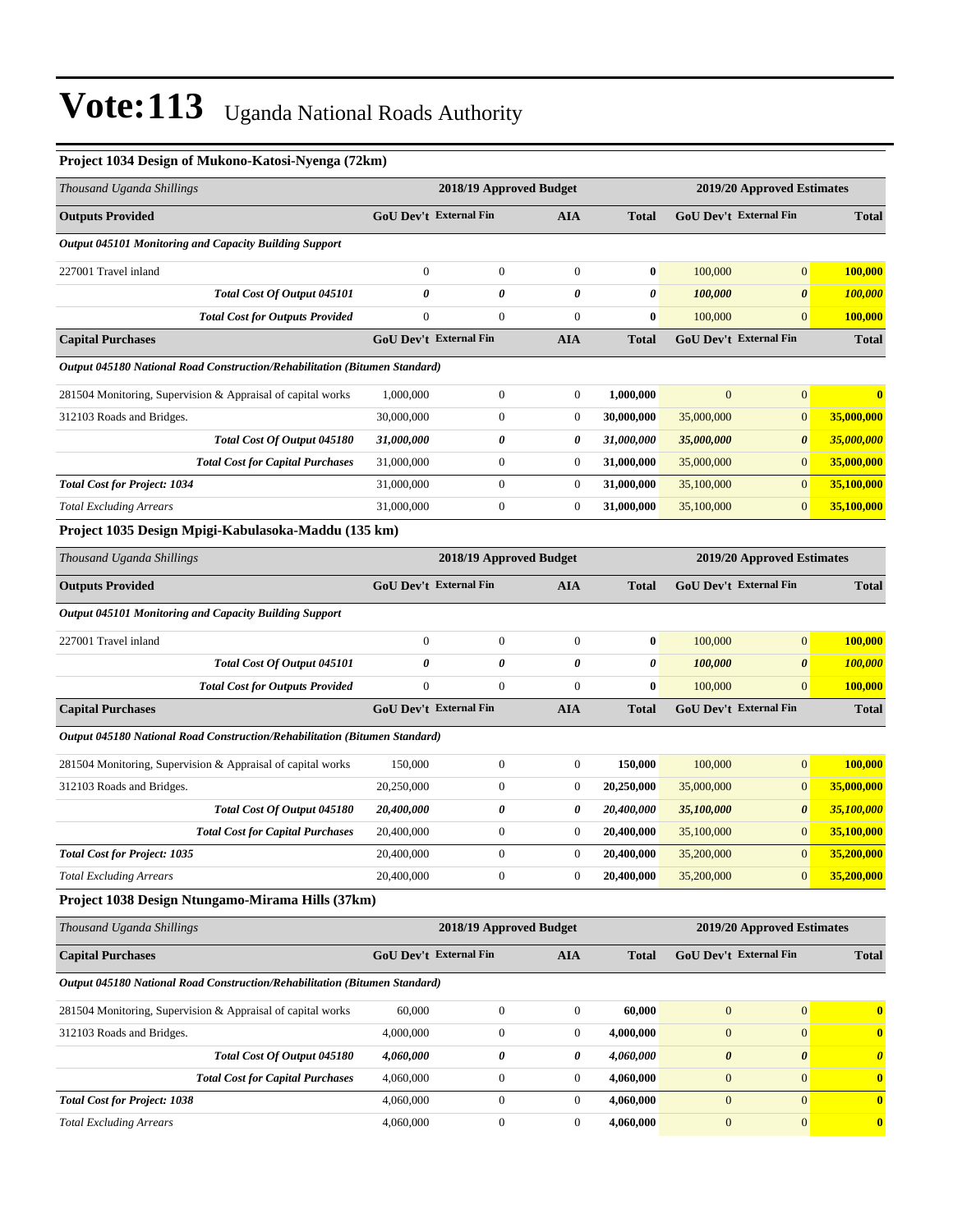# Vote:113 Uganda National Roads Authority

### Project 1034 Design of Mukono-Katosi-Nyenga (72km)

| *Thousand Uganda Shillings* | 2018/19 Approved Budget | | | | 2019/20 Approved Estimates | | |
|---|---|---|---|---|---|---|---|
| **Outputs Provided** | **GoU Dev't** | **External Fin** | **AIA** | **Total** | **GoU Dev't** | **External Fin** | **Total** |
| ***Output 045101 Monitoring and Capacity Building Support*** | | | | | | | |
| 227001 Travel inland | 0 | 0 | 0 | **0** | 100,000 | 0 | **100,000** |
| ***Total Cost Of Output 045101*** | ***0*** | ***0*** | ***0*** | ***0*** | ***100,000*** | ***0*** | ***100,000*** |
| ***Total Cost for Outputs Provided*** | 0 | 0 | 0 | **0** | 100,000 | 0 | **100,000** |
| **Capital Purchases** | **GoU Dev't** | **External Fin** | **AIA** | **Total** | **GoU Dev't** | **External Fin** | **Total** |
| ***Output 045180 National Road Construction/Rehabilitation (Bitumen Standard)*** | | | | | | | |
| 281504 Monitoring, Supervision & Appraisal of capital works | 1,000,000 | 0 | 0 | **1,000,000** | 0 | 0 | **0** |
| 312103 Roads and Bridges. | 30,000,000 | 0 | 0 | **30,000,000** | 35,000,000 | 0 | **35,000,000** |
| ***Total Cost Of Output 045180*** | ***31,000,000*** | ***0*** | ***0*** | ***31,000,000*** | ***35,000,000*** | ***0*** | ***35,000,000*** |
| ***Total Cost for Capital Purchases*** | 31,000,000 | 0 | 0 | **31,000,000** | 35,000,000 | 0 | **35,000,000** |
| ***Total Cost for Project: 1034*** | 31,000,000 | 0 | 0 | **31,000,000** | 35,100,000 | 0 | **35,100,000** |
| *Total Excluding Arrears* | 31,000,000 | 0 | 0 | **31,000,000** | 35,100,000 | 0 | **35,100,000** |

### Project 1035 Design Mpigi-Kabulasoka-Maddu (135 km)

| *Thousand Uganda Shillings* | 2018/19 Approved Budget | | | | 2019/20 Approved Estimates | | |
|---|---|---|---|---|---|---|---|
| **Outputs Provided** | **GoU Dev't** | **External Fin** | **AIA** | **Total** | **GoU Dev't** | **External Fin** | **Total** |
| ***Output 045101 Monitoring and Capacity Building Support*** | | | | | | | |
| 227001 Travel inland | 0 | 0 | 0 | **0** | 100,000 | 0 | **100,000** |
| ***Total Cost Of Output 045101*** | ***0*** | ***0*** | ***0*** | ***0*** | ***100,000*** | ***0*** | ***100,000*** |
| ***Total Cost for Outputs Provided*** | 0 | 0 | 0 | **0** | 100,000 | 0 | **100,000** |
| **Capital Purchases** | **GoU Dev't** | **External Fin** | **AIA** | **Total** | **GoU Dev't** | **External Fin** | **Total** |
| ***Output 045180 National Road Construction/Rehabilitation (Bitumen Standard)*** | | | | | | | |
| 281504 Monitoring, Supervision & Appraisal of capital works | 150,000 | 0 | 0 | **150,000** | 100,000 | 0 | **100,000** |
| 312103 Roads and Bridges. | 20,250,000 | 0 | 0 | **20,250,000** | 35,000,000 | 0 | **35,000,000** |
| ***Total Cost Of Output 045180*** | ***20,400,000*** | ***0*** | ***0*** | ***20,400,000*** | ***35,100,000*** | ***0*** | ***35,100,000*** |
| ***Total Cost for Capital Purchases*** | 20,400,000 | 0 | 0 | **20,400,000** | 35,100,000 | 0 | **35,100,000** |
| ***Total Cost for Project: 1035*** | 20,400,000 | 0 | 0 | **20,400,000** | 35,200,000 | 0 | **35,200,000** |
| *Total Excluding Arrears* | 20,400,000 | 0 | 0 | **20,400,000** | 35,200,000 | 0 | **35,200,000** |

### Project 1038 Design Ntungamo-Mirama Hills (37km)

| *Thousand Uganda Shillings* | 2018/19 Approved Budget | | | | 2019/20 Approved Estimates | | |
|---|---|---|---|---|---|---|---|
| **Capital Purchases** | **GoU Dev't** | **External Fin** | **AIA** | **Total** | **GoU Dev't** | **External Fin** | **Total** |
| ***Output 045180 National Road Construction/Rehabilitation (Bitumen Standard)*** | | | | | | | |
| 281504 Monitoring, Supervision & Appraisal of capital works | 60,000 | 0 | 0 | **60,000** | 0 | 0 | **0** |
| 312103 Roads and Bridges. | 4,000,000 | 0 | 0 | **4,000,000** | 0 | 0 | **0** |
| ***Total Cost Of Output 045180*** | ***4,060,000*** | ***0*** | ***0*** | ***4,060,000*** | ***0*** | ***0*** | ***0*** |
| ***Total Cost for Capital Purchases*** | 4,060,000 | 0 | 0 | **4,060,000** | 0 | 0 | **0** |
| ***Total Cost for Project: 1038*** | 4,060,000 | 0 | 0 | **4,060,000** | 0 | 0 | **0** |
| *Total Excluding Arrears* | 4,060,000 | 0 | 0 | **4,060,000** | 0 | 0 | **0** |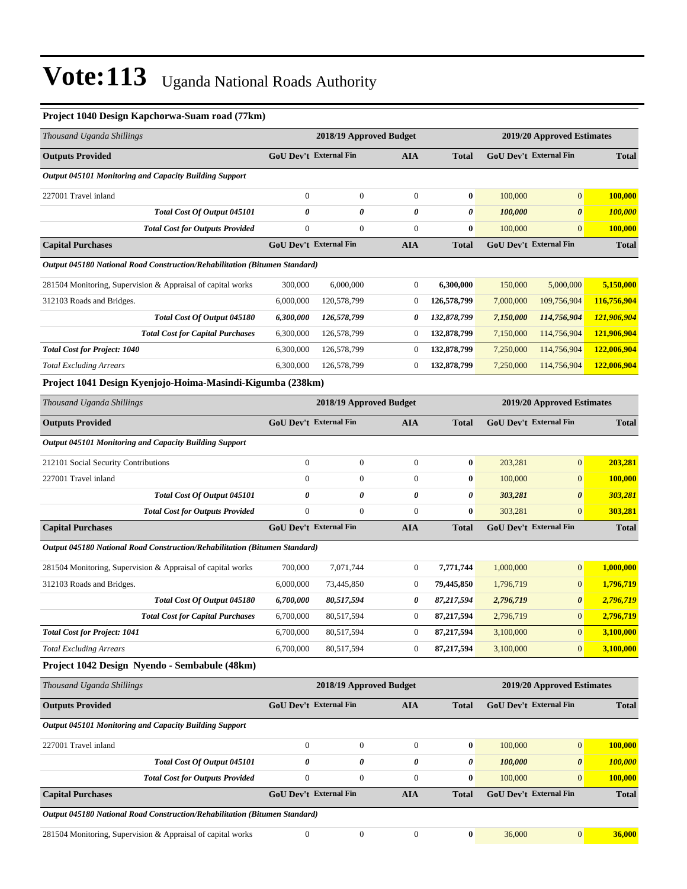# Vote:113 Uganda National Roads Authority

### Project 1040 Design Kapchorwa-Suam road (77km)

| Thousand Uganda Shillings | 2018/19 Approved Budget | | | | 2019/20 Approved Estimates | | |
|---|---|---|---|---|---|---|---|
| **Outputs Provided** | **GoU Dev't** | **External Fin** | **AIA** | **Total** | **GoU Dev't** | **External Fin** | **Total** |
| ***Output 045101 Monitoring and Capacity Building Support*** | | | | | | | |
| 227001 Travel inland | 0 | 0 | 0 | **0** | 100,000 | 0 | **100,000** |
| ***Total Cost Of Output 045101*** | ***0*** | ***0*** | ***0*** | ***0*** | ***100,000*** | ***0*** | ***100,000*** |
| ***Total Cost for Outputs Provided*** | 0 | 0 | 0 | **0** | 100,000 | 0 | **100,000** |
| **Capital Purchases** | **GoU Dev't** | **External Fin** | **AIA** | **Total** | **GoU Dev't** | **External Fin** | **Total** |
| ***Output 045180 National Road Construction/Rehabilitation (Bitumen Standard)*** | | | | | | | |
| 281504 Monitoring, Supervision & Appraisal of capital works | 300,000 | 6,000,000 | 0 | **6,300,000** | 150,000 | 5,000,000 | **5,150,000** |
| 312103 Roads and Bridges. | 6,000,000 | 120,578,799 | 0 | **126,578,799** | 7,000,000 | 109,756,904 | **116,756,904** |
| ***Total Cost Of Output 045180*** | ***6,300,000*** | ***126,578,799*** | ***0*** | ***132,878,799*** | ***7,150,000*** | ***114,756,904*** | ***121,906,904*** |
| ***Total Cost for Capital Purchases*** | 6,300,000 | 126,578,799 | 0 | **132,878,799** | 7,150,000 | 114,756,904 | **121,906,904** |
| ***Total Cost for Project: 1040*** | 6,300,000 | 126,578,799 | 0 | **132,878,799** | 7,250,000 | 114,756,904 | **122,006,904** |
| *Total Excluding Arrears* | 6,300,000 | 126,578,799 | 0 | **132,878,799** | 7,250,000 | 114,756,904 | **122,006,904** |

### Project 1041 Design Kyenjojo-Hoima-Masindi-Kigumba (238km)

| Thousand Uganda Shillings | 2018/19 Approved Budget | | | | 2019/20 Approved Estimates | | |
|---|---|---|---|---|---|---|---|
| **Outputs Provided** | **GoU Dev't** | **External Fin** | **AIA** | **Total** | **GoU Dev't** | **External Fin** | **Total** |
| ***Output 045101 Monitoring and Capacity Building Support*** | | | | | | | |
| 212101 Social Security Contributions | 0 | 0 | 0 | **0** | 203,281 | 0 | **203,281** |
| 227001 Travel inland | 0 | 0 | 0 | **0** | 100,000 | 0 | **100,000** |
| ***Total Cost Of Output 045101*** | ***0*** | ***0*** | ***0*** | ***0*** | ***303,281*** | ***0*** | ***303,281*** |
| ***Total Cost for Outputs Provided*** | 0 | 0 | 0 | **0** | 303,281 | 0 | **303,281** |
| **Capital Purchases** | **GoU Dev't** | **External Fin** | **AIA** | **Total** | **GoU Dev't** | **External Fin** | **Total** |
| ***Output 045180 National Road Construction/Rehabilitation (Bitumen Standard)*** | | | | | | | |
| 281504 Monitoring, Supervision & Appraisal of capital works | 700,000 | 7,071,744 | 0 | **7,771,744** | 1,000,000 | 0 | **1,000,000** |
| 312103 Roads and Bridges. | 6,000,000 | 73,445,850 | 0 | **79,445,850** | 1,796,719 | 0 | **1,796,719** |
| ***Total Cost Of Output 045180*** | ***6,700,000*** | ***80,517,594*** | ***0*** | ***87,217,594*** | ***2,796,719*** | ***0*** | ***2,796,719*** |
| ***Total Cost for Capital Purchases*** | 6,700,000 | 80,517,594 | 0 | **87,217,594** | 2,796,719 | 0 | **2,796,719** |
| ***Total Cost for Project: 1041*** | 6,700,000 | 80,517,594 | 0 | **87,217,594** | 3,100,000 | 0 | **3,100,000** |
| *Total Excluding Arrears* | 6,700,000 | 80,517,594 | 0 | **87,217,594** | 3,100,000 | 0 | **3,100,000** |

### Project 1042 Design Nyendo - Sembabule (48km)

| Thousand Uganda Shillings | 2018/19 Approved Budget | | | | 2019/20 Approved Estimates | | |
|---|---|---|---|---|---|---|---|
| **Outputs Provided** | **GoU Dev't** | **External Fin** | **AIA** | **Total** | **GoU Dev't** | **External Fin** | **Total** |
| ***Output 045101 Monitoring and Capacity Building Support*** | | | | | | | |
| 227001 Travel inland | 0 | 0 | 0 | **0** | 100,000 | 0 | **100,000** |
| ***Total Cost Of Output 045101*** | ***0*** | ***0*** | ***0*** | ***0*** | ***100,000*** | ***0*** | ***100,000*** |
| ***Total Cost for Outputs Provided*** | 0 | 0 | 0 | **0** | 100,000 | 0 | **100,000** |
| **Capital Purchases** | **GoU Dev't** | **External Fin** | **AIA** | **Total** | **GoU Dev't** | **External Fin** | **Total** |
| ***Output 045180 National Road Construction/Rehabilitation (Bitumen Standard)*** | | | | | | | |
| 281504 Monitoring, Supervision & Appraisal of capital works | 0 | 0 | 0 | **0** | 36,000 | 0 | **36,000** |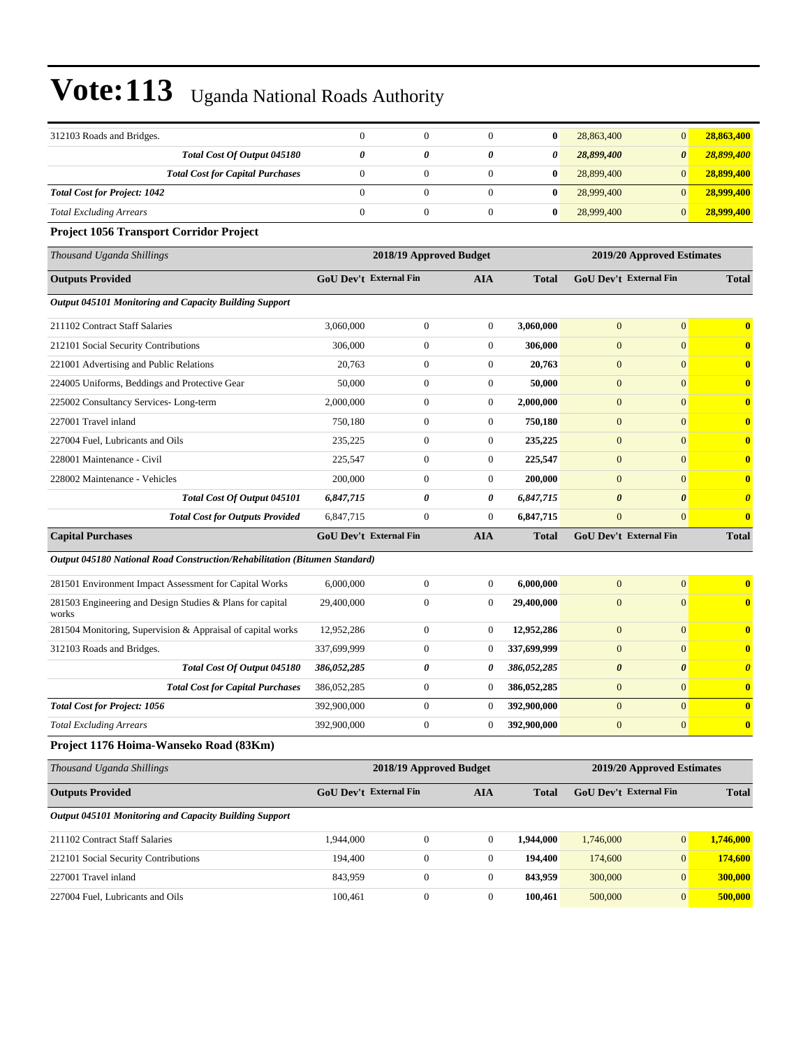# Vote:113 Uganda National Roads Authority

| | | | | | | | |
|---|---|---|---|---|---|---|---|
| 312103 Roads and Bridges. | 0 | 0 | 0 | **0** | 28,863,400 | 0 | **28,863,400** |
| ***Total Cost Of Output 045180*** | ***0*** | ***0*** | ***0*** | ***0*** | ***28,899,400*** | ***0*** | ***28,899,400*** |
| ***Total Cost for Capital Purchases*** | 0 | 0 | 0 | **0** | 28,899,400 | 0 | **28,899,400** |
| ***Total Cost for Project: 1042*** | 0 | 0 | 0 | **0** | 28,999,400 | 0 | **28,999,400** |
| *Total Excluding Arrears* | 0 | 0 | 0 | **0** | 28,999,400 | 0 | **28,999,400** |

**Project 1056 Transport Corridor Project**

| *Thousand Uganda Shillings* | 2018/19 Approved Budget | | | | 2019/20 Approved Estimates | | |
|---|---|---|---|---|---|---|---|
| **Outputs Provided** | **GoU Dev't** | **External Fin** | **AIA** | **Total** | **GoU Dev't** | **External Fin** | **Total** |
| ***Output 045101 Monitoring and Capacity Building Support*** | | | | | | | |
| 211102 Contract Staff Salaries | 3,060,000 | 0 | 0 | **3,060,000** | 0 | 0 | **0** |
| 212101 Social Security Contributions | 306,000 | 0 | 0 | **306,000** | 0 | 0 | **0** |
| 221001 Advertising and Public Relations | 20,763 | 0 | 0 | **20,763** | 0 | 0 | **0** |
| 224005 Uniforms, Beddings and Protective Gear | 50,000 | 0 | 0 | **50,000** | 0 | 0 | **0** |
| 225002 Consultancy Services- Long-term | 2,000,000 | 0 | 0 | **2,000,000** | 0 | 0 | **0** |
| 227001 Travel inland | 750,180 | 0 | 0 | **750,180** | 0 | 0 | **0** |
| 227004 Fuel, Lubricants and Oils | 235,225 | 0 | 0 | **235,225** | 0 | 0 | **0** |
| 228001 Maintenance - Civil | 225,547 | 0 | 0 | **225,547** | 0 | 0 | **0** |
| 228002 Maintenance - Vehicles | 200,000 | 0 | 0 | **200,000** | 0 | 0 | **0** |
| ***Total Cost Of Output 045101*** | ***6,847,715*** | ***0*** | ***0*** | ***6,847,715*** | ***0*** | ***0*** | ***0*** |
| ***Total Cost for Outputs Provided*** | 6,847,715 | 0 | 0 | **6,847,715** | 0 | 0 | **0** |
| **Capital Purchases** | **GoU Dev't** | **External Fin** | **AIA** | **Total** | **GoU Dev't** | **External Fin** | **Total** |
| ***Output 045180 National Road Construction/Rehabilitation (Bitumen Standard)*** | | | | | | | |
| 281501 Environment Impact Assessment for Capital Works | 6,000,000 | 0 | 0 | **6,000,000** | 0 | 0 | **0** |
| 281503 Engineering and Design Studies & Plans for capital works | 29,400,000 | 0 | 0 | **29,400,000** | 0 | 0 | **0** |
| 281504 Monitoring, Supervision & Appraisal of capital works | 12,952,286 | 0 | 0 | **12,952,286** | 0 | 0 | **0** |
| 312103 Roads and Bridges. | 337,699,999 | 0 | 0 | **337,699,999** | 0 | 0 | **0** |
| ***Total Cost Of Output 045180*** | ***386,052,285*** | ***0*** | ***0*** | ***386,052,285*** | ***0*** | ***0*** | ***0*** |
| ***Total Cost for Capital Purchases*** | 386,052,285 | 0 | 0 | **386,052,285** | 0 | 0 | **0** |
| ***Total Cost for Project: 1056*** | 392,900,000 | 0 | 0 | **392,900,000** | 0 | 0 | **0** |
| *Total Excluding Arrears* | 392,900,000 | 0 | 0 | **392,900,000** | 0 | 0 | **0** |

**Project 1176 Hoima-Wanseko Road (83Km)**

| *Thousand Uganda Shillings* | 2018/19 Approved Budget | | | | 2019/20 Approved Estimates | | |
|---|---|---|---|---|---|---|---|
| **Outputs Provided** | **GoU Dev't** | **External Fin** | **AIA** | **Total** | **GoU Dev't** | **External Fin** | **Total** |
| ***Output 045101 Monitoring and Capacity Building Support*** | | | | | | | |
| 211102 Contract Staff Salaries | 1,944,000 | 0 | 0 | **1,944,000** | 1,746,000 | 0 | **1,746,000** |
| 212101 Social Security Contributions | 194,400 | 0 | 0 | **194,400** | 174,600 | 0 | **174,600** |
| 227001 Travel inland | 843,959 | 0 | 0 | **843,959** | 300,000 | 0 | **300,000** |
| 227004 Fuel, Lubricants and Oils | 100,461 | 0 | 0 | **100,461** | 500,000 | 0 | **500,000** |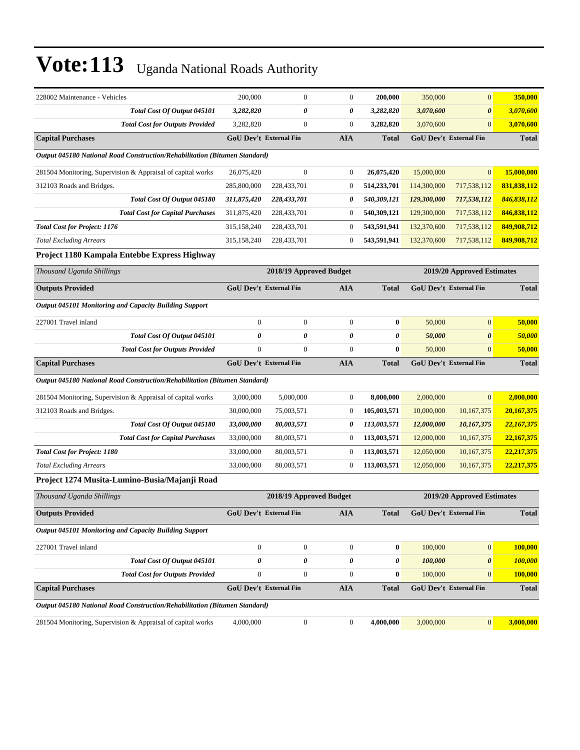# Vote:113 Uganda National Roads Authority

| | | | | | | | |
|---|---|---|---|---|---|---|---|
| 228002 Maintenance - Vehicles | 200,000 | 0 | 0 | **200,000** | 350,000 | 0 | **350,000** |
| ***Total Cost Of Output 045101*** | ***3,282,820*** | ***0*** | ***0*** | ***3,282,820*** | ***3,070,600*** | ***0*** | ***3,070,600*** |
| ***Total Cost for Outputs Provided*** | 3,282,820 | 0 | 0 | **3,282,820** | 3,070,600 | 0 | **3,070,600** |
| **Capital Purchases** | **GoU Dev't** | **External Fin** | **AIA** | **Total** | **GoU Dev't** | **External Fin** | **Total** |
| ***Output 045180 National Road Construction/Rehabilitation (Bitumen Standard)*** | | | | | | | |
| 281504 Monitoring, Supervision & Appraisal of capital works | 26,075,420 | 0 | 0 | **26,075,420** | 15,000,000 | 0 | **15,000,000** |
| 312103 Roads and Bridges. | 285,800,000 | 228,433,701 | 0 | **514,233,701** | 114,300,000 | 717,538,112 | **831,838,112** |
| ***Total Cost Of Output 045180*** | ***311,875,420*** | ***228,433,701*** | ***0*** | ***540,309,121*** | ***129,300,000*** | ***717,538,112*** | ***846,838,112*** |
| ***Total Cost for Capital Purchases*** | 311,875,420 | 228,433,701 | 0 | **540,309,121** | 129,300,000 | 717,538,112 | **846,838,112** |
| ***Total Cost for Project: 1176*** | 315,158,240 | 228,433,701 | 0 | **543,591,941** | 132,370,600 | 717,538,112 | **849,908,712** |
| *Total Excluding Arrears* | 315,158,240 | 228,433,701 | 0 | **543,591,941** | 132,370,600 | 717,538,112 | **849,908,712** |

### Project 1180 Kampala Entebbe Express Highway

| *Thousand Uganda Shillings* | 2018/19 Approved Budget | | | | 2019/20 Approved Estimates | | |
|---|---|---|---|---|---|---|---|
| **Outputs Provided** | **GoU Dev't** | **External Fin** | **AIA** | **Total** | **GoU Dev't** | **External Fin** | **Total** |
| ***Output 045101 Monitoring and Capacity Building Support*** | | | | | | | |
| 227001 Travel inland | 0 | 0 | 0 | **0** | 50,000 | 0 | **50,000** |
| ***Total Cost Of Output 045101*** | ***0*** | ***0*** | ***0*** | ***0*** | ***50,000*** | ***0*** | ***50,000*** |
| ***Total Cost for Outputs Provided*** | 0 | 0 | 0 | **0** | 50,000 | 0 | **50,000** |
| **Capital Purchases** | **GoU Dev't** | **External Fin** | **AIA** | **Total** | **GoU Dev't** | **External Fin** | **Total** |
| ***Output 045180 National Road Construction/Rehabilitation (Bitumen Standard)*** | | | | | | | |
| 281504 Monitoring, Supervision & Appraisal of capital works | 3,000,000 | 5,000,000 | 0 | **8,000,000** | 2,000,000 | 0 | **2,000,000** |
| 312103 Roads and Bridges. | 30,000,000 | 75,003,571 | 0 | **105,003,571** | 10,000,000 | 10,167,375 | **20,167,375** |
| ***Total Cost Of Output 045180*** | ***33,000,000*** | ***80,003,571*** | ***0*** | ***113,003,571*** | ***12,000,000*** | ***10,167,375*** | ***22,167,375*** |
| ***Total Cost for Capital Purchases*** | 33,000,000 | 80,003,571 | 0 | **113,003,571** | 12,000,000 | 10,167,375 | **22,167,375** |
| ***Total Cost for Project: 1180*** | 33,000,000 | 80,003,571 | 0 | **113,003,571** | 12,050,000 | 10,167,375 | **22,217,375** |
| *Total Excluding Arrears* | 33,000,000 | 80,003,571 | 0 | **113,003,571** | 12,050,000 | 10,167,375 | **22,217,375** |

### Project 1274 Musita-Lumino-Busia/Majanji Road

| *Thousand Uganda Shillings* | 2018/19 Approved Budget | | | | 2019/20 Approved Estimates | | |
|---|---|---|---|---|---|---|---|
| **Outputs Provided** | **GoU Dev't** | **External Fin** | **AIA** | **Total** | **GoU Dev't** | **External Fin** | **Total** |
| ***Output 045101 Monitoring and Capacity Building Support*** | | | | | | | |
| 227001 Travel inland | 0 | 0 | 0 | **0** | 100,000 | 0 | **100,000** |
| ***Total Cost Of Output 045101*** | ***0*** | ***0*** | ***0*** | ***0*** | ***100,000*** | ***0*** | ***100,000*** |
| ***Total Cost for Outputs Provided*** | 0 | 0 | 0 | **0** | 100,000 | 0 | **100,000** |
| **Capital Purchases** | **GoU Dev't** | **External Fin** | **AIA** | **Total** | **GoU Dev't** | **External Fin** | **Total** |
| ***Output 045180 National Road Construction/Rehabilitation (Bitumen Standard)*** | | | | | | | |
| 281504 Monitoring, Supervision & Appraisal of capital works | 4,000,000 | 0 | 0 | **4,000,000** | 3,000,000 | 0 | **3,000,000** |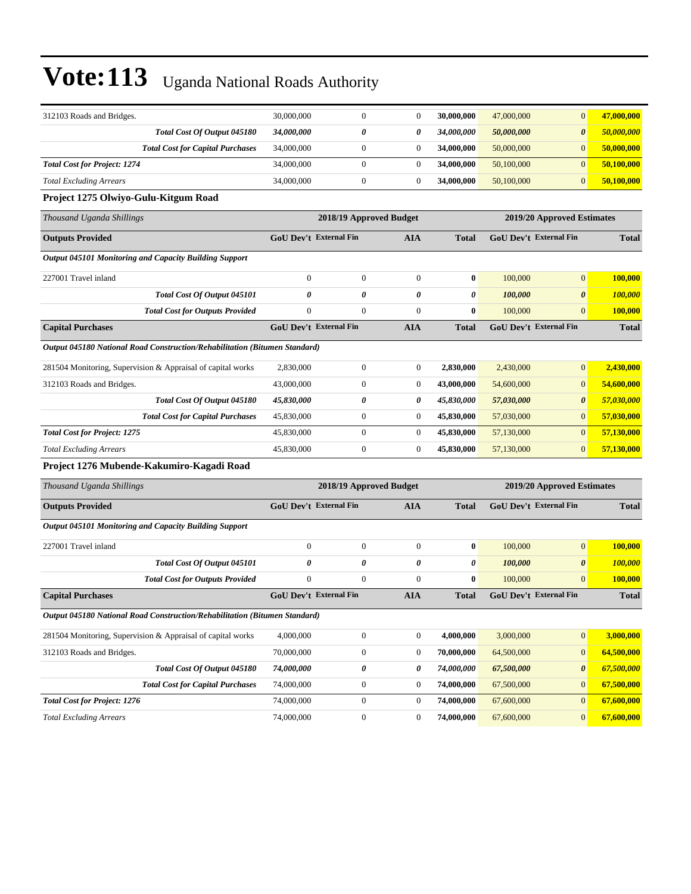# Vote:113 Uganda National Roads Authority

| | | | | | | | |
|---|---|---|---|---|---|---|---|
| 312103 Roads and Bridges. | 30,000,000 | 0 | 0 | **30,000,000** | 47,000,000 | 0 | **47,000,000** |
| ***Total Cost Of Output 045180*** | ***34,000,000*** | ***0*** | ***0*** | ***34,000,000*** | ***50,000,000*** | ***0*** | ***50,000,000*** |
| ***Total Cost for Capital Purchases*** | 34,000,000 | 0 | 0 | **34,000,000** | 50,000,000 | 0 | **50,000,000** |
| ***Total Cost for Project: 1274*** | 34,000,000 | 0 | 0 | **34,000,000** | 50,100,000 | 0 | **50,100,000** |
| *Total Excluding Arrears* | 34,000,000 | 0 | 0 | **34,000,000** | 50,100,000 | 0 | **50,100,000** |

### Project 1275 Olwiyo-Gulu-Kitgum Road

| *Thousand Uganda Shillings* | 2018/19 Approved Budget | | | | 2019/20 Approved Estimates | | |
|---|---|---|---|---|---|---|---|
| **Outputs Provided** | **GoU Dev't** | **External Fin** | **AIA** | **Total** | **GoU Dev't** | **External Fin** | **Total** |
| ***Output 045101 Monitoring and Capacity Building Support*** | | | | | | | |
| 227001 Travel inland | 0 | 0 | 0 | **0** | 100,000 | 0 | **100,000** |
| ***Total Cost Of Output 045101*** | ***0*** | ***0*** | ***0*** | ***0*** | ***100,000*** | ***0*** | ***100,000*** |
| ***Total Cost for Outputs Provided*** | 0 | 0 | 0 | **0** | 100,000 | 0 | **100,000** |
| **Capital Purchases** | **GoU Dev't** | **External Fin** | **AIA** | **Total** | **GoU Dev't** | **External Fin** | **Total** |
| ***Output 045180 National Road Construction/Rehabilitation (Bitumen Standard)*** | | | | | | | |
| 281504 Monitoring, Supervision & Appraisal of capital works | 2,830,000 | 0 | 0 | **2,830,000** | 2,430,000 | 0 | **2,430,000** |
| 312103 Roads and Bridges. | 43,000,000 | 0 | 0 | **43,000,000** | 54,600,000 | 0 | **54,600,000** |
| ***Total Cost Of Output 045180*** | ***45,830,000*** | ***0*** | ***0*** | ***45,830,000*** | ***57,030,000*** | ***0*** | ***57,030,000*** |
| ***Total Cost for Capital Purchases*** | 45,830,000 | 0 | 0 | **45,830,000** | 57,030,000 | 0 | **57,030,000** |
| ***Total Cost for Project: 1275*** | 45,830,000 | 0 | 0 | **45,830,000** | 57,130,000 | 0 | **57,130,000** |
| *Total Excluding Arrears* | 45,830,000 | 0 | 0 | **45,830,000** | 57,130,000 | 0 | **57,130,000** |

### Project 1276 Mubende-Kakumiro-Kagadi Road

| *Thousand Uganda Shillings* | 2018/19 Approved Budget | | | | 2019/20 Approved Estimates | | |
|---|---|---|---|---|---|---|---|
| **Outputs Provided** | **GoU Dev't** | **External Fin** | **AIA** | **Total** | **GoU Dev't** | **External Fin** | **Total** |
| ***Output 045101 Monitoring and Capacity Building Support*** | | | | | | | |
| 227001 Travel inland | 0 | 0 | 0 | **0** | 100,000 | 0 | **100,000** |
| ***Total Cost Of Output 045101*** | ***0*** | ***0*** | ***0*** | ***0*** | ***100,000*** | ***0*** | ***100,000*** |
| ***Total Cost for Outputs Provided*** | 0 | 0 | 0 | **0** | 100,000 | 0 | **100,000** |
| **Capital Purchases** | **GoU Dev't** | **External Fin** | **AIA** | **Total** | **GoU Dev't** | **External Fin** | **Total** |
| ***Output 045180 National Road Construction/Rehabilitation (Bitumen Standard)*** | | | | | | | |
| 281504 Monitoring, Supervision & Appraisal of capital works | 4,000,000 | 0 | 0 | **4,000,000** | 3,000,000 | 0 | **3,000,000** |
| 312103 Roads and Bridges. | 70,000,000 | 0 | 0 | **70,000,000** | 64,500,000 | 0 | **64,500,000** |
| ***Total Cost Of Output 045180*** | ***74,000,000*** | ***0*** | ***0*** | ***74,000,000*** | ***67,500,000*** | ***0*** | ***67,500,000*** |
| ***Total Cost for Capital Purchases*** | 74,000,000 | 0 | 0 | **74,000,000** | 67,500,000 | 0 | **67,500,000** |
| ***Total Cost for Project: 1276*** | 74,000,000 | 0 | 0 | **74,000,000** | 67,600,000 | 0 | **67,600,000** |
| *Total Excluding Arrears* | 74,000,000 | 0 | 0 | **74,000,000** | 67,600,000 | 0 | **67,600,000** |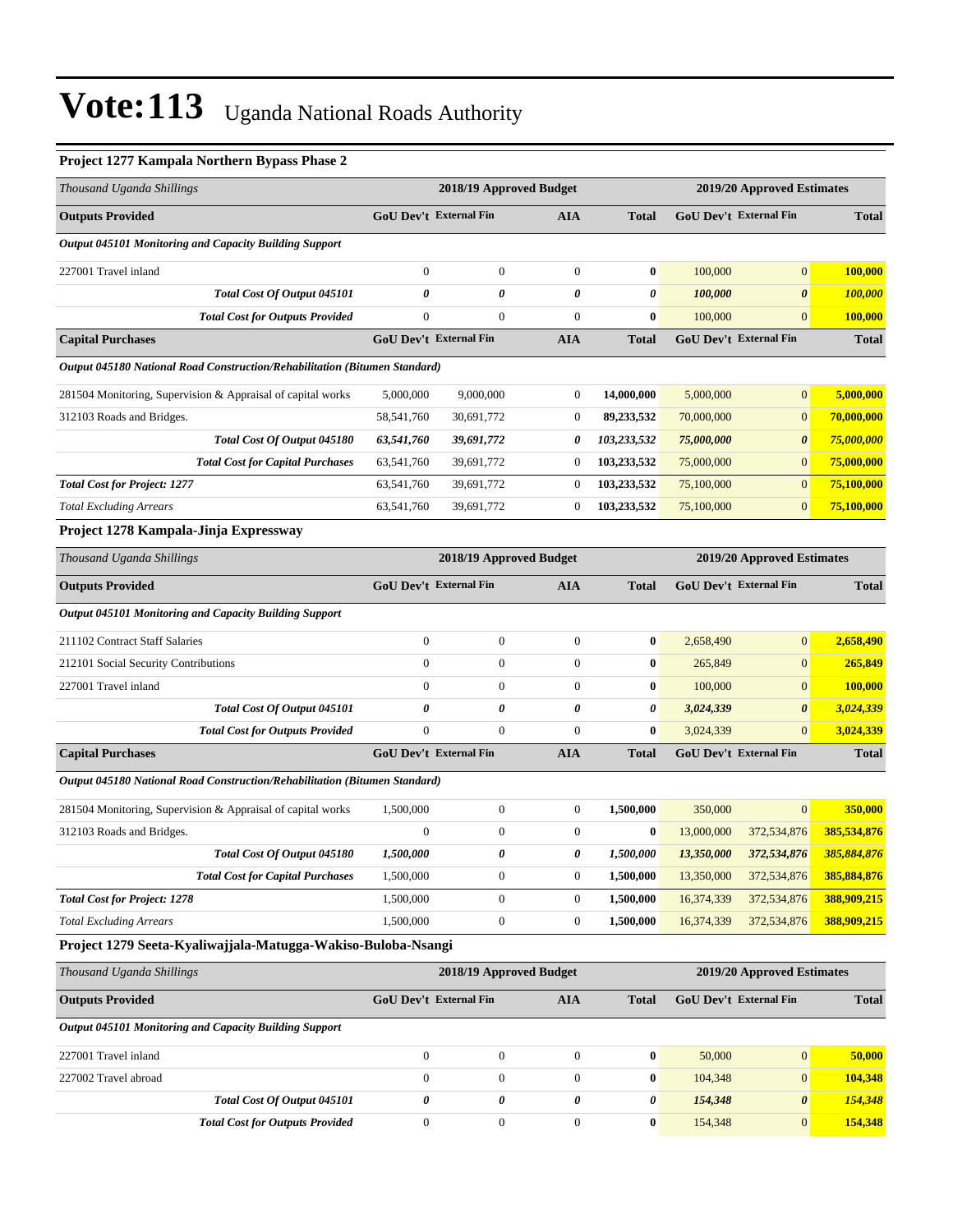# Vote:113 Uganda National Roads Authority

### Project 1277 Kampala Northern Bypass Phase 2

| *Thousand Uganda Shillings* | 2018/19 Approved Budget | | | | 2019/20 Approved Estimates | | |
|---|---|---|---|---|---|---|---|
| **Outputs Provided** | **GoU Dev't** | **External Fin** | **AIA** | **Total** | **GoU Dev't** | **External Fin** | **Total** |
| ***Output 045101 Monitoring and Capacity Building Support*** | | | | | | | |
| 227001 Travel inland | 0 | 0 | 0 | **0** | 100,000 | 0 | **100,000** |
| ***Total Cost Of Output 045101*** | ***0*** | ***0*** | ***0*** | ***0*** | ***100,000*** | ***0*** | ***100,000*** |
| ***Total Cost for Outputs Provided*** | 0 | 0 | 0 | **0** | 100,000 | 0 | **100,000** |
| **Capital Purchases** | **GoU Dev't** | **External Fin** | **AIA** | **Total** | **GoU Dev't** | **External Fin** | **Total** |
| ***Output 045180 National Road Construction/Rehabilitation (Bitumen Standard)*** | | | | | | | |
| 281504 Monitoring, Supervision & Appraisal of capital works | 5,000,000 | 9,000,000 | 0 | **14,000,000** | 5,000,000 | 0 | **5,000,000** |
| 312103 Roads and Bridges. | 58,541,760 | 30,691,772 | 0 | **89,233,532** | 70,000,000 | 0 | **70,000,000** |
| ***Total Cost Of Output 045180*** | ***63,541,760*** | ***39,691,772*** | ***0*** | ***103,233,532*** | ***75,000,000*** | ***0*** | ***75,000,000*** |
| ***Total Cost for Capital Purchases*** | 63,541,760 | 39,691,772 | 0 | **103,233,532** | 75,000,000 | 0 | **75,000,000** |
| ***Total Cost for Project: 1277*** | 63,541,760 | 39,691,772 | 0 | **103,233,532** | 75,100,000 | 0 | **75,100,000** |
| *Total Excluding Arrears* | 63,541,760 | 39,691,772 | 0 | **103,233,532** | 75,100,000 | 0 | **75,100,000** |

### Project 1278 Kampala-Jinja Expressway

| *Thousand Uganda Shillings* | 2018/19 Approved Budget | | | | 2019/20 Approved Estimates | | |
|---|---|---|---|---|---|---|---|
| **Outputs Provided** | **GoU Dev't** | **External Fin** | **AIA** | **Total** | **GoU Dev't** | **External Fin** | **Total** |
| ***Output 045101 Monitoring and Capacity Building Support*** | | | | | | | |
| 211102 Contract Staff Salaries | 0 | 0 | 0 | **0** | 2,658,490 | 0 | **2,658,490** |
| 212101 Social Security Contributions | 0 | 0 | 0 | **0** | 265,849 | 0 | **265,849** |
| 227001 Travel inland | 0 | 0 | 0 | **0** | 100,000 | 0 | **100,000** |
| ***Total Cost Of Output 045101*** | ***0*** | ***0*** | ***0*** | ***0*** | ***3,024,339*** | ***0*** | ***3,024,339*** |
| ***Total Cost for Outputs Provided*** | 0 | 0 | 0 | **0** | 3,024,339 | 0 | **3,024,339** |
| **Capital Purchases** | **GoU Dev't** | **External Fin** | **AIA** | **Total** | **GoU Dev't** | **External Fin** | **Total** |
| ***Output 045180 National Road Construction/Rehabilitation (Bitumen Standard)*** | | | | | | | |
| 281504 Monitoring, Supervision & Appraisal of capital works | 1,500,000 | 0 | 0 | **1,500,000** | 350,000 | 0 | **350,000** |
| 312103 Roads and Bridges. | 0 | 0 | 0 | **0** | 13,000,000 | 372,534,876 | **385,534,876** |
| ***Total Cost Of Output 045180*** | ***1,500,000*** | ***0*** | ***0*** | ***1,500,000*** | ***13,350,000*** | ***372,534,876*** | ***385,884,876*** |
| ***Total Cost for Capital Purchases*** | 1,500,000 | 0 | 0 | **1,500,000** | 13,350,000 | 372,534,876 | **385,884,876** |
| ***Total Cost for Project: 1278*** | 1,500,000 | 0 | 0 | **1,500,000** | 16,374,339 | 372,534,876 | **388,909,215** |
| *Total Excluding Arrears* | 1,500,000 | 0 | 0 | **1,500,000** | 16,374,339 | 372,534,876 | **388,909,215** |

### Project 1279 Seeta-Kyaliwajjala-Matugga-Wakiso-Buloba-Nsangi

| *Thousand Uganda Shillings* | 2018/19 Approved Budget | | | | 2019/20 Approved Estimates | | |
|---|---|---|---|---|---|---|---|
| **Outputs Provided** | **GoU Dev't** | **External Fin** | **AIA** | **Total** | **GoU Dev't** | **External Fin** | **Total** |
| ***Output 045101 Monitoring and Capacity Building Support*** | | | | | | | |
| 227001 Travel inland | 0 | 0 | 0 | **0** | 50,000 | 0 | **50,000** |
| 227002 Travel abroad | 0 | 0 | 0 | **0** | 104,348 | 0 | **104,348** |
| ***Total Cost Of Output 045101*** | ***0*** | ***0*** | ***0*** | ***0*** | ***154,348*** | ***0*** | ***154,348*** |
| ***Total Cost for Outputs Provided*** | 0 | 0 | 0 | **0** | 154,348 | 0 | **154,348** |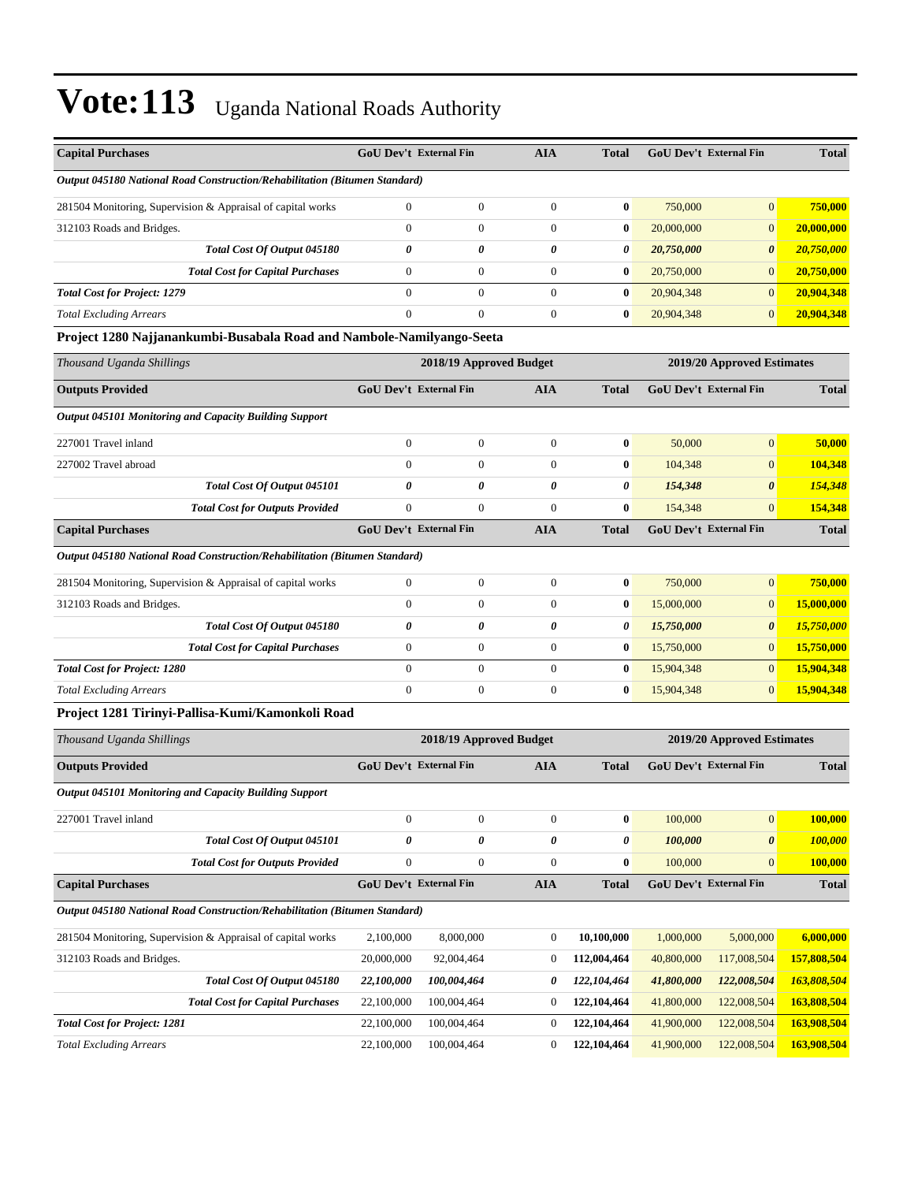# Vote:113 Uganda National Roads Authority

| Capital Purchases | GoU Dev't | External Fin | AIA | Total | GoU Dev't | External Fin | Total |
|---|---|---|---|---|---|---|---|
| *Output 045180 National Road Construction/Rehabilitation (Bitumen Standard)* | | | | | | | |
| 281504 Monitoring, Supervision & Appraisal of capital works | 0 | 0 | 0 | **0** | 750,000 | 0 | **750,000** |
| 312103 Roads and Bridges. | 0 | 0 | 0 | **0** | 20,000,000 | 0 | **20,000,000** |
| ***Total Cost Of Output 045180*** | ***0*** | ***0*** | ***0*** | ***0*** | ***20,750,000*** | ***0*** | ***20,750,000*** |
| ***Total Cost for Capital Purchases*** | 0 | 0 | 0 | **0** | 20,750,000 | 0 | **20,750,000** |
| ***Total Cost for Project: 1279*** | 0 | 0 | 0 | **0** | 20,904,348 | 0 | **20,904,348** |
| *Total Excluding Arrears* | 0 | 0 | 0 | **0** | 20,904,348 | 0 | **20,904,348** |

**Project 1280 Najjanankumbi-Busabala Road and Nambole-Namilyango-Seeta**

| *Thousand Uganda Shillings* | 2018/19 Approved Budget | | | | 2019/20 Approved Estimates | | |
|---|---|---|---|---|---|---|---|
| **Outputs Provided** | **GoU Dev't** | **External Fin** | **AIA** | **Total** | **GoU Dev't** | **External Fin** | **Total** |
| *Output 045101 Monitoring and Capacity Building Support* | | | | | | | |
| 227001 Travel inland | 0 | 0 | 0 | **0** | 50,000 | 0 | **50,000** |
| 227002 Travel abroad | 0 | 0 | 0 | **0** | 104,348 | 0 | **104,348** |
| ***Total Cost Of Output 045101*** | ***0*** | ***0*** | ***0*** | ***0*** | ***154,348*** | ***0*** | ***154,348*** |
| ***Total Cost for Outputs Provided*** | 0 | 0 | 0 | **0** | 154,348 | 0 | **154,348** |
| **Capital Purchases** | **GoU Dev't** | **External Fin** | **AIA** | **Total** | **GoU Dev't** | **External Fin** | **Total** |
| *Output 045180 National Road Construction/Rehabilitation (Bitumen Standard)* | | | | | | | |
| 281504 Monitoring, Supervision & Appraisal of capital works | 0 | 0 | 0 | **0** | 750,000 | 0 | **750,000** |
| 312103 Roads and Bridges. | 0 | 0 | 0 | **0** | 15,000,000 | 0 | **15,000,000** |
| ***Total Cost Of Output 045180*** | ***0*** | ***0*** | ***0*** | ***0*** | ***15,750,000*** | ***0*** | ***15,750,000*** |
| ***Total Cost for Capital Purchases*** | 0 | 0 | 0 | **0** | 15,750,000 | 0 | **15,750,000** |
| ***Total Cost for Project: 1280*** | 0 | 0 | 0 | **0** | 15,904,348 | 0 | **15,904,348** |
| *Total Excluding Arrears* | 0 | 0 | 0 | **0** | 15,904,348 | 0 | **15,904,348** |

**Project 1281 Tirinyi-Pallisa-Kumi/Kamonkoli Road**

| *Thousand Uganda Shillings* | 2018/19 Approved Budget | | | | 2019/20 Approved Estimates | | |
|---|---|---|---|---|---|---|---|
| **Outputs Provided** | **GoU Dev't** | **External Fin** | **AIA** | **Total** | **GoU Dev't** | **External Fin** | **Total** |
| *Output 045101 Monitoring and Capacity Building Support* | | | | | | | |
| 227001 Travel inland | 0 | 0 | 0 | **0** | 100,000 | 0 | **100,000** |
| ***Total Cost Of Output 045101*** | ***0*** | ***0*** | ***0*** | ***0*** | ***100,000*** | ***0*** | ***100,000*** |
| ***Total Cost for Outputs Provided*** | 0 | 0 | 0 | **0** | 100,000 | 0 | **100,000** |
| **Capital Purchases** | **GoU Dev't** | **External Fin** | **AIA** | **Total** | **GoU Dev't** | **External Fin** | **Total** |
| *Output 045180 National Road Construction/Rehabilitation (Bitumen Standard)* | | | | | | | |
| 281504 Monitoring, Supervision & Appraisal of capital works | 2,100,000 | 8,000,000 | 0 | **10,100,000** | 1,000,000 | 5,000,000 | **6,000,000** |
| 312103 Roads and Bridges. | 20,000,000 | 92,004,464 | 0 | **112,004,464** | 40,800,000 | 117,008,504 | **157,808,504** |
| ***Total Cost Of Output 045180*** | ***22,100,000*** | ***100,004,464*** | ***0*** | ***122,104,464*** | ***41,800,000*** | ***122,008,504*** | ***163,808,504*** |
| ***Total Cost for Capital Purchases*** | 22,100,000 | 100,004,464 | 0 | **122,104,464** | 41,800,000 | 122,008,504 | **163,808,504** |
| ***Total Cost for Project: 1281*** | 22,100,000 | 100,004,464 | 0 | **122,104,464** | 41,900,000 | 122,008,504 | **163,908,504** |
| *Total Excluding Arrears* | 22,100,000 | 100,004,464 | 0 | **122,104,464** | 41,900,000 | 122,008,504 | **163,908,504** |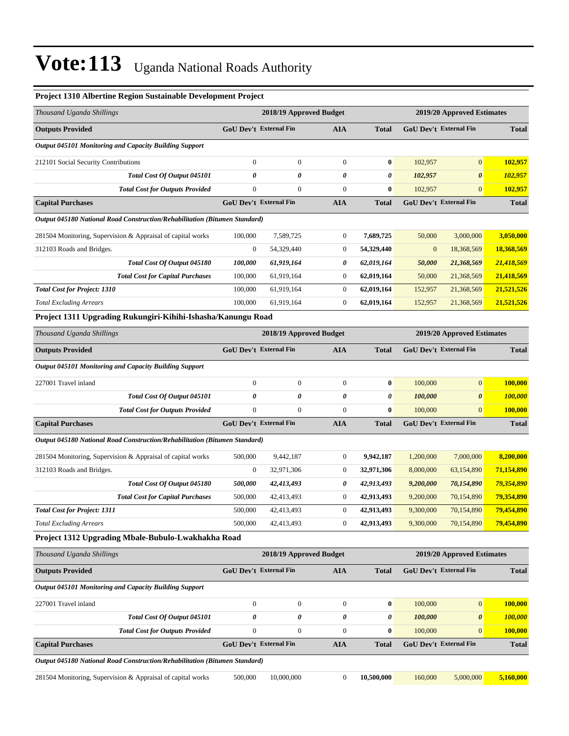# Vote:113 Uganda National Roads Authority

### Project 1310 Albertine Region Sustainable Development Project

| *Thousand Uganda Shillings* | 2018/19 Approved Budget | | | | 2019/20 Approved Estimates | | |
|---|---|---|---|---|---|---|---|
| **Outputs Provided** | **GoU Dev't** | **External Fin** | **AIA** | **Total** | **GoU Dev't** | **External Fin** | **Total** |
| ***Output 045101 Monitoring and Capacity Building Support*** | | | | | | | |
| 212101 Social Security Contributions | 0 | 0 | 0 | **0** | 102,957 | 0 | **102,957** |
| ***Total Cost Of Output 045101*** | ***0*** | ***0*** | ***0*** | ***0*** | ***102,957*** | ***0*** | ***102,957*** |
| ***Total Cost for Outputs Provided*** | 0 | 0 | 0 | **0** | 102,957 | 0 | **102,957** |
| **Capital Purchases** | **GoU Dev't** | **External Fin** | **AIA** | **Total** | **GoU Dev't** | **External Fin** | **Total** |
| ***Output 045180 National Road Construction/Rehabilitation (Bitumen Standard)*** | | | | | | | |
| 281504 Monitoring, Supervision & Appraisal of capital works | 100,000 | 7,589,725 | 0 | **7,689,725** | 50,000 | 3,000,000 | **3,050,000** |
| 312103 Roads and Bridges. | 0 | 54,329,440 | 0 | **54,329,440** | 0 | 18,368,569 | **18,368,569** |
| ***Total Cost Of Output 045180*** | ***100,000*** | ***61,919,164*** | ***0*** | ***62,019,164*** | ***50,000*** | ***21,368,569*** | ***21,418,569*** |
| ***Total Cost for Capital Purchases*** | 100,000 | 61,919,164 | 0 | **62,019,164** | 50,000 | 21,368,569 | **21,418,569** |
| ***Total Cost for Project: 1310*** | 100,000 | 61,919,164 | 0 | **62,019,164** | 152,957 | 21,368,569 | **21,521,526** |
| *Total Excluding Arrears* | 100,000 | 61,919,164 | 0 | **62,019,164** | 152,957 | 21,368,569 | **21,521,526** |

### Project 1311 Upgrading Rukungiri-Kihihi-Ishasha/Kanungu Road

| *Thousand Uganda Shillings* | 2018/19 Approved Budget | | | | 2019/20 Approved Estimates | | |
|---|---|---|---|---|---|---|---|
| **Outputs Provided** | **GoU Dev't** | **External Fin** | **AIA** | **Total** | **GoU Dev't** | **External Fin** | **Total** |
| ***Output 045101 Monitoring and Capacity Building Support*** | | | | | | | |
| 227001 Travel inland | 0 | 0 | 0 | **0** | 100,000 | 0 | **100,000** |
| ***Total Cost Of Output 045101*** | ***0*** | ***0*** | ***0*** | ***0*** | ***100,000*** | ***0*** | ***100,000*** |
| ***Total Cost for Outputs Provided*** | 0 | 0 | 0 | **0** | 100,000 | 0 | **100,000** |
| **Capital Purchases** | **GoU Dev't** | **External Fin** | **AIA** | **Total** | **GoU Dev't** | **External Fin** | **Total** |
| ***Output 045180 National Road Construction/Rehabilitation (Bitumen Standard)*** | | | | | | | |
| 281504 Monitoring, Supervision & Appraisal of capital works | 500,000 | 9,442,187 | 0 | **9,942,187** | 1,200,000 | 7,000,000 | **8,200,000** |
| 312103 Roads and Bridges. | 0 | 32,971,306 | 0 | **32,971,306** | 8,000,000 | 63,154,890 | **71,154,890** |
| ***Total Cost Of Output 045180*** | ***500,000*** | ***42,413,493*** | ***0*** | ***42,913,493*** | ***9,200,000*** | ***70,154,890*** | ***79,354,890*** |
| ***Total Cost for Capital Purchases*** | 500,000 | 42,413,493 | 0 | **42,913,493** | 9,200,000 | 70,154,890 | **79,354,890** |
| ***Total Cost for Project: 1311*** | 500,000 | 42,413,493 | 0 | **42,913,493** | 9,300,000 | 70,154,890 | **79,454,890** |
| *Total Excluding Arrears* | 500,000 | 42,413,493 | 0 | **42,913,493** | 9,300,000 | 70,154,890 | **79,454,890** |

### Project 1312 Upgrading Mbale-Bubulo-Lwakhakha Road

| *Thousand Uganda Shillings* | 2018/19 Approved Budget | | | | 2019/20 Approved Estimates | | |
|---|---|---|---|---|---|---|---|
| **Outputs Provided** | **GoU Dev't** | **External Fin** | **AIA** | **Total** | **GoU Dev't** | **External Fin** | **Total** |
| ***Output 045101 Monitoring and Capacity Building Support*** | | | | | | | |
| 227001 Travel inland | 0 | 0 | 0 | **0** | 100,000 | 0 | **100,000** |
| ***Total Cost Of Output 045101*** | ***0*** | ***0*** | ***0*** | ***0*** | ***100,000*** | ***0*** | ***100,000*** |
| ***Total Cost for Outputs Provided*** | 0 | 0 | 0 | **0** | 100,000 | 0 | **100,000** |
| **Capital Purchases** | **GoU Dev't** | **External Fin** | **AIA** | **Total** | **GoU Dev't** | **External Fin** | **Total** |
| ***Output 045180 National Road Construction/Rehabilitation (Bitumen Standard)*** | | | | | | | |
| 281504 Monitoring, Supervision & Appraisal of capital works | 500,000 | 10,000,000 | 0 | **10,500,000** | 160,000 | 5,000,000 | **5,160,000** |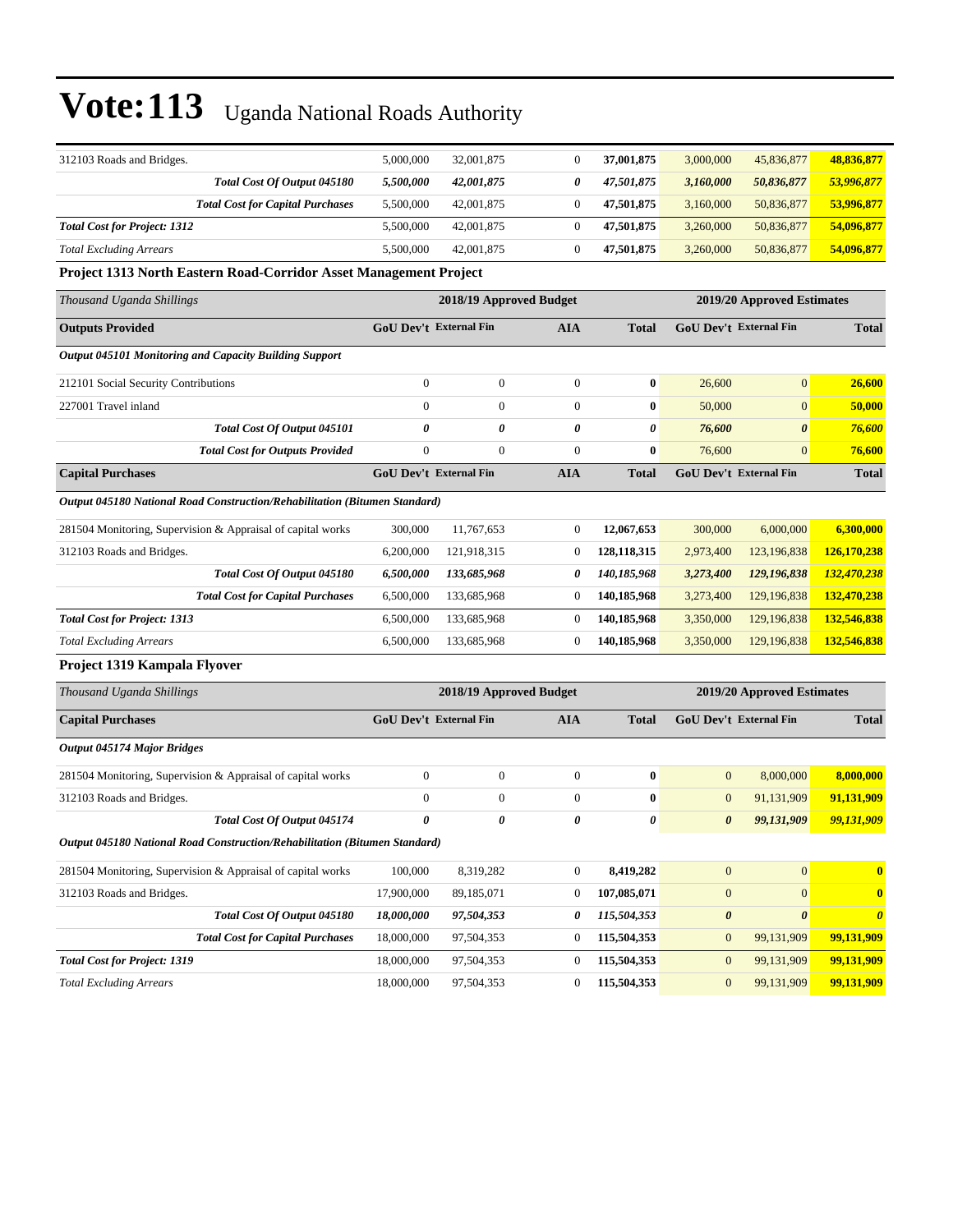# Vote:113 Uganda National Roads Authority

| | | | | | | | |
|---|---|---|---|---|---|---|---|
| 312103 Roads and Bridges. | 5,000,000 | 32,001,875 | 0 | **37,001,875** | 3,000,000 | 45,836,877 | **48,836,877** |
| ***Total Cost Of Output 045180*** | ***5,500,000*** | ***42,001,875*** | ***0*** | ***47,501,875*** | ***3,160,000*** | ***50,836,877*** | ***53,996,877*** |
| ***Total Cost for Capital Purchases*** | 5,500,000 | 42,001,875 | 0 | **47,501,875** | 3,160,000 | 50,836,877 | **53,996,877** |
| ***Total Cost for Project: 1312*** | 5,500,000 | 42,001,875 | 0 | **47,501,875** | 3,260,000 | 50,836,877 | **54,096,877** |
| *Total Excluding Arrears* | 5,500,000 | 42,001,875 | 0 | **47,501,875** | 3,260,000 | 50,836,877 | **54,096,877** |

**Project 1313 North Eastern Road-Corridor Asset Management Project**

| *Thousand Uganda Shillings* | 2018/19 Approved Budget | | | | 2019/20 Approved Estimates | | |
|---|---|---|---|---|---|---|---|
| **Outputs Provided** | **GoU Dev't** | **External Fin** | **AIA** | **Total** | **GoU Dev't** | **External Fin** | **Total** |
| ***Output 045101 Monitoring and Capacity Building Support*** | | | | | | | |
| 212101 Social Security Contributions | 0 | 0 | 0 | **0** | 26,600 | 0 | **26,600** |
| 227001 Travel inland | 0 | 0 | 0 | **0** | 50,000 | 0 | **50,000** |
| ***Total Cost Of Output 045101*** | ***0*** | ***0*** | ***0*** | ***0*** | ***76,600*** | ***0*** | ***76,600*** |
| ***Total Cost for Outputs Provided*** | 0 | 0 | 0 | **0** | 76,600 | 0 | **76,600** |
| **Capital Purchases** | **GoU Dev't** | **External Fin** | **AIA** | **Total** | **GoU Dev't** | **External Fin** | **Total** |
| ***Output 045180 National Road Construction/Rehabilitation (Bitumen Standard)*** | | | | | | | |
| 281504 Monitoring, Supervision & Appraisal of capital works | 300,000 | 11,767,653 | 0 | **12,067,653** | 300,000 | 6,000,000 | **6,300,000** |
| 312103 Roads and Bridges. | 6,200,000 | 121,918,315 | 0 | **128,118,315** | 2,973,400 | 123,196,838 | **126,170,238** |
| ***Total Cost Of Output 045180*** | ***6,500,000*** | ***133,685,968*** | ***0*** | ***140,185,968*** | ***3,273,400*** | ***129,196,838*** | ***132,470,238*** |
| ***Total Cost for Capital Purchases*** | 6,500,000 | 133,685,968 | 0 | **140,185,968** | 3,273,400 | 129,196,838 | **132,470,238** |
| ***Total Cost for Project: 1313*** | 6,500,000 | 133,685,968 | 0 | **140,185,968** | 3,350,000 | 129,196,838 | **132,546,838** |
| *Total Excluding Arrears* | 6,500,000 | 133,685,968 | 0 | **140,185,968** | 3,350,000 | 129,196,838 | **132,546,838** |

**Project 1319 Kampala Flyover**

| *Thousand Uganda Shillings* | 2018/19 Approved Budget | | | | 2019/20 Approved Estimates | | |
|---|---|---|---|---|---|---|---|
| **Capital Purchases** | **GoU Dev't** | **External Fin** | **AIA** | **Total** | **GoU Dev't** | **External Fin** | **Total** |
| ***Output 045174 Major Bridges*** | | | | | | | |
| 281504 Monitoring, Supervision & Appraisal of capital works | 0 | 0 | 0 | **0** | 0 | 8,000,000 | **8,000,000** |
| 312103 Roads and Bridges. | 0 | 0 | 0 | **0** | 0 | 91,131,909 | **91,131,909** |
| ***Total Cost Of Output 045174*** | ***0*** | ***0*** | ***0*** | ***0*** | ***0*** | ***99,131,909*** | ***99,131,909*** |
| ***Output 045180 National Road Construction/Rehabilitation (Bitumen Standard)*** | | | | | | | |
| 281504 Monitoring, Supervision & Appraisal of capital works | 100,000 | 8,319,282 | 0 | **8,419,282** | 0 | 0 | **0** |
| 312103 Roads and Bridges. | 17,900,000 | 89,185,071 | 0 | **107,085,071** | 0 | 0 | **0** |
| ***Total Cost Of Output 045180*** | ***18,000,000*** | ***97,504,353*** | ***0*** | ***115,504,353*** | ***0*** | ***0*** | ***0*** |
| ***Total Cost for Capital Purchases*** | 18,000,000 | 97,504,353 | 0 | **115,504,353** | 0 | 99,131,909 | **99,131,909** |
| ***Total Cost for Project: 1319*** | 18,000,000 | 97,504,353 | 0 | **115,504,353** | 0 | 99,131,909 | **99,131,909** |
| *Total Excluding Arrears* | 18,000,000 | 97,504,353 | 0 | **115,504,353** | 0 | 99,131,909 | **99,131,909** |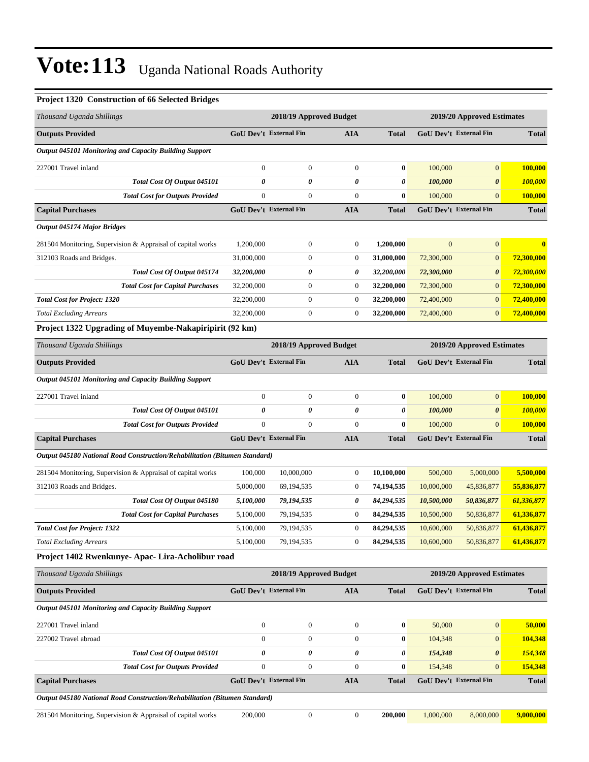# Vote:113 Uganda National Roads Authority

### Project 1320 Construction of 66 Selected Bridges

| Thousand Uganda Shillings | 2018/19 Approved Budget | | | | 2019/20 Approved Estimates | | |
|---|---|---|---|---|---|---|---|
| **Outputs Provided** | **GoU Dev't** | **External Fin** | **AIA** | **Total** | **GoU Dev't** | **External Fin** | **Total** |
| ***Output 045101 Monitoring and Capacity Building Support*** | | | | | | | |
| 227001 Travel inland | 0 | 0 | 0 | **0** | 100,000 | 0 | **100,000** |
| ***Total Cost Of Output 045101*** | ***0*** | ***0*** | ***0*** | ***0*** | ***100,000*** | ***0*** | ***100,000*** |
| ***Total Cost for Outputs Provided*** | 0 | 0 | 0 | **0** | 100,000 | 0 | **100,000** |
| **Capital Purchases** | **GoU Dev't** | **External Fin** | **AIA** | **Total** | **GoU Dev't** | **External Fin** | **Total** |
| ***Output 045174 Major Bridges*** | | | | | | | |
| 281504 Monitoring, Supervision & Appraisal of capital works | 1,200,000 | 0 | 0 | **1,200,000** | 0 | 0 | **0** |
| 312103 Roads and Bridges. | 31,000,000 | 0 | 0 | **31,000,000** | 72,300,000 | 0 | **72,300,000** |
| ***Total Cost Of Output 045174*** | ***32,200,000*** | ***0*** | ***0*** | ***32,200,000*** | ***72,300,000*** | ***0*** | ***72,300,000*** |
| ***Total Cost for Capital Purchases*** | 32,200,000 | 0 | 0 | **32,200,000** | 72,300,000 | 0 | **72,300,000** |
| ***Total Cost for Project: 1320*** | 32,200,000 | 0 | 0 | **32,200,000** | 72,400,000 | 0 | **72,400,000** |
| *Total Excluding Arrears* | 32,200,000 | 0 | 0 | **32,200,000** | 72,400,000 | 0 | **72,400,000** |

### Project 1322 Upgrading of Muyembe-Nakapiripirit (92 km)

| Thousand Uganda Shillings | 2018/19 Approved Budget | | | | 2019/20 Approved Estimates | | |
|---|---|---|---|---|---|---|---|
| **Outputs Provided** | **GoU Dev't** | **External Fin** | **AIA** | **Total** | **GoU Dev't** | **External Fin** | **Total** |
| ***Output 045101 Monitoring and Capacity Building Support*** | | | | | | | |
| 227001 Travel inland | 0 | 0 | 0 | **0** | 100,000 | 0 | **100,000** |
| ***Total Cost Of Output 045101*** | ***0*** | ***0*** | ***0*** | ***0*** | ***100,000*** | ***0*** | ***100,000*** |
| ***Total Cost for Outputs Provided*** | 0 | 0 | 0 | **0** | 100,000 | 0 | **100,000** |
| **Capital Purchases** | **GoU Dev't** | **External Fin** | **AIA** | **Total** | **GoU Dev't** | **External Fin** | **Total** |
| ***Output 045180 National Road Construction/Rehabilitation (Bitumen Standard)*** | | | | | | | |
| 281504 Monitoring, Supervision & Appraisal of capital works | 100,000 | 10,000,000 | 0 | **10,100,000** | 500,000 | 5,000,000 | **5,500,000** |
| 312103 Roads and Bridges. | 5,000,000 | 69,194,535 | 0 | **74,194,535** | 10,000,000 | 45,836,877 | **55,836,877** |
| ***Total Cost Of Output 045180*** | ***5,100,000*** | ***79,194,535*** | ***0*** | ***84,294,535*** | ***10,500,000*** | ***50,836,877*** | ***61,336,877*** |
| ***Total Cost for Capital Purchases*** | 5,100,000 | 79,194,535 | 0 | **84,294,535** | 10,500,000 | 50,836,877 | **61,336,877** |
| ***Total Cost for Project: 1322*** | 5,100,000 | 79,194,535 | 0 | **84,294,535** | 10,600,000 | 50,836,877 | **61,436,877** |
| *Total Excluding Arrears* | 5,100,000 | 79,194,535 | 0 | **84,294,535** | 10,600,000 | 50,836,877 | **61,436,877** |

### Project 1402 Rwenkunye- Apac- Lira-Acholibur road

| Thousand Uganda Shillings | 2018/19 Approved Budget | | | | 2019/20 Approved Estimates | | |
|---|---|---|---|---|---|---|---|
| **Outputs Provided** | **GoU Dev't** | **External Fin** | **AIA** | **Total** | **GoU Dev't** | **External Fin** | **Total** |
| ***Output 045101 Monitoring and Capacity Building Support*** | | | | | | | |
| 227001 Travel inland | 0 | 0 | 0 | **0** | 50,000 | 0 | **50,000** |
| 227002 Travel abroad | 0 | 0 | 0 | **0** | 104,348 | 0 | **104,348** |
| ***Total Cost Of Output 045101*** | ***0*** | ***0*** | ***0*** | ***0*** | ***154,348*** | ***0*** | ***154,348*** |
| ***Total Cost for Outputs Provided*** | 0 | 0 | 0 | **0** | 154,348 | 0 | **154,348** |
| **Capital Purchases** | **GoU Dev't** | **External Fin** | **AIA** | **Total** | **GoU Dev't** | **External Fin** | **Total** |
| ***Output 045180 National Road Construction/Rehabilitation (Bitumen Standard)*** | | | | | | | |
| 281504 Monitoring, Supervision & Appraisal of capital works | 200,000 | 0 | 0 | **200,000** | 1,000,000 | 8,000,000 | **9,000,000** |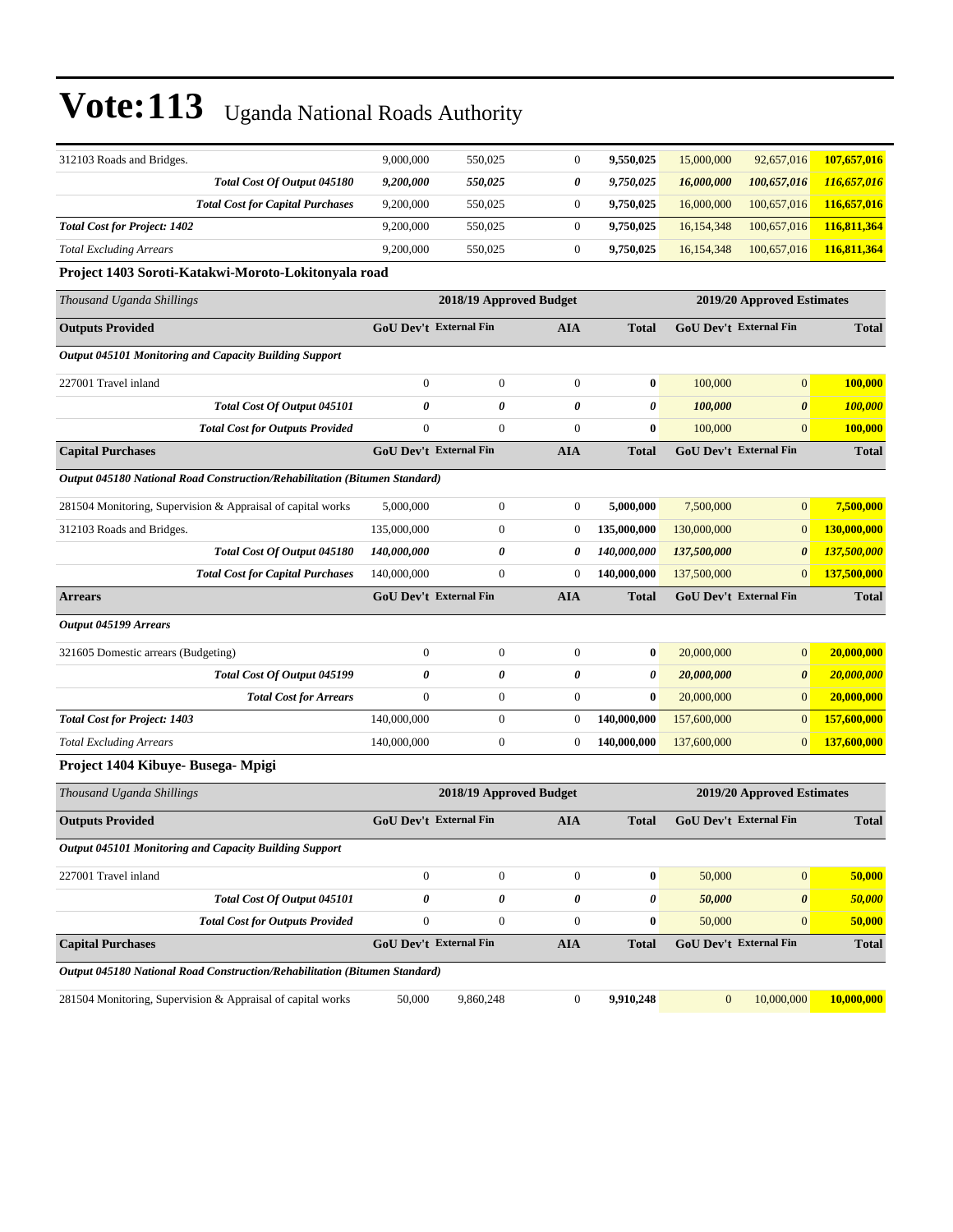# Vote:113 Uganda National Roads Authority

| | | | | | | | |
|---|---|---|---|---|---|---|---|
| 312103 Roads and Bridges. | 9,000,000 | 550,025 | 0 | **9,550,025** | 15,000,000 | 92,657,016 | **107,657,016** |
| ***Total Cost Of Output 045180*** | ***9,200,000*** | ***550,025*** | ***0*** | ***9,750,025*** | ***16,000,000*** | ***100,657,016*** | ***116,657,016*** |
| ***Total Cost for Capital Purchases*** | 9,200,000 | 550,025 | 0 | **9,750,025** | 16,000,000 | 100,657,016 | **116,657,016** |
| ***Total Cost for Project: 1402*** | 9,200,000 | 550,025 | 0 | **9,750,025** | 16,154,348 | 100,657,016 | **116,811,364** |
| *Total Excluding Arrears* | 9,200,000 | 550,025 | 0 | **9,750,025** | 16,154,348 | 100,657,016 | **116,811,364** |

**Project 1403 Soroti-Katakwi-Moroto-Lokitonyala road**

| *Thousand Uganda Shillings* | 2018/19 Approved Budget | | | | 2019/20 Approved Estimates | | |
|---|---|---|---|---|---|---|---|
| **Outputs Provided** | **GoU Dev't** | **External Fin** | **AIA** | **Total** | **GoU Dev't** | **External Fin** | **Total** |
| ***Output 045101 Monitoring and Capacity Building Support*** | | | | | | | |
| 227001 Travel inland | 0 | 0 | 0 | **0** | 100,000 | 0 | **100,000** |
| ***Total Cost Of Output 045101*** | ***0*** | ***0*** | ***0*** | ***0*** | ***100,000*** | ***0*** | ***100,000*** |
| ***Total Cost for Outputs Provided*** | 0 | 0 | 0 | **0** | 100,000 | 0 | **100,000** |
| **Capital Purchases** | **GoU Dev't** | **External Fin** | **AIA** | **Total** | **GoU Dev't** | **External Fin** | **Total** |
| ***Output 045180 National Road Construction/Rehabilitation (Bitumen Standard)*** | | | | | | | |
| 281504 Monitoring, Supervision & Appraisal of capital works | 5,000,000 | 0 | 0 | **5,000,000** | 7,500,000 | 0 | **7,500,000** |
| 312103 Roads and Bridges. | 135,000,000 | 0 | 0 | **135,000,000** | 130,000,000 | 0 | **130,000,000** |
| ***Total Cost Of Output 045180*** | ***140,000,000*** | ***0*** | ***0*** | ***140,000,000*** | ***137,500,000*** | ***0*** | ***137,500,000*** |
| ***Total Cost for Capital Purchases*** | 140,000,000 | 0 | 0 | **140,000,000** | 137,500,000 | 0 | **137,500,000** |
| **Arrears** | **GoU Dev't** | **External Fin** | **AIA** | **Total** | **GoU Dev't** | **External Fin** | **Total** |
| ***Output 045199 Arrears*** | | | | | | | |
| 321605 Domestic arrears (Budgeting) | 0 | 0 | 0 | **0** | 20,000,000 | 0 | **20,000,000** |
| ***Total Cost Of Output 045199*** | ***0*** | ***0*** | ***0*** | ***0*** | ***20,000,000*** | ***0*** | ***20,000,000*** |
| ***Total Cost for Arrears*** | 0 | 0 | 0 | **0** | 20,000,000 | 0 | **20,000,000** |
| ***Total Cost for Project: 1403*** | 140,000,000 | 0 | 0 | **140,000,000** | 157,600,000 | 0 | **157,600,000** |
| *Total Excluding Arrears* | 140,000,000 | 0 | 0 | **140,000,000** | 137,600,000 | 0 | **137,600,000** |

**Project 1404 Kibuye- Busega- Mpigi**

| *Thousand Uganda Shillings* | 2018/19 Approved Budget | | | | 2019/20 Approved Estimates | | |
|---|---|---|---|---|---|---|---|
| **Outputs Provided** | **GoU Dev't** | **External Fin** | **AIA** | **Total** | **GoU Dev't** | **External Fin** | **Total** |
| ***Output 045101 Monitoring and Capacity Building Support*** | | | | | | | |
| 227001 Travel inland | 0 | 0 | 0 | **0** | 50,000 | 0 | **50,000** |
| ***Total Cost Of Output 045101*** | ***0*** | ***0*** | ***0*** | ***0*** | ***50,000*** | ***0*** | ***50,000*** |
| ***Total Cost for Outputs Provided*** | 0 | 0 | 0 | **0** | 50,000 | 0 | **50,000** |
| **Capital Purchases** | **GoU Dev't** | **External Fin** | **AIA** | **Total** | **GoU Dev't** | **External Fin** | **Total** |
| ***Output 045180 National Road Construction/Rehabilitation (Bitumen Standard)*** | | | | | | | |
| 281504 Monitoring, Supervision & Appraisal of capital works | 50,000 | 9,860,248 | 0 | **9,910,248** | 0 | 10,000,000 | **10,000,000** |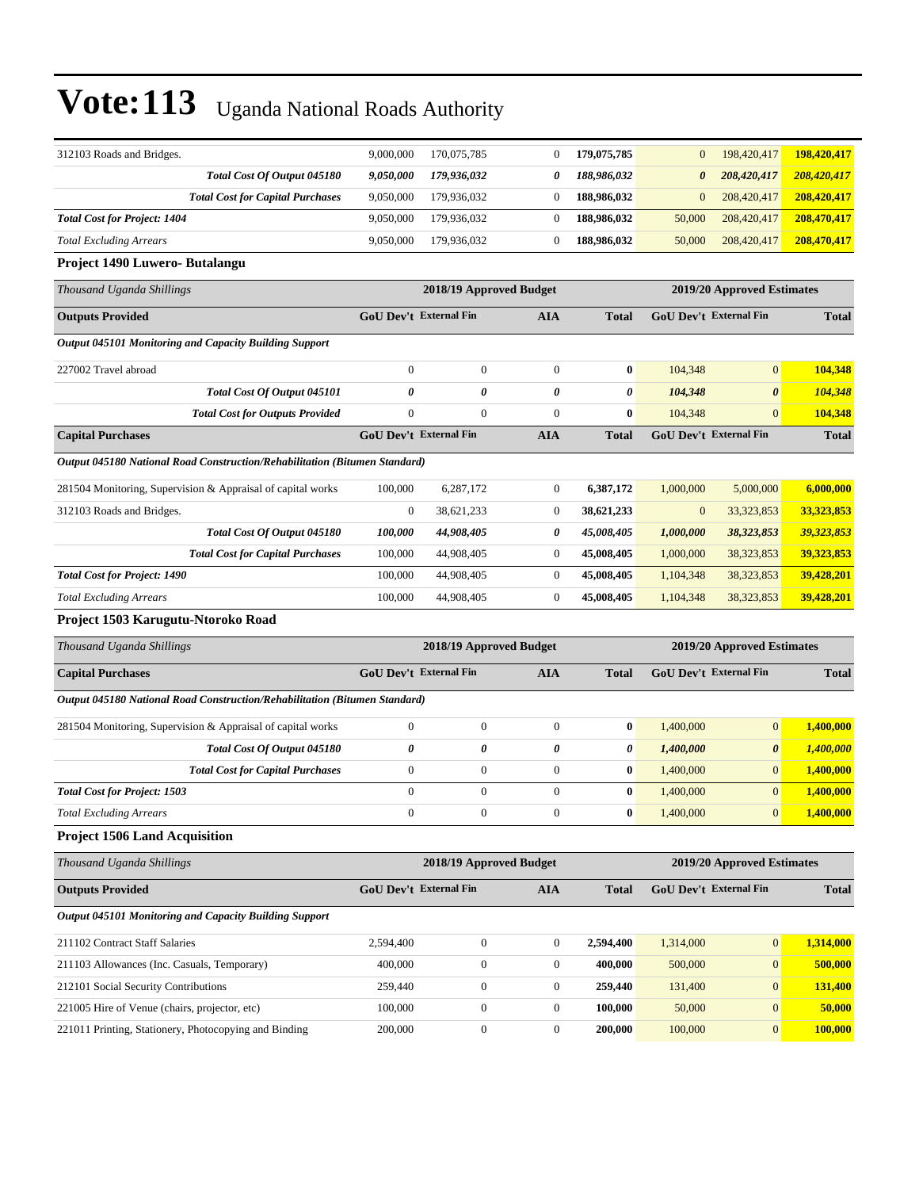# Vote:113 Uganda National Roads Authority

| | | | | | | | |
|---|---|---|---|---|---|---|---|
| 312103 Roads and Bridges. | 9,000,000 | 170,075,785 | 0 | **179,075,785** | 0 | 198,420,417 | **198,420,417** |
| ***Total Cost Of Output 045180*** | ***9,050,000*** | ***179,936,032*** | ***0*** | ***188,986,032*** | ***0*** | ***208,420,417*** | ***208,420,417*** |
| ***Total Cost for Capital Purchases*** | 9,050,000 | 179,936,032 | 0 | **188,986,032** | 0 | 208,420,417 | **208,420,417** |
| ***Total Cost for Project: 1404*** | 9,050,000 | 179,936,032 | 0 | **188,986,032** | 50,000 | 208,420,417 | **208,470,417** |
| *Total Excluding Arrears* | 9,050,000 | 179,936,032 | 0 | **188,986,032** | 50,000 | 208,420,417 | **208,470,417** |

### Project 1490 Luwero- Butalangu

| *Thousand Uganda Shillings* | 2018/19 Approved Budget | | | | 2019/20 Approved Estimates | | |
|---|---|---|---|---|---|---|---|
| **Outputs Provided** | **GoU Dev't** | **External Fin** | **AIA** | **Total** | **GoU Dev't** | **External Fin** | **Total** |
| ***Output 045101 Monitoring and Capacity Building Support*** | | | | | | | |
| 227002 Travel abroad | 0 | 0 | 0 | **0** | 104,348 | 0 | **104,348** |
| ***Total Cost Of Output 045101*** | ***0*** | ***0*** | ***0*** | ***0*** | ***104,348*** | ***0*** | ***104,348*** |
| ***Total Cost for Outputs Provided*** | 0 | 0 | 0 | **0** | 104,348 | 0 | **104,348** |
| **Capital Purchases** | **GoU Dev't** | **External Fin** | **AIA** | **Total** | **GoU Dev't** | **External Fin** | **Total** |
| ***Output 045180 National Road Construction/Rehabilitation (Bitumen Standard)*** | | | | | | | |
| 281504 Monitoring, Supervision & Appraisal of capital works | 100,000 | 6,287,172 | 0 | **6,387,172** | 1,000,000 | 5,000,000 | **6,000,000** |
| 312103 Roads and Bridges. | 0 | 38,621,233 | 0 | **38,621,233** | 0 | 33,323,853 | **33,323,853** |
| ***Total Cost Of Output 045180*** | ***100,000*** | ***44,908,405*** | ***0*** | ***45,008,405*** | ***1,000,000*** | ***38,323,853*** | ***39,323,853*** |
| ***Total Cost for Capital Purchases*** | 100,000 | 44,908,405 | 0 | **45,008,405** | 1,000,000 | 38,323,853 | **39,323,853** |
| ***Total Cost for Project: 1490*** | 100,000 | 44,908,405 | 0 | **45,008,405** | 1,104,348 | 38,323,853 | **39,428,201** |
| *Total Excluding Arrears* | 100,000 | 44,908,405 | 0 | **45,008,405** | 1,104,348 | 38,323,853 | **39,428,201** |

### Project 1503 Karugutu-Ntoroko Road

| *Thousand Uganda Shillings* | 2018/19 Approved Budget | | | | 2019/20 Approved Estimates | | |
|---|---|---|---|---|---|---|---|
| **Capital Purchases** | **GoU Dev't** | **External Fin** | **AIA** | **Total** | **GoU Dev't** | **External Fin** | **Total** |
| ***Output 045180 National Road Construction/Rehabilitation (Bitumen Standard)*** | | | | | | | |
| 281504 Monitoring, Supervision & Appraisal of capital works | 0 | 0 | 0 | **0** | 1,400,000 | 0 | **1,400,000** |
| ***Total Cost Of Output 045180*** | ***0*** | ***0*** | ***0*** | ***0*** | ***1,400,000*** | ***0*** | ***1,400,000*** |
| ***Total Cost for Capital Purchases*** | 0 | 0 | 0 | **0** | 1,400,000 | 0 | **1,400,000** |
| ***Total Cost for Project: 1503*** | 0 | 0 | 0 | **0** | 1,400,000 | 0 | **1,400,000** |
| *Total Excluding Arrears* | 0 | 0 | 0 | **0** | 1,400,000 | 0 | **1,400,000** |

### Project 1506 Land Acquisition

| *Thousand Uganda Shillings* | 2018/19 Approved Budget | | | | 2019/20 Approved Estimates | | |
|---|---|---|---|---|---|---|---|
| **Outputs Provided** | **GoU Dev't** | **External Fin** | **AIA** | **Total** | **GoU Dev't** | **External Fin** | **Total** |
| ***Output 045101 Monitoring and Capacity Building Support*** | | | | | | | |
| 211102 Contract Staff Salaries | 2,594,400 | 0 | 0 | **2,594,400** | 1,314,000 | 0 | **1,314,000** |
| 211103 Allowances (Inc. Casuals, Temporary) | 400,000 | 0 | 0 | **400,000** | 500,000 | 0 | **500,000** |
| 212101 Social Security Contributions | 259,440 | 0 | 0 | **259,440** | 131,400 | 0 | **131,400** |
| 221005 Hire of Venue (chairs, projector, etc) | 100,000 | 0 | 0 | **100,000** | 50,000 | 0 | **50,000** |
| 221011 Printing, Stationery, Photocopying and Binding | 200,000 | 0 | 0 | **200,000** | 100,000 | 0 | **100,000** |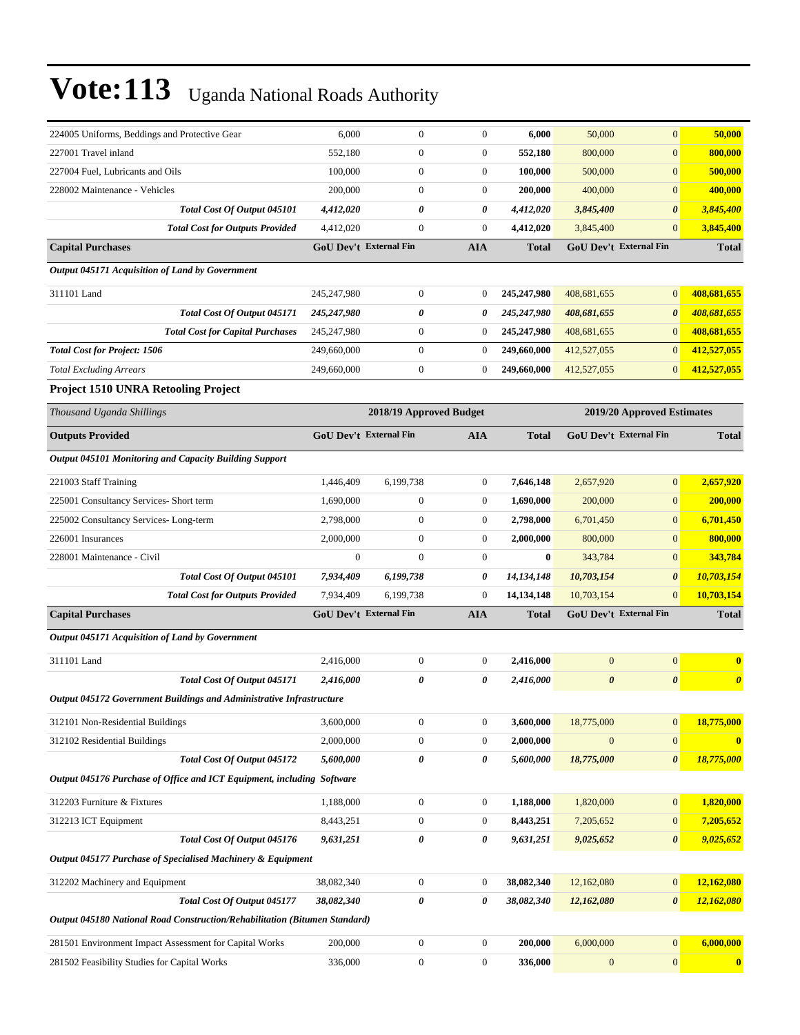# Vote:113 Uganda National Roads Authority

| | | | | | | | |
|---|---|---|---|---|---|---|---|
| 224005 Uniforms, Beddings and Protective Gear | 6,000 | 0 | 0 | **6,000** | 50,000 | 0 | **50,000** |
| 227001 Travel inland | 552,180 | 0 | 0 | **552,180** | 800,000 | 0 | **800,000** |
| 227004 Fuel, Lubricants and Oils | 100,000 | 0 | 0 | **100,000** | 500,000 | 0 | **500,000** |
| 228002 Maintenance - Vehicles | 200,000 | 0 | 0 | **200,000** | 400,000 | 0 | **400,000** |
| ***Total Cost Of Output 045101*** | ***4,412,020*** | ***0*** | ***0*** | ***4,412,020*** | ***3,845,400*** | ***0*** | ***3,845,400*** |
| ***Total Cost for Outputs Provided*** | 4,412,020 | 0 | 0 | **4,412,020** | 3,845,400 | 0 | **3,845,400** |
| **Capital Purchases** | **GoU Dev't** | **External Fin** | **AIA** | **Total** | **GoU Dev't** | **External Fin** | **Total** |
| ***Output 045171 Acquisition of Land by Government*** | | | | | | | |
| 311101 Land | 245,247,980 | 0 | 0 | **245,247,980** | 408,681,655 | 0 | **408,681,655** |
| ***Total Cost Of Output 045171*** | ***245,247,980*** | ***0*** | ***0*** | ***245,247,980*** | ***408,681,655*** | ***0*** | ***408,681,655*** |
| ***Total Cost for Capital Purchases*** | 245,247,980 | 0 | 0 | **245,247,980** | 408,681,655 | 0 | **408,681,655** |
| ***Total Cost for Project: 1506*** | 249,660,000 | 0 | 0 | **249,660,000** | 412,527,055 | 0 | **412,527,055** |
| *Total Excluding Arrears* | 249,660,000 | 0 | 0 | **249,660,000** | 412,527,055 | 0 | **412,527,055** |

**Project 1510 UNRA Retooling Project**

| *Thousand Uganda Shillings* | 2018/19 Approved Budget | | | | 2019/20 Approved Estimates | | |
|---|---|---|---|---|---|---|---|
| **Outputs Provided** | **GoU Dev't** | **External Fin** | **AIA** | **Total** | **GoU Dev't** | **External Fin** | **Total** |
| ***Output 045101 Monitoring and Capacity Building Support*** | | | | | | | |
| 221003 Staff Training | 1,446,409 | 6,199,738 | 0 | **7,646,148** | 2,657,920 | 0 | **2,657,920** |
| 225001 Consultancy Services- Short term | 1,690,000 | 0 | 0 | **1,690,000** | 200,000 | 0 | **200,000** |
| 225002 Consultancy Services- Long-term | 2,798,000 | 0 | 0 | **2,798,000** | 6,701,450 | 0 | **6,701,450** |
| 226001 Insurances | 2,000,000 | 0 | 0 | **2,000,000** | 800,000 | 0 | **800,000** |
| 228001 Maintenance - Civil | 0 | 0 | 0 | **0** | 343,784 | 0 | **343,784** |
| ***Total Cost Of Output 045101*** | ***7,934,409*** | ***6,199,738*** | ***0*** | ***14,134,148*** | ***10,703,154*** | ***0*** | ***10,703,154*** |
| ***Total Cost for Outputs Provided*** | 7,934,409 | 6,199,738 | 0 | **14,134,148** | 10,703,154 | 0 | **10,703,154** |
| **Capital Purchases** | **GoU Dev't** | **External Fin** | **AIA** | **Total** | **GoU Dev't** | **External Fin** | **Total** |
| ***Output 045171 Acquisition of Land by Government*** | | | | | | | |
| 311101 Land | 2,416,000 | 0 | 0 | **2,416,000** | 0 | 0 | **0** |
| ***Total Cost Of Output 045171*** | ***2,416,000*** | ***0*** | ***0*** | ***2,416,000*** | ***0*** | ***0*** | ***0*** |
| ***Output 045172 Government Buildings and Administrative Infrastructure*** | | | | | | | |
| 312101 Non-Residential Buildings | 3,600,000 | 0 | 0 | **3,600,000** | 18,775,000 | 0 | **18,775,000** |
| 312102 Residential Buildings | 2,000,000 | 0 | 0 | **2,000,000** | 0 | 0 | **0** |
| ***Total Cost Of Output 045172*** | ***5,600,000*** | ***0*** | ***0*** | ***5,600,000*** | ***18,775,000*** | ***0*** | ***18,775,000*** |
| ***Output 045176 Purchase of Office and ICT Equipment, including Software*** | | | | | | | |
| 312203 Furniture & Fixtures | 1,188,000 | 0 | 0 | **1,188,000** | 1,820,000 | 0 | **1,820,000** |
| 312213 ICT Equipment | 8,443,251 | 0 | 0 | **8,443,251** | 7,205,652 | 0 | **7,205,652** |
| ***Total Cost Of Output 045176*** | ***9,631,251*** | ***0*** | ***0*** | ***9,631,251*** | ***9,025,652*** | ***0*** | ***9,025,652*** |
| ***Output 045177 Purchase of Specialised Machinery & Equipment*** | | | | | | | |
| 312202 Machinery and Equipment | 38,082,340 | 0 | 0 | **38,082,340** | 12,162,080 | 0 | **12,162,080** |
| ***Total Cost Of Output 045177*** | ***38,082,340*** | ***0*** | ***0*** | ***38,082,340*** | ***12,162,080*** | ***0*** | ***12,162,080*** |
| ***Output 045180 National Road Construction/Rehabilitation (Bitumen Standard)*** | | | | | | | |
| 281501 Environment Impact Assessment for Capital Works | 200,000 | 0 | 0 | **200,000** | 6,000,000 | 0 | **6,000,000** |
| 281502 Feasibility Studies for Capital Works | 336,000 | 0 | 0 | **336,000** | 0 | 0 | **0** |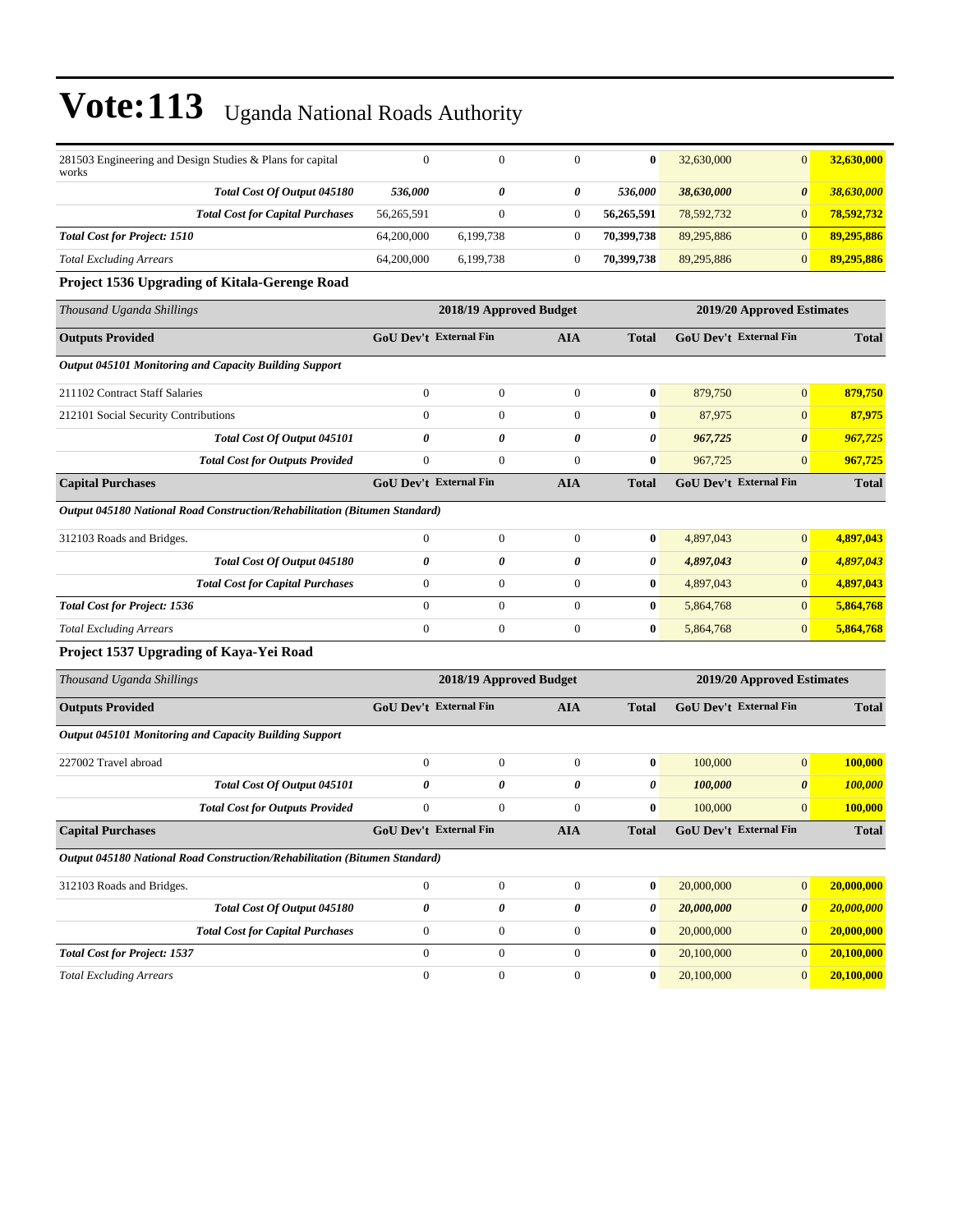# Vote:113 Uganda National Roads Authority

| | | | | | | | |
|---|---|---|---|---|---|---|---|
| 281503 Engineering and Design Studies & Plans for capital works | 0 | 0 | 0 | **0** | 32,630,000 | 0 | **32,630,000** |
| ***Total Cost Of Output 045180*** | ***536,000*** | ***0*** | ***0*** | ***536,000*** | ***38,630,000*** | ***0*** | ***38,630,000*** |
| ***Total Cost for Capital Purchases*** | 56,265,591 | 0 | 0 | **56,265,591** | 78,592,732 | 0 | **78,592,732** |
| ***Total Cost for Project: 1510*** | 64,200,000 | 6,199,738 | 0 | **70,399,738** | 89,295,886 | 0 | **89,295,886** |
| *Total Excluding Arrears* | 64,200,000 | 6,199,738 | 0 | **70,399,738** | 89,295,886 | 0 | **89,295,886** |

### Project 1536 Upgrading of Kitala-Gerenge Road

| *Thousand Uganda Shillings* | 2018/19 Approved Budget | | | | 2019/20 Approved Estimates | | |
|---|---|---|---|---|---|---|---|
| **Outputs Provided** | **GoU Dev't** | **External Fin** | **AIA** | **Total** | **GoU Dev't** | **External Fin** | **Total** |
| ***Output 045101 Monitoring and Capacity Building Support*** | | | | | | | |
| 211102 Contract Staff Salaries | 0 | 0 | 0 | **0** | 879,750 | 0 | **879,750** |
| 212101 Social Security Contributions | 0 | 0 | 0 | **0** | 87,975 | 0 | **87,975** |
| ***Total Cost Of Output 045101*** | ***0*** | ***0*** | ***0*** | ***0*** | ***967,725*** | ***0*** | ***967,725*** |
| ***Total Cost for Outputs Provided*** | 0 | 0 | 0 | **0** | 967,725 | 0 | **967,725** |
| **Capital Purchases** | **GoU Dev't** | **External Fin** | **AIA** | **Total** | **GoU Dev't** | **External Fin** | **Total** |
| ***Output 045180 National Road Construction/Rehabilitation (Bitumen Standard)*** | | | | | | | |
| 312103 Roads and Bridges. | 0 | 0 | 0 | **0** | 4,897,043 | 0 | **4,897,043** |
| ***Total Cost Of Output 045180*** | ***0*** | ***0*** | ***0*** | ***0*** | ***4,897,043*** | ***0*** | ***4,897,043*** |
| ***Total Cost for Capital Purchases*** | 0 | 0 | 0 | **0** | 4,897,043 | 0 | **4,897,043** |
| ***Total Cost for Project: 1536*** | 0 | 0 | 0 | **0** | 5,864,768 | 0 | **5,864,768** |
| *Total Excluding Arrears* | 0 | 0 | 0 | **0** | 5,864,768 | 0 | **5,864,768** |

### Project 1537 Upgrading of Kaya-Yei Road

| *Thousand Uganda Shillings* | 2018/19 Approved Budget | | | | 2019/20 Approved Estimates | | |
|---|---|---|---|---|---|---|---|
| **Outputs Provided** | **GoU Dev't** | **External Fin** | **AIA** | **Total** | **GoU Dev't** | **External Fin** | **Total** |
| ***Output 045101 Monitoring and Capacity Building Support*** | | | | | | | |
| 227002 Travel abroad | 0 | 0 | 0 | **0** | 100,000 | 0 | **100,000** |
| ***Total Cost Of Output 045101*** | ***0*** | ***0*** | ***0*** | ***0*** | ***100,000*** | ***0*** | ***100,000*** |
| ***Total Cost for Outputs Provided*** | 0 | 0 | 0 | **0** | 100,000 | 0 | **100,000** |
| **Capital Purchases** | **GoU Dev't** | **External Fin** | **AIA** | **Total** | **GoU Dev't** | **External Fin** | **Total** |
| ***Output 045180 National Road Construction/Rehabilitation (Bitumen Standard)*** | | | | | | | |
| 312103 Roads and Bridges. | 0 | 0 | 0 | **0** | 20,000,000 | 0 | **20,000,000** |
| ***Total Cost Of Output 045180*** | ***0*** | ***0*** | ***0*** | ***0*** | ***20,000,000*** | ***0*** | ***20,000,000*** |
| ***Total Cost for Capital Purchases*** | 0 | 0 | 0 | **0** | 20,000,000 | 0 | **20,000,000** |
| ***Total Cost for Project: 1537*** | 0 | 0 | 0 | **0** | 20,100,000 | 0 | **20,100,000** |
| *Total Excluding Arrears* | 0 | 0 | 0 | **0** | 20,100,000 | 0 | **20,100,000** |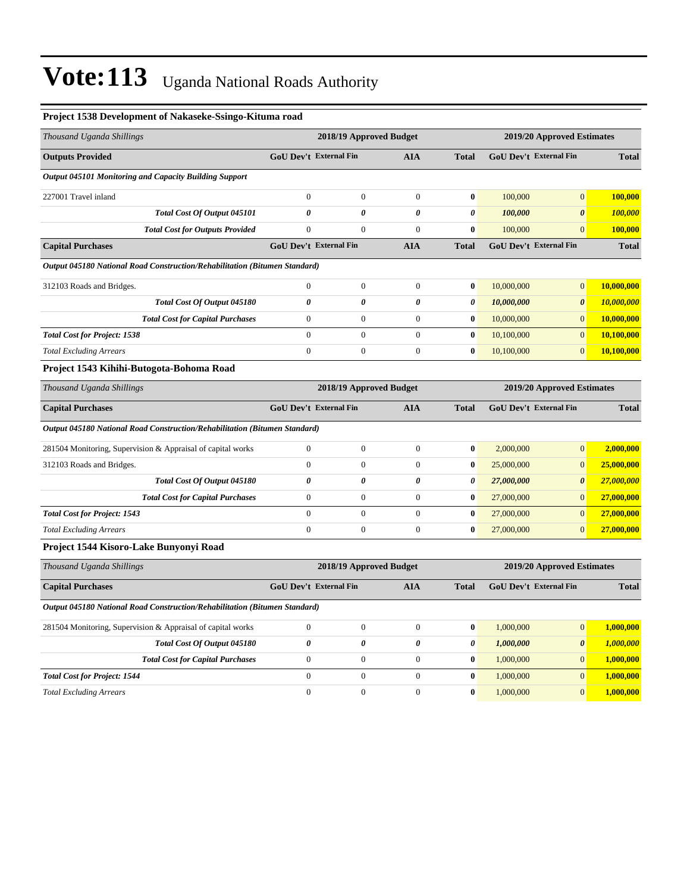# Vote:113 Uganda National Roads Authority

### Project 1538 Development of Nakaseke-Ssingo-Kituma road

| *Thousand Uganda Shillings* | 2018/19 Approved Budget | | | | 2019/20 Approved Estimates | | |
|---|---|---|---|---|---|---|---|
| **Outputs Provided** | **GoU Dev't** | **External Fin** | **AIA** | **Total** | **GoU Dev't** | **External Fin** | **Total** |
| ***Output 045101 Monitoring and Capacity Building Support*** | | | | | | | |
| 227001 Travel inland | 0 | 0 | 0 | **0** | 100,000 | 0 | **100,000** |
| ***Total Cost Of Output 045101*** | ***0*** | ***0*** | ***0*** | ***0*** | ***100,000*** | ***0*** | ***100,000*** |
| ***Total Cost for Outputs Provided*** | 0 | 0 | 0 | **0** | 100,000 | 0 | **100,000** |
| **Capital Purchases** | **GoU Dev't** | **External Fin** | **AIA** | **Total** | **GoU Dev't** | **External Fin** | **Total** |
| ***Output 045180 National Road Construction/Rehabilitation (Bitumen Standard)*** | | | | | | | |
| 312103 Roads and Bridges. | 0 | 0 | 0 | **0** | 10,000,000 | 0 | **10,000,000** |
| ***Total Cost Of Output 045180*** | ***0*** | ***0*** | ***0*** | ***0*** | ***10,000,000*** | ***0*** | ***10,000,000*** |
| ***Total Cost for Capital Purchases*** | 0 | 0 | 0 | **0** | 10,000,000 | 0 | **10,000,000** |
| ***Total Cost for Project: 1538*** | 0 | 0 | 0 | **0** | 10,100,000 | 0 | **10,100,000** |
| *Total Excluding Arrears* | 0 | 0 | 0 | **0** | 10,100,000 | 0 | **10,100,000** |

### Project 1543 Kihihi-Butogota-Bohoma Road

| *Thousand Uganda Shillings* | 2018/19 Approved Budget | | | | 2019/20 Approved Estimates | | |
|---|---|---|---|---|---|---|---|
| **Capital Purchases** | **GoU Dev't** | **External Fin** | **AIA** | **Total** | **GoU Dev't** | **External Fin** | **Total** |
| ***Output 045180 National Road Construction/Rehabilitation (Bitumen Standard)*** | | | | | | | |
| 281504 Monitoring, Supervision & Appraisal of capital works | 0 | 0 | 0 | **0** | 2,000,000 | 0 | **2,000,000** |
| 312103 Roads and Bridges. | 0 | 0 | 0 | **0** | 25,000,000 | 0 | **25,000,000** |
| ***Total Cost Of Output 045180*** | ***0*** | ***0*** | ***0*** | ***0*** | ***27,000,000*** | ***0*** | ***27,000,000*** |
| ***Total Cost for Capital Purchases*** | 0 | 0 | 0 | **0** | 27,000,000 | 0 | **27,000,000** |
| ***Total Cost for Project: 1543*** | 0 | 0 | 0 | **0** | 27,000,000 | 0 | **27,000,000** |
| *Total Excluding Arrears* | 0 | 0 | 0 | **0** | 27,000,000 | 0 | **27,000,000** |

### Project 1544 Kisoro-Lake Bunyonyi Road

| *Thousand Uganda Shillings* | 2018/19 Approved Budget | | | | 2019/20 Approved Estimates | | |
|---|---|---|---|---|---|---|---|
| **Capital Purchases** | **GoU Dev't** | **External Fin** | **AIA** | **Total** | **GoU Dev't** | **External Fin** | **Total** |
| ***Output 045180 National Road Construction/Rehabilitation (Bitumen Standard)*** | | | | | | | |
| 281504 Monitoring, Supervision & Appraisal of capital works | 0 | 0 | 0 | **0** | 1,000,000 | 0 | **1,000,000** |
| ***Total Cost Of Output 045180*** | ***0*** | ***0*** | ***0*** | ***0*** | ***1,000,000*** | ***0*** | ***1,000,000*** |
| ***Total Cost for Capital Purchases*** | 0 | 0 | 0 | **0** | 1,000,000 | 0 | **1,000,000** |
| ***Total Cost for Project: 1544*** | 0 | 0 | 0 | **0** | 1,000,000 | 0 | **1,000,000** |
| *Total Excluding Arrears* | 0 | 0 | 0 | **0** | 1,000,000 | 0 | **1,000,000** |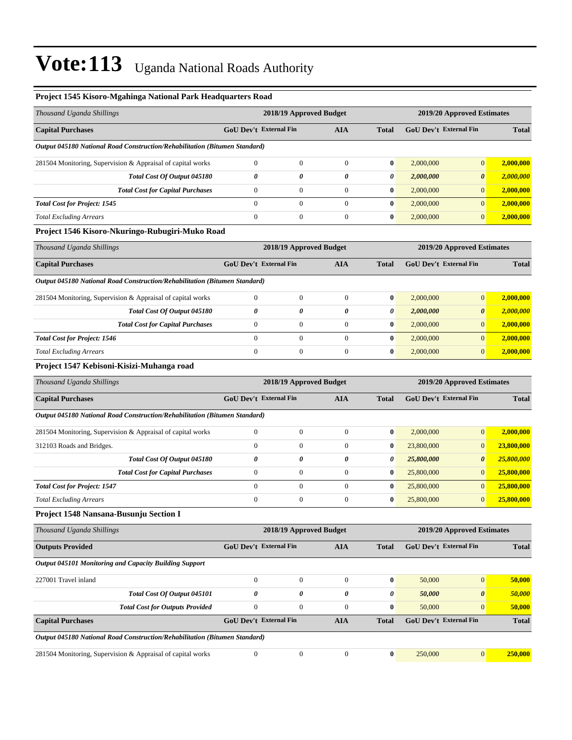# Vote:113 Uganda National Roads Authority

### Project 1545 Kisoro-Mgahinga National Park Headquarters Road

| Thousand Uganda Shillings | 2018/19 Approved Budget | | | | 2019/20 Approved Estimates | | |
|---|---|---|---|---|---|---|---|
| **Capital Purchases** | **GoU Dev't** | **External Fin** | **AIA** | **Total** | **GoU Dev't** | **External Fin** | **Total** |
| ***Output 045180 National Road Construction/Rehabilitation (Bitumen Standard)*** | | | | | | | |
| 281504 Monitoring, Supervision & Appraisal of capital works | 0 | 0 | 0 | **0** | 2,000,000 | 0 | **2,000,000** |
| ***Total Cost Of Output 045180*** | ***0*** | ***0*** | ***0*** | ***0*** | ***2,000,000*** | ***0*** | ***2,000,000*** |
| ***Total Cost for Capital Purchases*** | 0 | 0 | 0 | **0** | 2,000,000 | 0 | **2,000,000** |
| ***Total Cost for Project: 1545*** | 0 | 0 | 0 | **0** | 2,000,000 | 0 | **2,000,000** |
| *Total Excluding Arrears* | 0 | 0 | 0 | **0** | 2,000,000 | 0 | **2,000,000** |

### Project 1546 Kisoro-Nkuringo-Rubugiri-Muko Road

| Thousand Uganda Shillings | 2018/19 Approved Budget | | | | 2019/20 Approved Estimates | | |
|---|---|---|---|---|---|---|---|
| **Capital Purchases** | **GoU Dev't** | **External Fin** | **AIA** | **Total** | **GoU Dev't** | **External Fin** | **Total** |
| ***Output 045180 National Road Construction/Rehabilitation (Bitumen Standard)*** | | | | | | | |
| 281504 Monitoring, Supervision & Appraisal of capital works | 0 | 0 | 0 | **0** | 2,000,000 | 0 | **2,000,000** |
| ***Total Cost Of Output 045180*** | ***0*** | ***0*** | ***0*** | ***0*** | ***2,000,000*** | ***0*** | ***2,000,000*** |
| ***Total Cost for Capital Purchases*** | 0 | 0 | 0 | **0** | 2,000,000 | 0 | **2,000,000** |
| ***Total Cost for Project: 1546*** | 0 | 0 | 0 | **0** | 2,000,000 | 0 | **2,000,000** |
| *Total Excluding Arrears* | 0 | 0 | 0 | **0** | 2,000,000 | 0 | **2,000,000** |

### Project 1547 Kebisoni-Kisizi-Muhanga road

| Thousand Uganda Shillings | 2018/19 Approved Budget | | | | 2019/20 Approved Estimates | | |
|---|---|---|---|---|---|---|---|
| **Capital Purchases** | **GoU Dev't** | **External Fin** | **AIA** | **Total** | **GoU Dev't** | **External Fin** | **Total** |
| ***Output 045180 National Road Construction/Rehabilitation (Bitumen Standard)*** | | | | | | | |
| 281504 Monitoring, Supervision & Appraisal of capital works | 0 | 0 | 0 | **0** | 2,000,000 | 0 | **2,000,000** |
| 312103 Roads and Bridges. | 0 | 0 | 0 | **0** | 23,800,000 | 0 | **23,800,000** |
| ***Total Cost Of Output 045180*** | ***0*** | ***0*** | ***0*** | ***0*** | ***25,800,000*** | ***0*** | ***25,800,000*** |
| ***Total Cost for Capital Purchases*** | 0 | 0 | 0 | **0** | 25,800,000 | 0 | **25,800,000** |
| ***Total Cost for Project: 1547*** | 0 | 0 | 0 | **0** | 25,800,000 | 0 | **25,800,000** |
| *Total Excluding Arrears* | 0 | 0 | 0 | **0** | 25,800,000 | 0 | **25,800,000** |

### Project 1548 Nansana-Busunju Section I

| Thousand Uganda Shillings | 2018/19 Approved Budget | | | | 2019/20 Approved Estimates | | |
|---|---|---|---|---|---|---|---|
| **Outputs Provided** | **GoU Dev't** | **External Fin** | **AIA** | **Total** | **GoU Dev't** | **External Fin** | **Total** |
| ***Output 045101 Monitoring and Capacity Building Support*** | | | | | | | |
| 227001 Travel inland | 0 | 0 | 0 | **0** | 50,000 | 0 | **50,000** |
| ***Total Cost Of Output 045101*** | ***0*** | ***0*** | ***0*** | ***0*** | ***50,000*** | ***0*** | ***50,000*** |
| ***Total Cost for Outputs Provided*** | 0 | 0 | 0 | **0** | 50,000 | 0 | **50,000** |
| **Capital Purchases** | **GoU Dev't** | **External Fin** | **AIA** | **Total** | **GoU Dev't** | **External Fin** | **Total** |
| ***Output 045180 National Road Construction/Rehabilitation (Bitumen Standard)*** | | | | | | | |
| 281504 Monitoring, Supervision & Appraisal of capital works | 0 | 0 | 0 | **0** | 250,000 | 0 | **250,000** |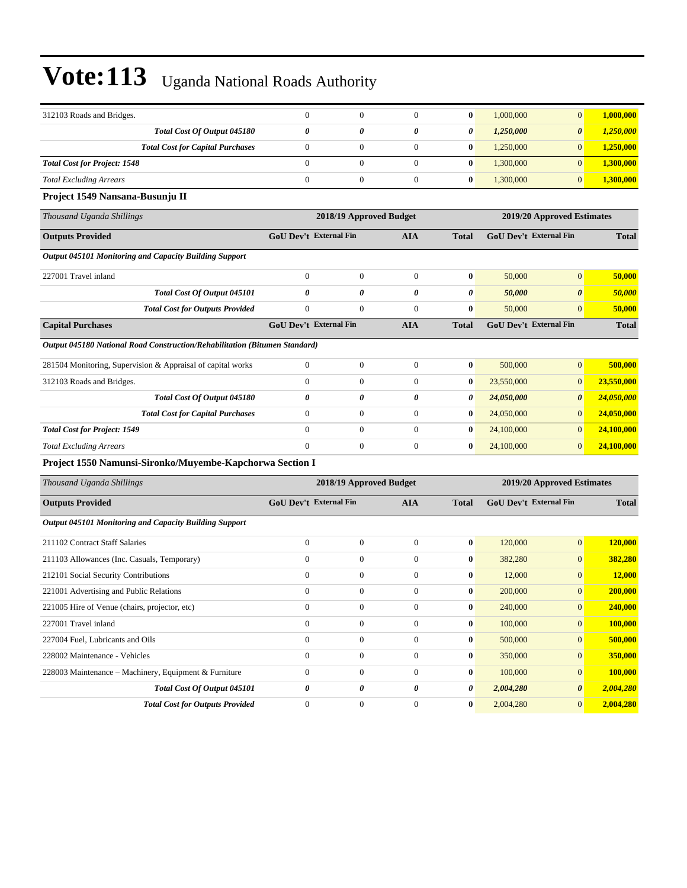# Vote:113 Uganda National Roads Authority

| | | | | | | | |
|---|---|---|---|---|---|---|---|
| 312103 Roads and Bridges. | 0 | 0 | 0 | **0** | 1,000,000 | 0 | **1,000,000** |
| ***Total Cost Of Output 045180*** | ***0*** | ***0*** | ***0*** | ***0*** | ***1,250,000*** | ***0*** | ***1,250,000*** |
| ***Total Cost for Capital Purchases*** | 0 | 0 | 0 | **0** | 1,250,000 | 0 | **1,250,000** |
| ***Total Cost for Project: 1548*** | 0 | 0 | 0 | **0** | 1,300,000 | 0 | **1,300,000** |
| *Total Excluding Arrears* | 0 | 0 | 0 | **0** | 1,300,000 | 0 | **1,300,000** |

### Project 1549 Nansana-Busunju II

| *Thousand Uganda Shillings* | 2018/19 Approved Budget | | | | 2019/20 Approved Estimates | | |
|---|---|---|---|---|---|---|---|
| **Outputs Provided** | **GoU Dev't** | **External Fin** | **AIA** | **Total** | **GoU Dev't** | **External Fin** | **Total** |
| ***Output 045101 Monitoring and Capacity Building Support*** | | | | | | | |
| 227001 Travel inland | 0 | 0 | 0 | **0** | 50,000 | 0 | **50,000** |
| ***Total Cost Of Output 045101*** | ***0*** | ***0*** | ***0*** | ***0*** | ***50,000*** | ***0*** | ***50,000*** |
| ***Total Cost for Outputs Provided*** | 0 | 0 | 0 | **0** | 50,000 | 0 | **50,000** |
| **Capital Purchases** | **GoU Dev't** | **External Fin** | **AIA** | **Total** | **GoU Dev't** | **External Fin** | **Total** |
| ***Output 045180 National Road Construction/Rehabilitation (Bitumen Standard)*** | | | | | | | |
| 281504 Monitoring, Supervision & Appraisal of capital works | 0 | 0 | 0 | **0** | 500,000 | 0 | **500,000** |
| 312103 Roads and Bridges. | 0 | 0 | 0 | **0** | 23,550,000 | 0 | **23,550,000** |
| ***Total Cost Of Output 045180*** | ***0*** | ***0*** | ***0*** | ***0*** | ***24,050,000*** | ***0*** | ***24,050,000*** |
| ***Total Cost for Capital Purchases*** | 0 | 0 | 0 | **0** | 24,050,000 | 0 | **24,050,000** |
| ***Total Cost for Project: 1549*** | 0 | 0 | 0 | **0** | 24,100,000 | 0 | **24,100,000** |
| *Total Excluding Arrears* | 0 | 0 | 0 | **0** | 24,100,000 | 0 | **24,100,000** |

### Project 1550 Namunsi-Sironko/Muyembe-Kapchorwa Section I

| *Thousand Uganda Shillings* | 2018/19 Approved Budget | | | | 2019/20 Approved Estimates | | |
|---|---|---|---|---|---|---|---|
| **Outputs Provided** | **GoU Dev't** | **External Fin** | **AIA** | **Total** | **GoU Dev't** | **External Fin** | **Total** |
| ***Output 045101 Monitoring and Capacity Building Support*** | | | | | | | |
| 211102 Contract Staff Salaries | 0 | 0 | 0 | **0** | 120,000 | 0 | **120,000** |
| 211103 Allowances (Inc. Casuals, Temporary) | 0 | 0 | 0 | **0** | 382,280 | 0 | **382,280** |
| 212101 Social Security Contributions | 0 | 0 | 0 | **0** | 12,000 | 0 | **12,000** |
| 221001 Advertising and Public Relations | 0 | 0 | 0 | **0** | 200,000 | 0 | **200,000** |
| 221005 Hire of Venue (chairs, projector, etc) | 0 | 0 | 0 | **0** | 240,000 | 0 | **240,000** |
| 227001 Travel inland | 0 | 0 | 0 | **0** | 100,000 | 0 | **100,000** |
| 227004 Fuel, Lubricants and Oils | 0 | 0 | 0 | **0** | 500,000 | 0 | **500,000** |
| 228002 Maintenance - Vehicles | 0 | 0 | 0 | **0** | 350,000 | 0 | **350,000** |
| 228003 Maintenance – Machinery, Equipment & Furniture | 0 | 0 | 0 | **0** | 100,000 | 0 | **100,000** |
| ***Total Cost Of Output 045101*** | ***0*** | ***0*** | ***0*** | ***0*** | ***2,004,280*** | ***0*** | ***2,004,280*** |
| ***Total Cost for Outputs Provided*** | 0 | 0 | 0 | **0** | 2,004,280 | 0 | **2,004,280** |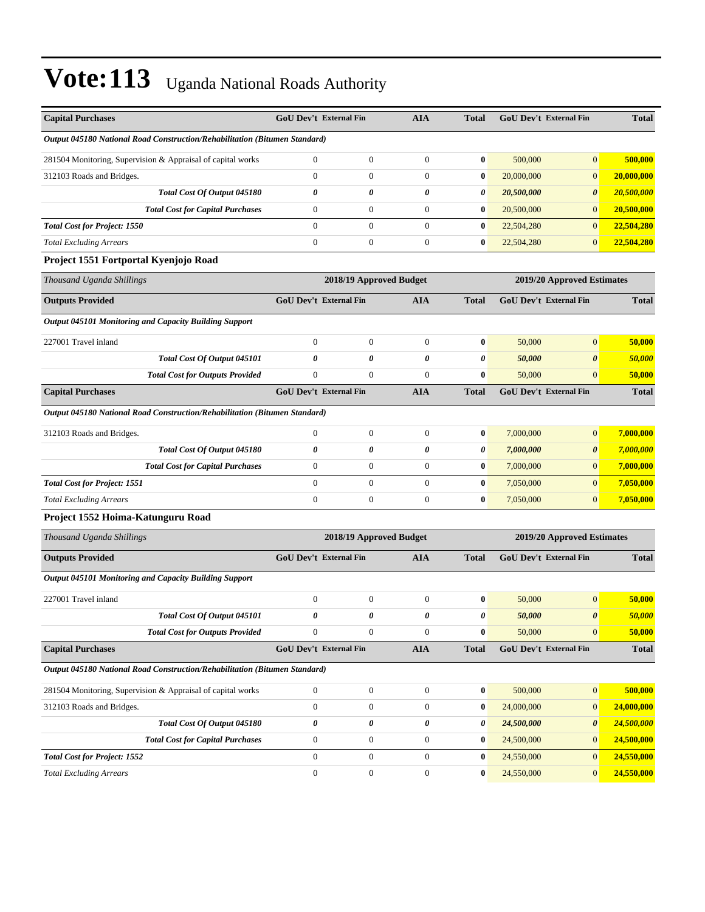# Vote:113 Uganda National Roads Authority

| Capital Purchases | GoU Dev't | External Fin | AIA | Total | GoU Dev't | External Fin | Total |
|---|---|---|---|---|---|---|---|
| *Output 045180 National Road Construction/Rehabilitation (Bitumen Standard)* | | | | | | | |
| 281504 Monitoring, Supervision & Appraisal of capital works | 0 | 0 | 0 | **0** | 500,000 | 0 | **500,000** |
| 312103 Roads and Bridges. | 0 | 0 | 0 | **0** | 20,000,000 | 0 | **20,000,000** |
| ***Total Cost Of Output 045180*** | ***0*** | ***0*** | ***0*** | ***0*** | ***20,500,000*** | ***0*** | ***20,500,000*** |
| ***Total Cost for Capital Purchases*** | 0 | 0 | 0 | **0** | 20,500,000 | 0 | **20,500,000** |
| ***Total Cost for Project: 1550*** | 0 | 0 | 0 | **0** | 22,504,280 | 0 | **22,504,280** |
| *Total Excluding Arrears* | 0 | 0 | 0 | **0** | 22,504,280 | 0 | **22,504,280** |

### Project 1551 Fortportal Kyenjojo Road

| *Thousand Uganda Shillings* | 2018/19 Approved Budget | | | | 2019/20 Approved Estimates | | |
|---|---|---|---|---|---|---|---|
| **Outputs Provided** | **GoU Dev't** | **External Fin** | **AIA** | **Total** | **GoU Dev't** | **External Fin** | **Total** |
| *Output 045101 Monitoring and Capacity Building Support* | | | | | | | |
| 227001 Travel inland | 0 | 0 | 0 | **0** | 50,000 | 0 | **50,000** |
| ***Total Cost Of Output 045101*** | ***0*** | ***0*** | ***0*** | ***0*** | ***50,000*** | ***0*** | ***50,000*** |
| ***Total Cost for Outputs Provided*** | 0 | 0 | 0 | **0** | 50,000 | 0 | **50,000** |
| **Capital Purchases** | **GoU Dev't** | **External Fin** | **AIA** | **Total** | **GoU Dev't** | **External Fin** | **Total** |
| *Output 045180 National Road Construction/Rehabilitation (Bitumen Standard)* | | | | | | | |
| 312103 Roads and Bridges. | 0 | 0 | 0 | **0** | 7,000,000 | 0 | **7,000,000** |
| ***Total Cost Of Output 045180*** | ***0*** | ***0*** | ***0*** | ***0*** | ***7,000,000*** | ***0*** | ***7,000,000*** |
| ***Total Cost for Capital Purchases*** | 0 | 0 | 0 | **0** | 7,000,000 | 0 | **7,000,000** |
| ***Total Cost for Project: 1551*** | 0 | 0 | 0 | **0** | 7,050,000 | 0 | **7,050,000** |
| *Total Excluding Arrears* | 0 | 0 | 0 | **0** | 7,050,000 | 0 | **7,050,000** |

### Project 1552 Hoima-Katunguru Road

| *Thousand Uganda Shillings* | 2018/19 Approved Budget | | | | 2019/20 Approved Estimates | | |
|---|---|---|---|---|---|---|---|
| **Outputs Provided** | **GoU Dev't** | **External Fin** | **AIA** | **Total** | **GoU Dev't** | **External Fin** | **Total** |
| *Output 045101 Monitoring and Capacity Building Support* | | | | | | | |
| 227001 Travel inland | 0 | 0 | 0 | **0** | 50,000 | 0 | **50,000** |
| ***Total Cost Of Output 045101*** | ***0*** | ***0*** | ***0*** | ***0*** | ***50,000*** | ***0*** | ***50,000*** |
| ***Total Cost for Outputs Provided*** | 0 | 0 | 0 | **0** | 50,000 | 0 | **50,000** |
| **Capital Purchases** | **GoU Dev't** | **External Fin** | **AIA** | **Total** | **GoU Dev't** | **External Fin** | **Total** |
| *Output 045180 National Road Construction/Rehabilitation (Bitumen Standard)* | | | | | | | |
| 281504 Monitoring, Supervision & Appraisal of capital works | 0 | 0 | 0 | **0** | 500,000 | 0 | **500,000** |
| 312103 Roads and Bridges. | 0 | 0 | 0 | **0** | 24,000,000 | 0 | **24,000,000** |
| ***Total Cost Of Output 045180*** | ***0*** | ***0*** | ***0*** | ***0*** | ***24,500,000*** | ***0*** | ***24,500,000*** |
| ***Total Cost for Capital Purchases*** | 0 | 0 | 0 | **0** | 24,500,000 | 0 | **24,500,000** |
| ***Total Cost for Project: 1552*** | 0 | 0 | 0 | **0** | 24,550,000 | 0 | **24,550,000** |
| *Total Excluding Arrears* | 0 | 0 | 0 | **0** | 24,550,000 | 0 | **24,550,000** |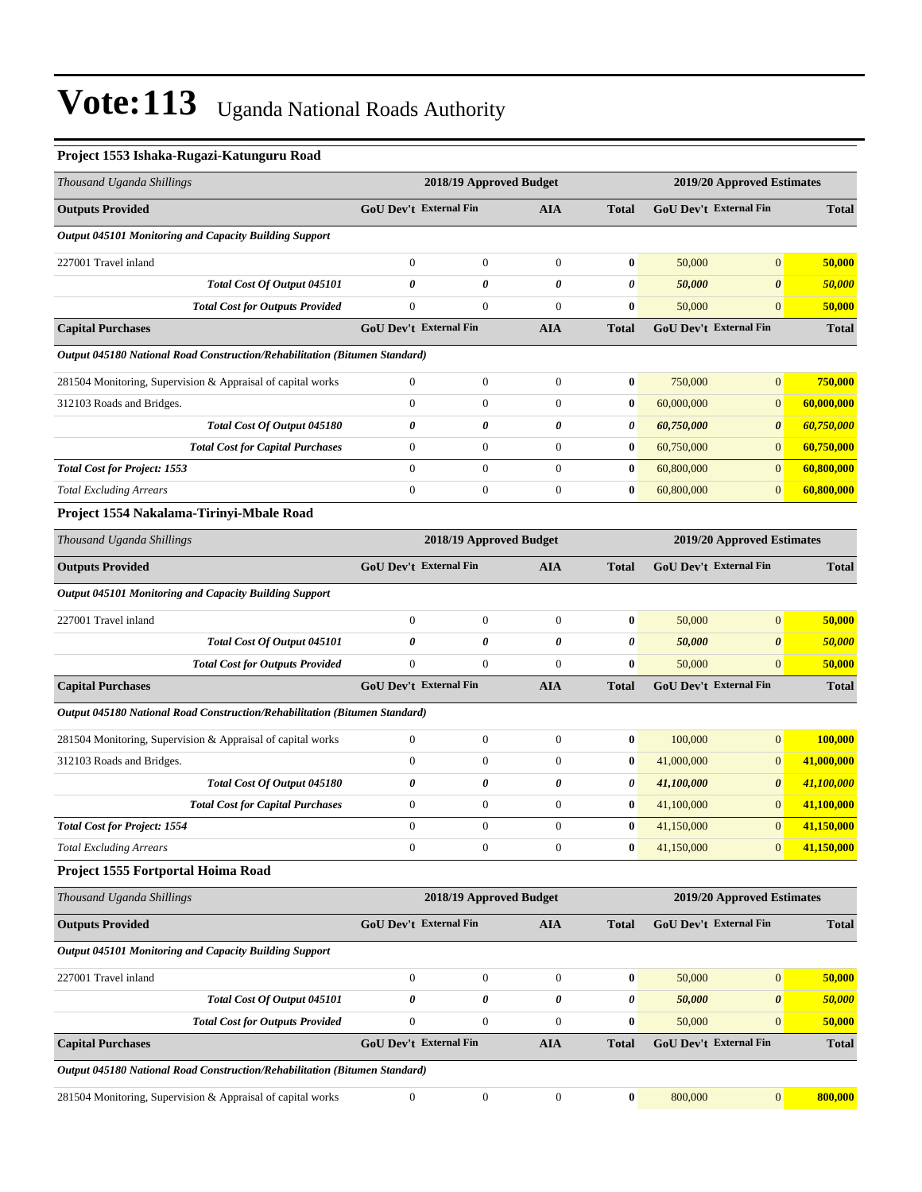# Vote:113 Uganda National Roads Authority

### Project 1553 Ishaka-Rugazi-Katunguru Road

| Thousand Uganda Shillings | 2018/19 Approved Budget | | | | 2019/20 Approved Estimates | | |
|---|---|---|---|---|---|---|---|
| **Outputs Provided** | **GoU Dev't** | **External Fin** | **AIA** | **Total** | **GoU Dev't** | **External Fin** | **Total** |
| ***Output 045101 Monitoring and Capacity Building Support*** | | | | | | | |
| 227001 Travel inland | 0 | 0 | 0 | **0** | 50,000 | 0 | **50,000** |
| ***Total Cost Of Output 045101*** | ***0*** | ***0*** | ***0*** | ***0*** | ***50,000*** | ***0*** | ***50,000*** |
| ***Total Cost for Outputs Provided*** | 0 | 0 | 0 | **0** | 50,000 | 0 | **50,000** |
| **Capital Purchases** | **GoU Dev't** | **External Fin** | **AIA** | **Total** | **GoU Dev't** | **External Fin** | **Total** |
| ***Output 045180 National Road Construction/Rehabilitation (Bitumen Standard)*** | | | | | | | |
| 281504 Monitoring, Supervision & Appraisal of capital works | 0 | 0 | 0 | **0** | 750,000 | 0 | **750,000** |
| 312103 Roads and Bridges. | 0 | 0 | 0 | **0** | 60,000,000 | 0 | **60,000,000** |
| ***Total Cost Of Output 045180*** | ***0*** | ***0*** | ***0*** | ***0*** | ***60,750,000*** | ***0*** | ***60,750,000*** |
| ***Total Cost for Capital Purchases*** | 0 | 0 | 0 | **0** | 60,750,000 | 0 | **60,750,000** |
| ***Total Cost for Project: 1553*** | 0 | 0 | 0 | **0** | 60,800,000 | 0 | **60,800,000** |
| *Total Excluding Arrears* | 0 | 0 | 0 | **0** | 60,800,000 | 0 | **60,800,000** |

### Project 1554 Nakalama-Tirinyi-Mbale Road

| Thousand Uganda Shillings | 2018/19 Approved Budget | | | | 2019/20 Approved Estimates | | |
|---|---|---|---|---|---|---|---|
| **Outputs Provided** | **GoU Dev't** | **External Fin** | **AIA** | **Total** | **GoU Dev't** | **External Fin** | **Total** |
| ***Output 045101 Monitoring and Capacity Building Support*** | | | | | | | |
| 227001 Travel inland | 0 | 0 | 0 | **0** | 50,000 | 0 | **50,000** |
| ***Total Cost Of Output 045101*** | ***0*** | ***0*** | ***0*** | ***0*** | ***50,000*** | ***0*** | ***50,000*** |
| ***Total Cost for Outputs Provided*** | 0 | 0 | 0 | **0** | 50,000 | 0 | **50,000** |
| **Capital Purchases** | **GoU Dev't** | **External Fin** | **AIA** | **Total** | **GoU Dev't** | **External Fin** | **Total** |
| ***Output 045180 National Road Construction/Rehabilitation (Bitumen Standard)*** | | | | | | | |
| 281504 Monitoring, Supervision & Appraisal of capital works | 0 | 0 | 0 | **0** | 100,000 | 0 | **100,000** |
| 312103 Roads and Bridges. | 0 | 0 | 0 | **0** | 41,000,000 | 0 | **41,000,000** |
| ***Total Cost Of Output 045180*** | ***0*** | ***0*** | ***0*** | ***0*** | ***41,100,000*** | ***0*** | ***41,100,000*** |
| ***Total Cost for Capital Purchases*** | 0 | 0 | 0 | **0** | 41,100,000 | 0 | **41,100,000** |
| ***Total Cost for Project: 1554*** | 0 | 0 | 0 | **0** | 41,150,000 | 0 | **41,150,000** |
| *Total Excluding Arrears* | 0 | 0 | 0 | **0** | 41,150,000 | 0 | **41,150,000** |

### Project 1555 Fortportal Hoima Road

| Thousand Uganda Shillings | 2018/19 Approved Budget | | | | 2019/20 Approved Estimates | | |
|---|---|---|---|---|---|---|---|
| **Outputs Provided** | **GoU Dev't** | **External Fin** | **AIA** | **Total** | **GoU Dev't** | **External Fin** | **Total** |
| ***Output 045101 Monitoring and Capacity Building Support*** | | | | | | | |
| 227001 Travel inland | 0 | 0 | 0 | **0** | 50,000 | 0 | **50,000** |
| ***Total Cost Of Output 045101*** | ***0*** | ***0*** | ***0*** | ***0*** | ***50,000*** | ***0*** | ***50,000*** |
| ***Total Cost for Outputs Provided*** | 0 | 0 | 0 | **0** | 50,000 | 0 | **50,000** |
| **Capital Purchases** | **GoU Dev't** | **External Fin** | **AIA** | **Total** | **GoU Dev't** | **External Fin** | **Total** |
| ***Output 045180 National Road Construction/Rehabilitation (Bitumen Standard)*** | | | | | | | |
| 281504 Monitoring, Supervision & Appraisal of capital works | 0 | 0 | 0 | **0** | 800,000 | 0 | **800,000** |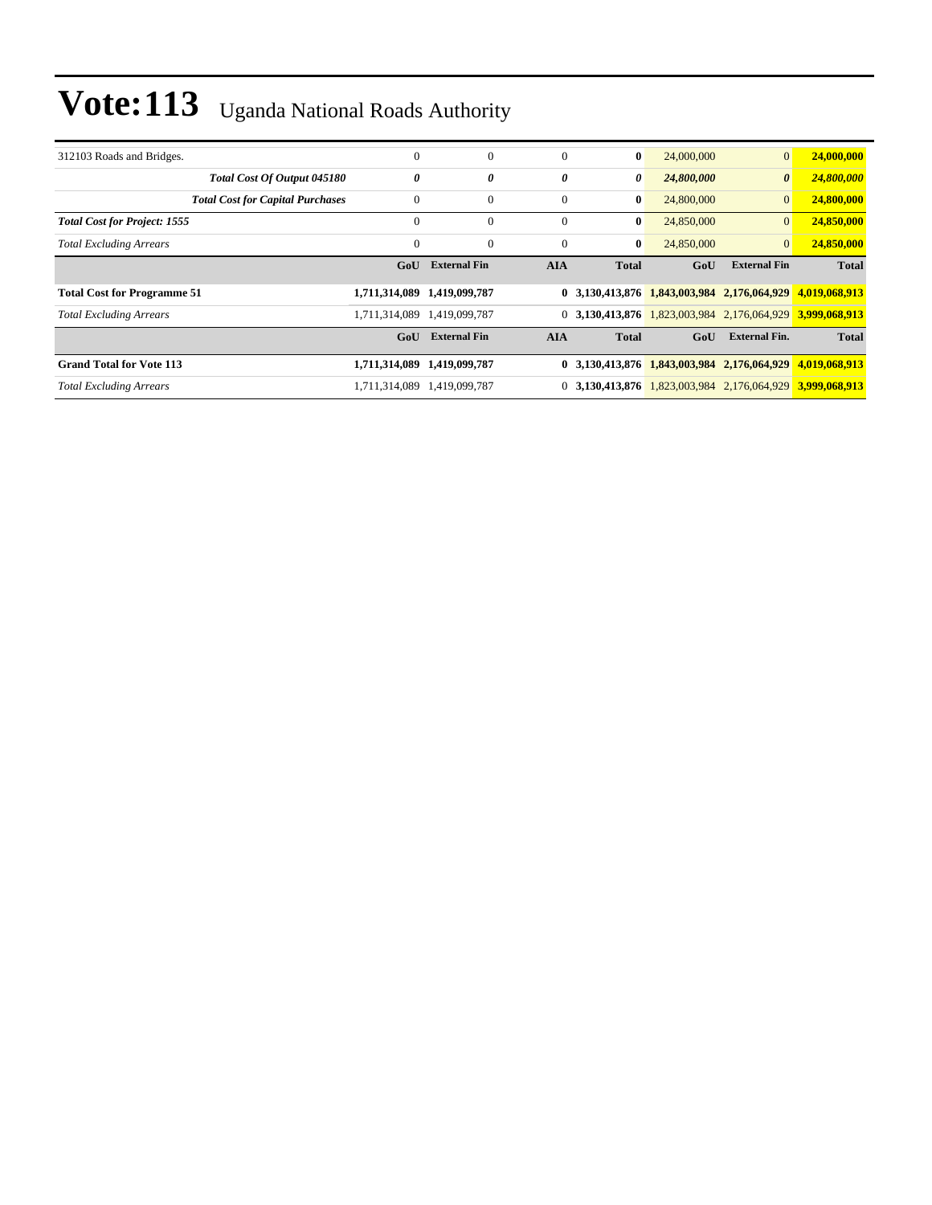# Vote:113 Uganda National Roads Authority

| | | | | | | | |
|---|---|---|---|---|---|---|---|
| 312103 Roads and Bridges. | 0 | 0 | 0 | **0** | 24,000,000 | 0 | **24,000,000** |
| ***Total Cost Of Output 045180*** | ***0*** | ***0*** | ***0*** | ***0*** | ***24,800,000*** | ***0*** | ***24,800,000*** |
| **Total Cost for Capital Purchases** | 0 | 0 | 0 | **0** | 24,800,000 | 0 | **24,800,000** |
| ***Total Cost for Project: 1555*** | 0 | 0 | 0 | **0** | 24,850,000 | 0 | **24,850,000** |
| *Total Excluding Arrears* | 0 | 0 | 0 | **0** | 24,850,000 | 0 | **24,850,000** |
| | **GoU** | **External Fin** | **AIA** | **Total** | **GoU** | **External Fin** | **Total** |
| **Total Cost for Programme 51** | **1,711,314,089** | **1,419,099,787** | **0** | **3,130,413,876** | **1,843,003,984** | **2,176,064,929** | **4,019,068,913** |
| *Total Excluding Arrears* | 1,711,314,089 | 1,419,099,787 | 0 | **3,130,413,876** | 1,823,003,984 | 2,176,064,929 | **3,999,068,913** |
| | **GoU** | **External Fin** | **AIA** | **Total** | **GoU** | **External Fin.** | **Total** |
| **Grand Total for Vote 113** | **1,711,314,089** | **1,419,099,787** | **0** | **3,130,413,876** | **1,843,003,984** | **2,176,064,929** | **4,019,068,913** |
| *Total Excluding Arrears* | 1,711,314,089 | 1,419,099,787 | 0 | **3,130,413,876** | 1,823,003,984 | 2,176,064,929 | **3,999,068,913** |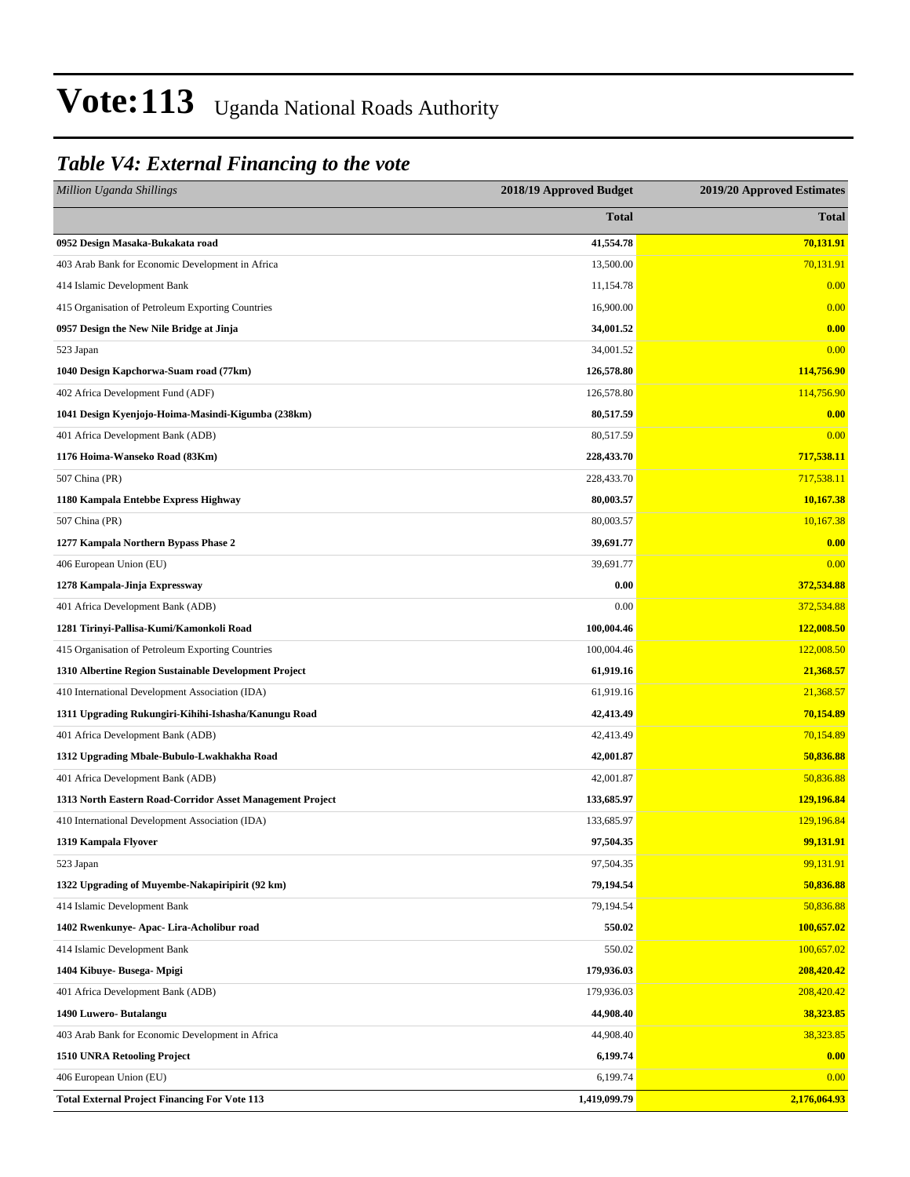# Vote:113 Uganda National Roads Authority

## *Table V4: External Financing to the vote*

| *Million Uganda Shillings* | 2018/19 Approved Budget | 2019/20 Approved Estimates |
|---|---|---|
| | **Total** | **Total** |
| **0952 Design Masaka-Bukakata road** | **41,554.78** | **70,131.91** |
| 403 Arab Bank for Economic Development in Africa | 13,500.00 | 70,131.91 |
| 414 Islamic Development Bank | 11,154.78 | 0.00 |
| 415 Organisation of Petroleum Exporting Countries | 16,900.00 | 0.00 |
| **0957 Design the New Nile Bridge at Jinja** | **34,001.52** | **0.00** |
| 523 Japan | 34,001.52 | 0.00 |
| **1040 Design Kapchorwa-Suam road (77km)** | **126,578.80** | **114,756.90** |
| 402 Africa Development Fund (ADF) | 126,578.80 | 114,756.90 |
| **1041 Design Kyenjojo-Hoima-Masindi-Kigumba (238km)** | **80,517.59** | **0.00** |
| 401 Africa Development Bank (ADB) | 80,517.59 | 0.00 |
| **1176 Hoima-Wanseko Road (83Km)** | **228,433.70** | **717,538.11** |
| 507 China (PR) | 228,433.70 | 717,538.11 |
| **1180 Kampala Entebbe Express Highway** | **80,003.57** | **10,167.38** |
| 507 China (PR) | 80,003.57 | 10,167.38 |
| **1277 Kampala Northern Bypass Phase 2** | **39,691.77** | **0.00** |
| 406 European Union (EU) | 39,691.77 | 0.00 |
| **1278 Kampala-Jinja Expressway** | **0.00** | **372,534.88** |
| 401 Africa Development Bank (ADB) | 0.00 | 372,534.88 |
| **1281 Tirinyi-Pallisa-Kumi/Kamonkoli Road** | **100,004.46** | **122,008.50** |
| 415 Organisation of Petroleum Exporting Countries | 100,004.46 | 122,008.50 |
| **1310 Albertine Region Sustainable Development Project** | **61,919.16** | **21,368.57** |
| 410 International Development Association (IDA) | 61,919.16 | 21,368.57 |
| **1311 Upgrading Rukungiri-Kihihi-Ishasha/Kanungu Road** | **42,413.49** | **70,154.89** |
| 401 Africa Development Bank (ADB) | 42,413.49 | 70,154.89 |
| **1312 Upgrading Mbale-Bubulo-Lwakhakha Road** | **42,001.87** | **50,836.88** |
| 401 Africa Development Bank (ADB) | 42,001.87 | 50,836.88 |
| **1313 North Eastern Road-Corridor Asset Management Project** | **133,685.97** | **129,196.84** |
| 410 International Development Association (IDA) | 133,685.97 | 129,196.84 |
| **1319 Kampala Flyover** | **97,504.35** | **99,131.91** |
| 523 Japan | 97,504.35 | 99,131.91 |
| **1322 Upgrading of Muyembe-Nakapiripirit (92 km)** | **79,194.54** | **50,836.88** |
| 414 Islamic Development Bank | 79,194.54 | 50,836.88 |
| **1402 Rwenkunye- Apac- Lira-Acholibur road** | **550.02** | **100,657.02** |
| 414 Islamic Development Bank | 550.02 | 100,657.02 |
| **1404 Kibuye- Busega- Mpigi** | **179,936.03** | **208,420.42** |
| 401 Africa Development Bank (ADB) | 179,936.03 | 208,420.42 |
| **1490 Luwero- Butalangu** | **44,908.40** | **38,323.85** |
| 403 Arab Bank for Economic Development in Africa | 44,908.40 | 38,323.85 |
| **1510 UNRA Retooling Project** | **6,199.74** | **0.00** |
| 406 European Union (EU) | 6,199.74 | 0.00 |
| **Total External Project Financing For Vote 113** | **1,419,099.79** | **2,176,064.93** |